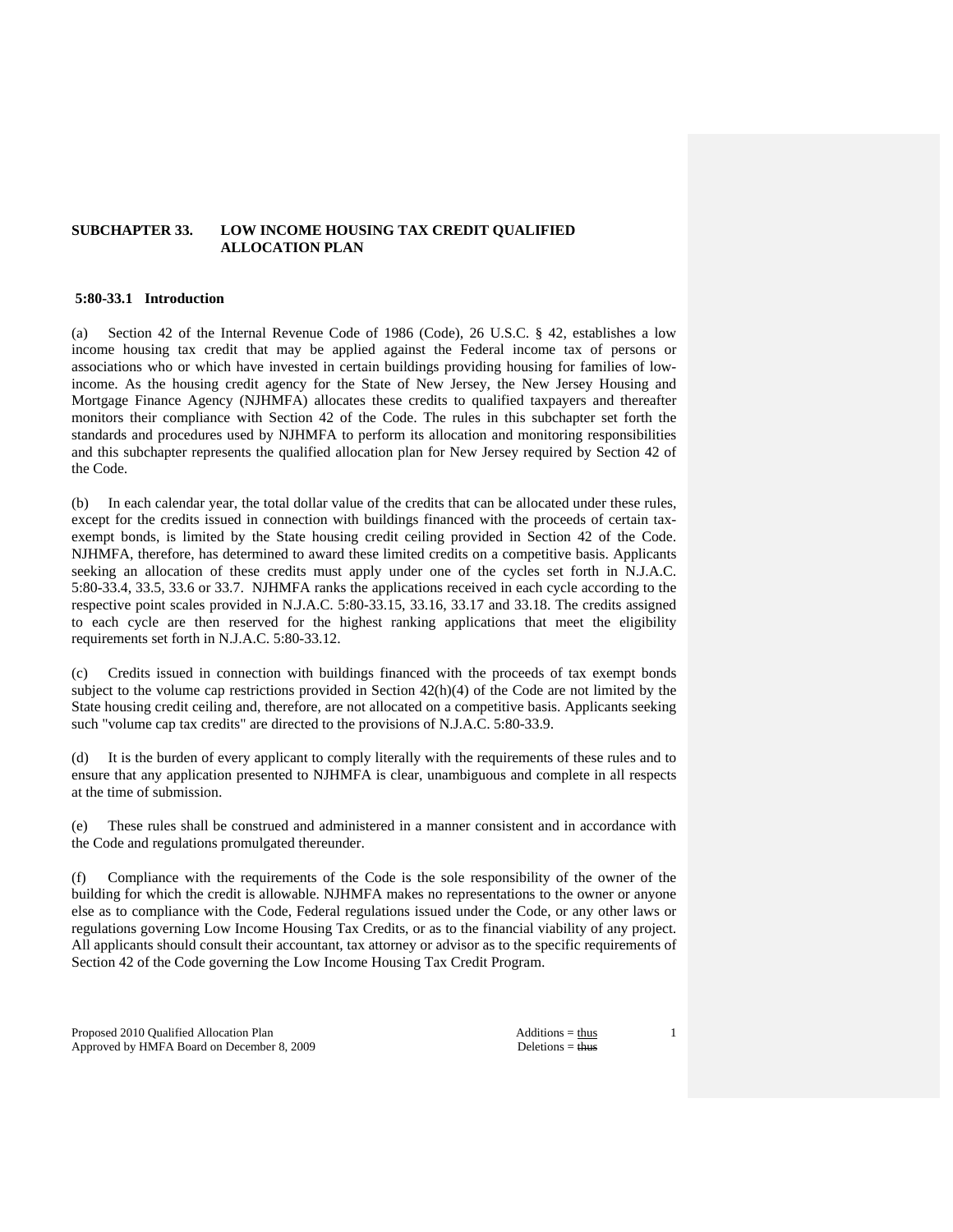## SUBCHAPTER 33. LOW INCOME HOUSING TAX CREDIT QUALIFIED ALLOCATION PLAN

### 5:80-33.1 Introduction

(a) Section 42 of the Internal Revenue Code of 1986 (Code), 26 U.S.C. § 42, establishes a low income housing tax credit that may be applied against the Federal income tax of persons or associations who or which have invested in certain buildings providing housing for families of low-income. As the housing credit agency for the State of New Jersey, the New Jersey Housing and Mortgage Finance Agency (NJHMFA) allocates these credits to qualified taxpayers and thereafter monitors their compliance with Section 42 of the Code. The rules in this subchapter set forth the standards and procedures used by NJHMFA to perform its allocation and monitoring responsibilities and this subchapter represents the qualified allocation plan for New Jersey required by Section 42 of the Code.

(b) In each calendar year, the total dollar value of the credits that can be allocated under these rules, except for the credits issued in connection with buildings financed with the proceeds of certain tax-exempt bonds, is limited by the State housing credit ceiling provided in Section 42 of the Code. NJHMFA, therefore, has determined to award these limited credits on a competitive basis. Applicants seeking an allocation of these credits must apply under one of the cycles set forth in N.J.A.C. 5:80-33.4, 33.5, 33.6 or 33.7. NJHMFA ranks the applications received in each cycle according to the respective point scales provided in N.J.A.C. 5:80-33.15, 33.16, 33.17 and 33.18. The credits assigned to each cycle are then reserved for the highest ranking applications that meet the eligibility requirements set forth in N.J.A.C. 5:80-33.12.

(c) Credits issued in connection with buildings financed with the proceeds of tax exempt bonds subject to the volume cap restrictions provided in Section 42(h)(4) of the Code are not limited by the State housing credit ceiling and, therefore, are not allocated on a competitive basis. Applicants seeking such "volume cap tax credits" are directed to the provisions of N.J.A.C. 5:80-33.9.

(d) It is the burden of every applicant to comply literally with the requirements of these rules and to ensure that any application presented to NJHMFA is clear, unambiguous and complete in all respects at the time of submission.

(e) These rules shall be construed and administered in a manner consistent and in accordance with the Code and regulations promulgated thereunder.

(f) Compliance with the requirements of the Code is the sole responsibility of the owner of the building for which the credit is allowable. NJHMFA makes no representations to the owner or anyone else as to compliance with the Code, Federal regulations issued under the Code, or any other laws or regulations governing Low Income Housing Tax Credits, or as to the financial viability of any project. All applicants should consult their accountant, tax attorney or advisor as to the specific requirements of Section 42 of the Code governing the Low Income Housing Tax Credit Program.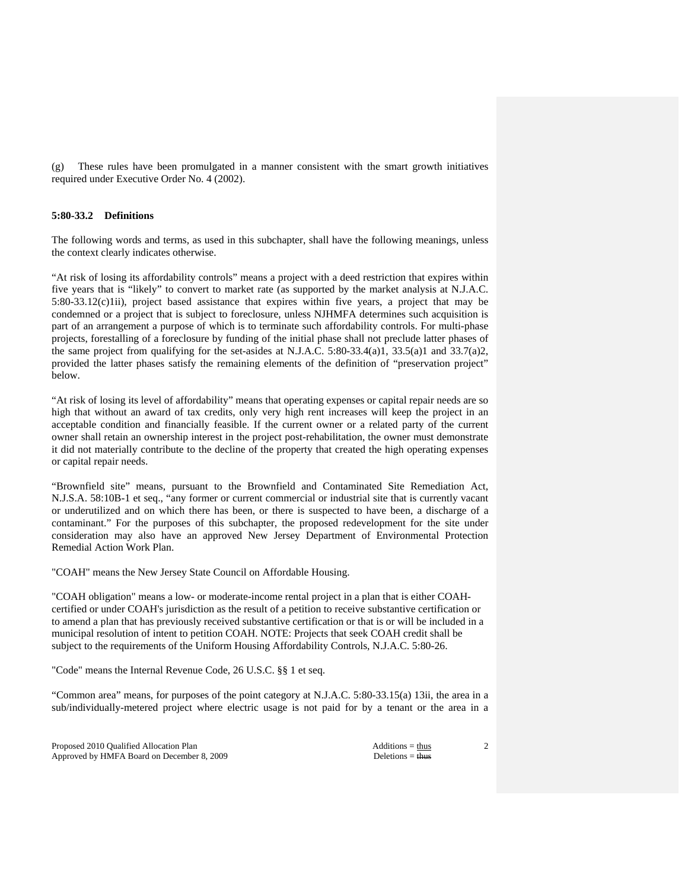(g) These rules have been promulgated in a manner consistent with the smart growth initiatives required under Executive Order No. 4 (2002).

### 5:80-33.2 Definitions

The following words and terms, as used in this subchapter, shall have the following meanings, unless the context clearly indicates otherwise.

"At risk of losing its affordability controls" means a project with a deed restriction that expires within five years that is "likely" to convert to market rate (as supported by the market analysis at N.J.A.C. 5:80-33.12(c)1ii), project based assistance that expires within five years, a project that may be condemned or a project that is subject to foreclosure, unless NJHMFA determines such acquisition is part of an arrangement a purpose of which is to terminate such affordability controls. For multi-phase projects, forestalling of a foreclosure by funding of the initial phase shall not preclude latter phases of the same project from qualifying for the set-asides at N.J.A.C. 5:80-33.4(a)1, 33.5(a)1 and 33.7(a)2, provided the latter phases satisfy the remaining elements of the definition of "preservation project" below.

"At risk of losing its level of affordability" means that operating expenses or capital repair needs are so high that without an award of tax credits, only very high rent increases will keep the project in an acceptable condition and financially feasible. If the current owner or a related party of the current owner shall retain an ownership interest in the project post-rehabilitation, the owner must demonstrate it did not materially contribute to the decline of the property that created the high operating expenses or capital repair needs.

"Brownfield site" means, pursuant to the Brownfield and Contaminated Site Remediation Act, N.J.S.A. 58:10B-1 et seq., "any former or current commercial or industrial site that is currently vacant or underutilized and on which there has been, or there is suspected to have been, a discharge of a contaminant." For the purposes of this subchapter, the proposed redevelopment for the site under consideration may also have an approved New Jersey Department of Environmental Protection Remedial Action Work Plan.

"COAH" means the New Jersey State Council on Affordable Housing.

"COAH obligation" means a low- or moderate-income rental project in a plan that is either COAH-certified or under COAH's jurisdiction as the result of a petition to receive substantive certification or to amend a plan that has previously received substantive certification or that is or will be included in a municipal resolution of intent to petition COAH. NOTE: Projects that seek COAH credit shall be subject to the requirements of the Uniform Housing Affordability Controls, N.J.A.C. 5:80-26.

"Code" means the Internal Revenue Code, 26 U.S.C. §§ 1 et seq.

"Common area" means, for purposes of the point category at N.J.A.C. 5:80-33.15(a) 13ii, the area in a sub/individually-metered project where electric usage is not paid for by a tenant or the area in a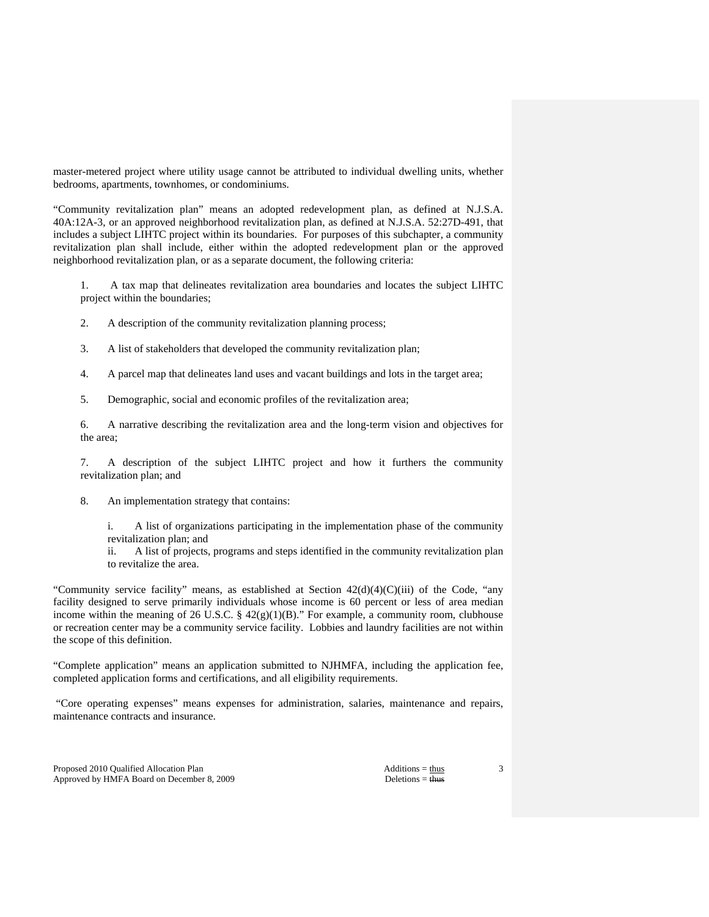master-metered project where utility usage cannot be attributed to individual dwelling units, whether bedrooms, apartments, townhomes, or condominiums.

"Community revitalization plan" means an adopted redevelopment plan, as defined at N.J.S.A. 40A:12A-3, or an approved neighborhood revitalization plan, as defined at N.J.S.A. 52:27D-491, that includes a subject LIHTC project within its boundaries. For purposes of this subchapter, a community revitalization plan shall include, either within the adopted redevelopment plan or the approved neighborhood revitalization plan, or as a separate document, the following criteria:

1. A tax map that delineates revitalization area boundaries and locates the subject LIHTC project within the boundaries;

2. A description of the community revitalization planning process;

3. A list of stakeholders that developed the community revitalization plan;

4. A parcel map that delineates land uses and vacant buildings and lots in the target area;

5. Demographic, social and economic profiles of the revitalization area;

6. A narrative describing the revitalization area and the long-term vision and objectives for the area;

7. A description of the subject LIHTC project and how it furthers the community revitalization plan; and

8. An implementation strategy that contains:

   i. A list of organizations participating in the implementation phase of the community revitalization plan; and
   ii. A list of projects, programs and steps identified in the community revitalization plan to revitalize the area.

"Community service facility" means, as established at Section 42(d)(4)(C)(iii) of the Code, "any facility designed to serve primarily individuals whose income is 60 percent or less of area median income within the meaning of 26 U.S.C. § 42(g)(1)(B)." For example, a community room, clubhouse or recreation center may be a community service facility. Lobbies and laundry facilities are not within the scope of this definition.

"Complete application" means an application submitted to NJHMFA, including the application fee, completed application forms and certifications, and all eligibility requirements.

"Core operating expenses" means expenses for administration, salaries, maintenance and repairs, maintenance contracts and insurance.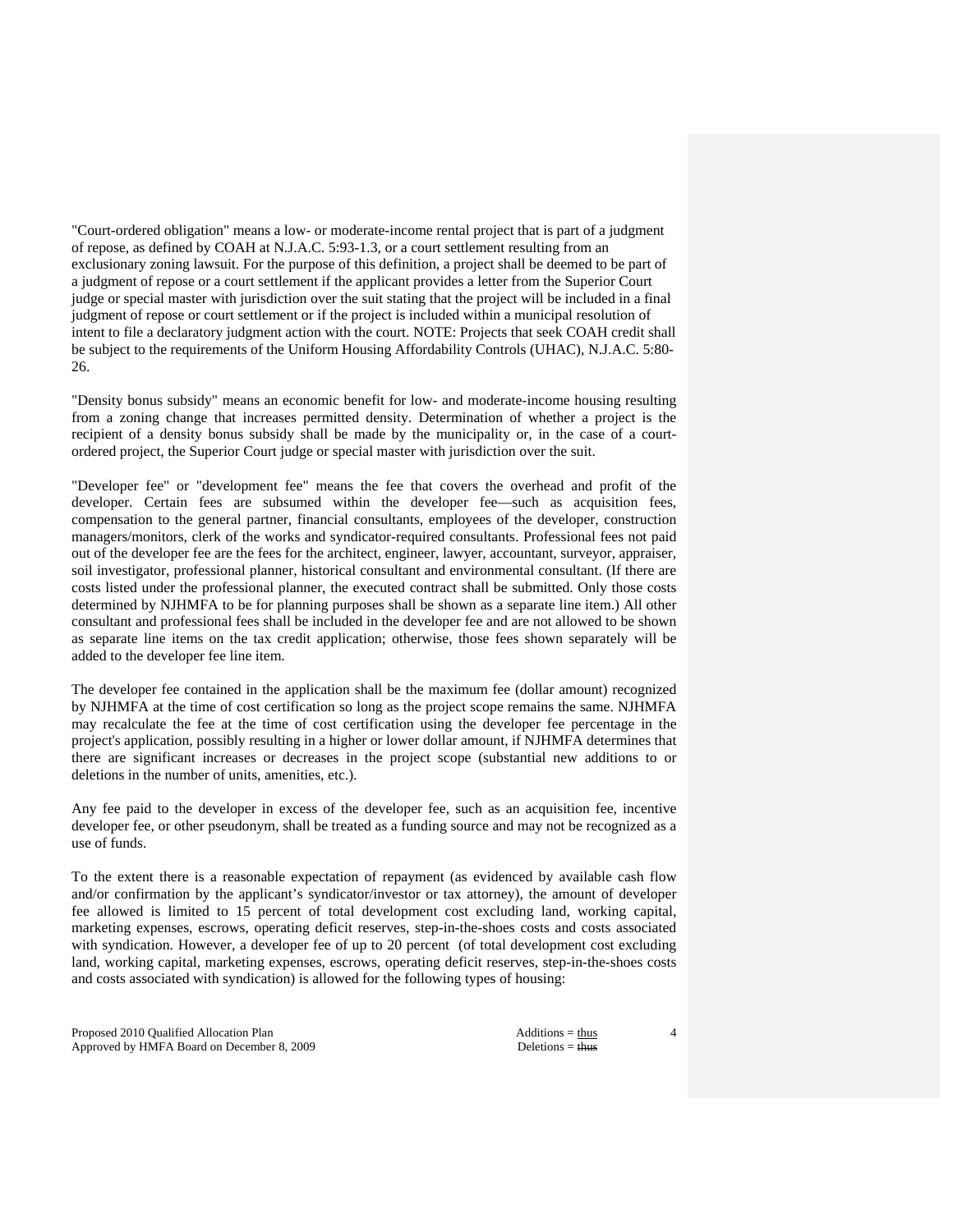"Court-ordered obligation" means a low- or moderate-income rental project that is part of a judgment of repose, as defined by COAH at N.J.A.C. 5:93-1.3, or a court settlement resulting from an exclusionary zoning lawsuit. For the purpose of this definition, a project shall be deemed to be part of a judgment of repose or a court settlement if the applicant provides a letter from the Superior Court judge or special master with jurisdiction over the suit stating that the project will be included in a final judgment of repose or court settlement or if the project is included within a municipal resolution of intent to file a declaratory judgment action with the court. NOTE: Projects that seek COAH credit shall be subject to the requirements of the Uniform Housing Affordability Controls (UHAC), N.J.A.C. 5:80-26.

"Density bonus subsidy" means an economic benefit for low- and moderate-income housing resulting from a zoning change that increases permitted density. Determination of whether a project is the recipient of a density bonus subsidy shall be made by the municipality or, in the case of a court-ordered project, the Superior Court judge or special master with jurisdiction over the suit.

"Developer fee" or "development fee" means the fee that covers the overhead and profit of the developer. Certain fees are subsumed within the developer fee—such as acquisition fees, compensation to the general partner, financial consultants, employees of the developer, construction managers/monitors, clerk of the works and syndicator-required consultants. Professional fees not paid out of the developer fee are the fees for the architect, engineer, lawyer, accountant, surveyor, appraiser, soil investigator, professional planner, historical consultant and environmental consultant. (If there are costs listed under the professional planner, the executed contract shall be submitted. Only those costs determined by NJHMFA to be for planning purposes shall be shown as a separate line item.) All other consultant and professional fees shall be included in the developer fee and are not allowed to be shown as separate line items on the tax credit application; otherwise, those fees shown separately will be added to the developer fee line item.

The developer fee contained in the application shall be the maximum fee (dollar amount) recognized by NJHMFA at the time of cost certification so long as the project scope remains the same. NJHMFA may recalculate the fee at the time of cost certification using the developer fee percentage in the project's application, possibly resulting in a higher or lower dollar amount, if NJHMFA determines that there are significant increases or decreases in the project scope (substantial new additions to or deletions in the number of units, amenities, etc.).

Any fee paid to the developer in excess of the developer fee, such as an acquisition fee, incentive developer fee, or other pseudonym, shall be treated as a funding source and may not be recognized as a use of funds.

To the extent there is a reasonable expectation of repayment (as evidenced by available cash flow and/or confirmation by the applicant's syndicator/investor or tax attorney), the amount of developer fee allowed is limited to 15 percent of total development cost excluding land, working capital, marketing expenses, escrows, operating deficit reserves, step-in-the-shoes costs and costs associated with syndication. However, a developer fee of up to 20 percent (of total development cost excluding land, working capital, marketing expenses, escrows, operating deficit reserves, step-in-the-shoes costs and costs associated with syndication) is allowed for the following types of housing: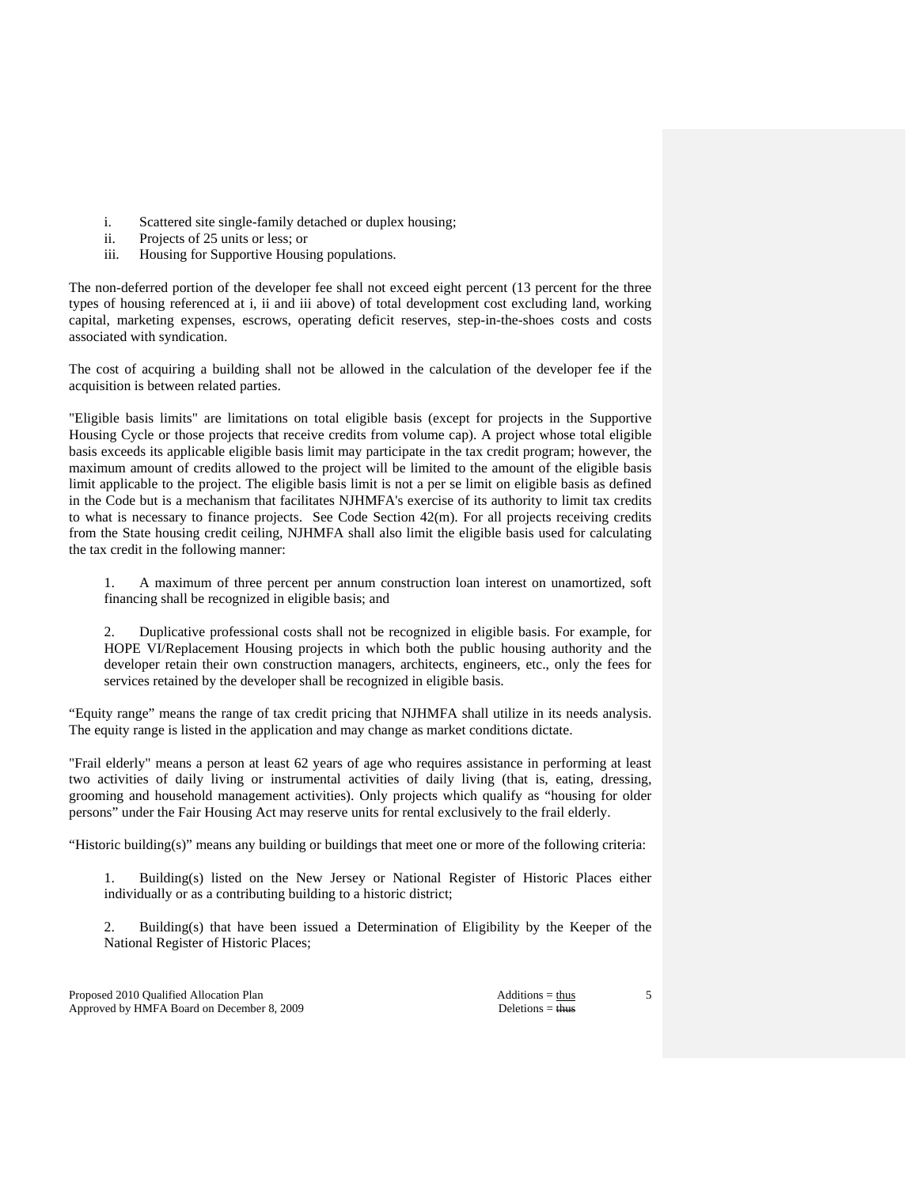i. Scattered site single-family detached or duplex housing;
ii. Projects of 25 units or less; or
iii. Housing for Supportive Housing populations.

The non-deferred portion of the developer fee shall not exceed eight percent (13 percent for the three types of housing referenced at i, ii and iii above) of total development cost excluding land, working capital, marketing expenses, escrows, operating deficit reserves, step-in-the-shoes costs and costs associated with syndication.

The cost of acquiring a building shall not be allowed in the calculation of the developer fee if the acquisition is between related parties.

"Eligible basis limits" are limitations on total eligible basis (except for projects in the Supportive Housing Cycle or those projects that receive credits from volume cap). A project whose total eligible basis exceeds its applicable eligible basis limit may participate in the tax credit program; however, the maximum amount of credits allowed to the project will be limited to the amount of the eligible basis limit applicable to the project. The eligible basis limit is not a per se limit on eligible basis as defined in the Code but is a mechanism that facilitates NJHMFA's exercise of its authority to limit tax credits to what is necessary to finance projects. See Code Section 42(m). For all projects receiving credits from the State housing credit ceiling, NJHMFA shall also limit the eligible basis used for calculating the tax credit in the following manner:

1. A maximum of three percent per annum construction loan interest on unamortized, soft financing shall be recognized in eligible basis; and

2. Duplicative professional costs shall not be recognized in eligible basis. For example, for HOPE VI/Replacement Housing projects in which both the public housing authority and the developer retain their own construction managers, architects, engineers, etc., only the fees for services retained by the developer shall be recognized in eligible basis.

"Equity range" means the range of tax credit pricing that NJHMFA shall utilize in its needs analysis. The equity range is listed in the application and may change as market conditions dictate.

"Frail elderly" means a person at least 62 years of age who requires assistance in performing at least two activities of daily living or instrumental activities of daily living (that is, eating, dressing, grooming and household management activities). Only projects which qualify as "housing for older persons" under the Fair Housing Act may reserve units for rental exclusively to the frail elderly.

"Historic building(s)" means any building or buildings that meet one or more of the following criteria:

1. Building(s) listed on the New Jersey or National Register of Historic Places either individually or as a contributing building to a historic district;

2. Building(s) that have been issued a Determination of Eligibility by the Keeper of the National Register of Historic Places;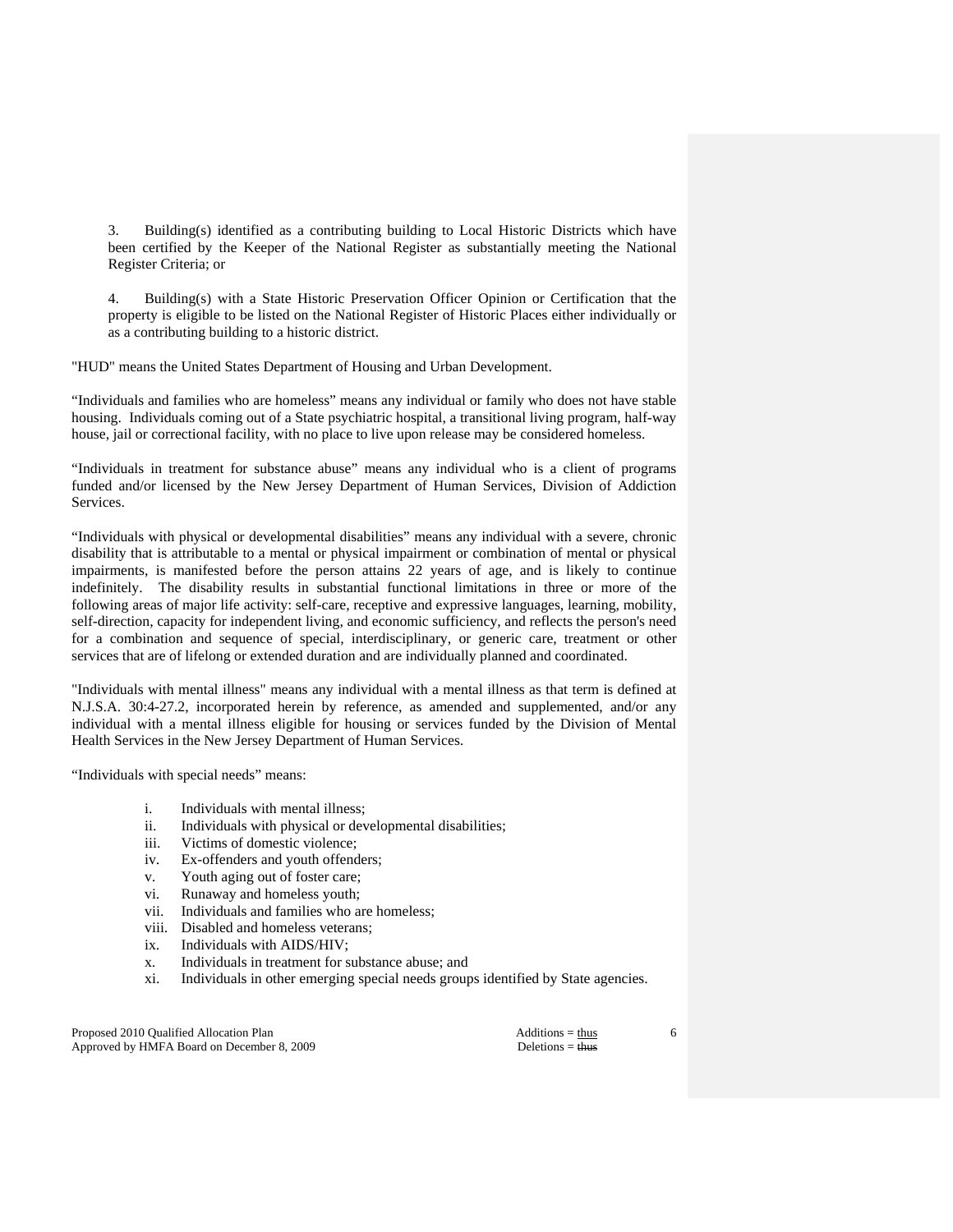3. Building(s) identified as a contributing building to Local Historic Districts which have been certified by the Keeper of the National Register as substantially meeting the National Register Criteria; or

4. Building(s) with a State Historic Preservation Officer Opinion or Certification that the property is eligible to be listed on the National Register of Historic Places either individually or as a contributing building to a historic district.

"HUD" means the United States Department of Housing and Urban Development.

"Individuals and families who are homeless" means any individual or family who does not have stable housing. Individuals coming out of a State psychiatric hospital, a transitional living program, half-way house, jail or correctional facility, with no place to live upon release may be considered homeless.

"Individuals in treatment for substance abuse" means any individual who is a client of programs funded and/or licensed by the New Jersey Department of Human Services, Division of Addiction Services.

"Individuals with physical or developmental disabilities" means any individual with a severe, chronic disability that is attributable to a mental or physical impairment or combination of mental or physical impairments, is manifested before the person attains 22 years of age, and is likely to continue indefinitely. The disability results in substantial functional limitations in three or more of the following areas of major life activity: self-care, receptive and expressive languages, learning, mobility, self-direction, capacity for independent living, and economic sufficiency, and reflects the person's need for a combination and sequence of special, interdisciplinary, or generic care, treatment or other services that are of lifelong or extended duration and are individually planned and coordinated.

"Individuals with mental illness" means any individual with a mental illness as that term is defined at N.J.S.A. 30:4-27.2, incorporated herein by reference, as amended and supplemented, and/or any individual with a mental illness eligible for housing or services funded by the Division of Mental Health Services in the New Jersey Department of Human Services.

"Individuals with special needs" means:

i. Individuals with mental illness;
ii. Individuals with physical or developmental disabilities;
iii. Victims of domestic violence;
iv. Ex-offenders and youth offenders;
v. Youth aging out of foster care;
vi. Runaway and homeless youth;
vii. Individuals and families who are homeless;
viii. Disabled and homeless veterans;
ix. Individuals with AIDS/HIV;
x. Individuals in treatment for substance abuse; and
xi. Individuals in other emerging special needs groups identified by State agencies.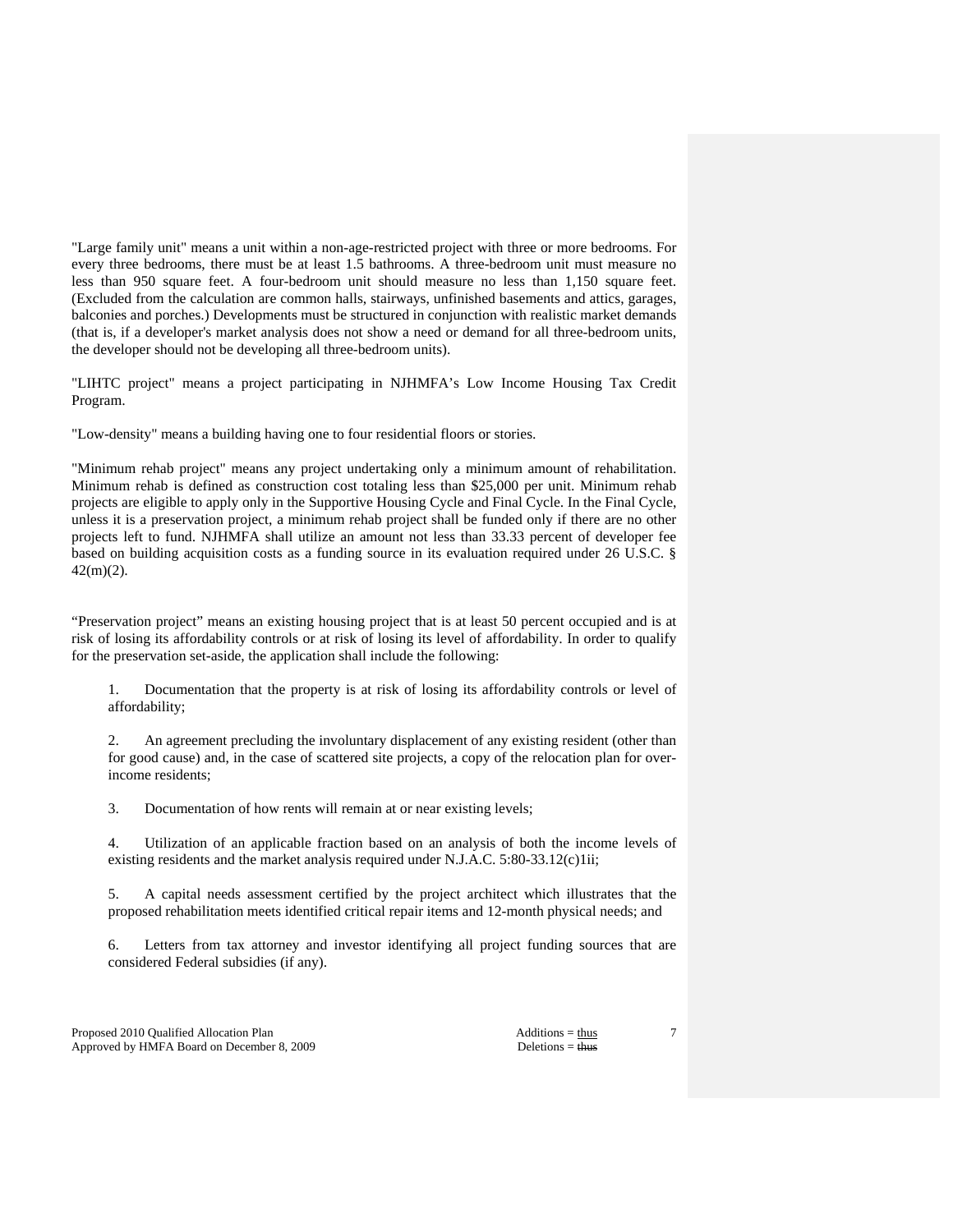"Large family unit" means a unit within a non-age-restricted project with three or more bedrooms. For every three bedrooms, there must be at least 1.5 bathrooms. A three-bedroom unit must measure no less than 950 square feet. A four-bedroom unit should measure no less than 1,150 square feet. (Excluded from the calculation are common halls, stairways, unfinished basements and attics, garages, balconies and porches.) Developments must be structured in conjunction with realistic market demands (that is, if a developer's market analysis does not show a need or demand for all three-bedroom units, the developer should not be developing all three-bedroom units).

"LIHTC project" means a project participating in NJHMFA's Low Income Housing Tax Credit Program.

"Low-density" means a building having one to four residential floors or stories.

"Minimum rehab project" means any project undertaking only a minimum amount of rehabilitation. Minimum rehab is defined as construction cost totaling less than $25,000 per unit. Minimum rehab projects are eligible to apply only in the Supportive Housing Cycle and Final Cycle. In the Final Cycle, unless it is a preservation project, a minimum rehab project shall be funded only if there are no other projects left to fund. NJHMFA shall utilize an amount not less than 33.33 percent of developer fee based on building acquisition costs as a funding source in its evaluation required under 26 U.S.C. § 42(m)(2).

"Preservation project" means an existing housing project that is at least 50 percent occupied and is at risk of losing its affordability controls or at risk of losing its level of affordability. In order to qualify for the preservation set-aside, the application shall include the following:

1. Documentation that the property is at risk of losing its affordability controls or level of affordability;

2. An agreement precluding the involuntary displacement of any existing resident (other than for good cause) and, in the case of scattered site projects, a copy of the relocation plan for over-income residents;

3. Documentation of how rents will remain at or near existing levels;

4. Utilization of an applicable fraction based on an analysis of both the income levels of existing residents and the market analysis required under N.J.A.C. 5:80-33.12(c)1ii;

5. A capital needs assessment certified by the project architect which illustrates that the proposed rehabilitation meets identified critical repair items and 12-month physical needs; and

6. Letters from tax attorney and investor identifying all project funding sources that are considered Federal subsidies (if any).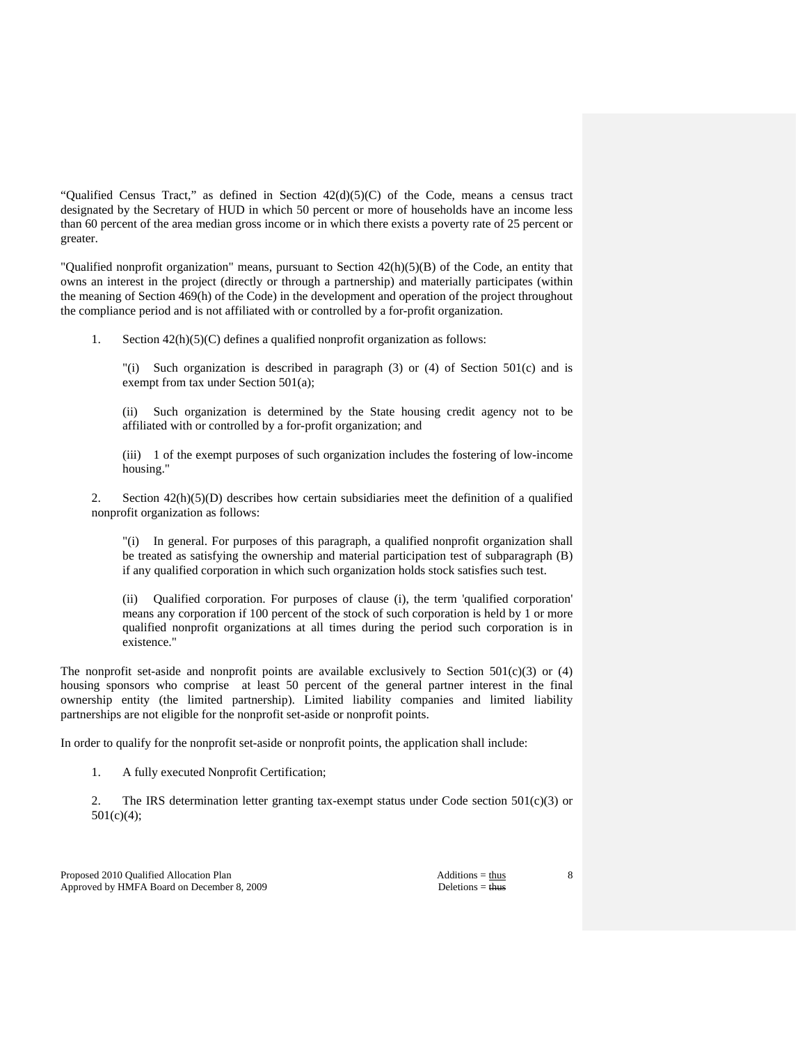"Qualified Census Tract," as defined in Section 42(d)(5)(C) of the Code, means a census tract designated by the Secretary of HUD in which 50 percent or more of households have an income less than 60 percent of the area median gross income or in which there exists a poverty rate of 25 percent or greater.

"Qualified nonprofit organization" means, pursuant to Section 42(h)(5)(B) of the Code, an entity that owns an interest in the project (directly or through a partnership) and materially participates (within the meaning of Section 469(h) of the Code) in the development and operation of the project throughout the compliance period and is not affiliated with or controlled by a for-profit organization.

1. Section 42(h)(5)(C) defines a qualified nonprofit organization as follows:

   "(i) Such organization is described in paragraph (3) or (4) of Section 501(c) and is exempt from tax under Section 501(a);

   (ii) Such organization is determined by the State housing credit agency not to be affiliated with or controlled by a for-profit organization; and

   (iii) 1 of the exempt purposes of such organization includes the fostering of low-income housing."

2. Section 42(h)(5)(D) describes how certain subsidiaries meet the definition of a qualified nonprofit organization as follows:

   "(i) In general. For purposes of this paragraph, a qualified nonprofit organization shall be treated as satisfying the ownership and material participation test of subparagraph (B) if any qualified corporation in which such organization holds stock satisfies such test.

   (ii) Qualified corporation. For purposes of clause (i), the term 'qualified corporation' means any corporation if 100 percent of the stock of such corporation is held by 1 or more qualified nonprofit organizations at all times during the period such corporation is in existence."

The nonprofit set-aside and nonprofit points are available exclusively to Section 501(c)(3) or (4) housing sponsors who comprise at least 50 percent of the general partner interest in the final ownership entity (the limited partnership). Limited liability companies and limited liability partnerships are not eligible for the nonprofit set-aside or nonprofit points.

In order to qualify for the nonprofit set-aside or nonprofit points, the application shall include:

1. A fully executed Nonprofit Certification;

2. The IRS determination letter granting tax-exempt status under Code section 501(c)(3) or 501(c)(4);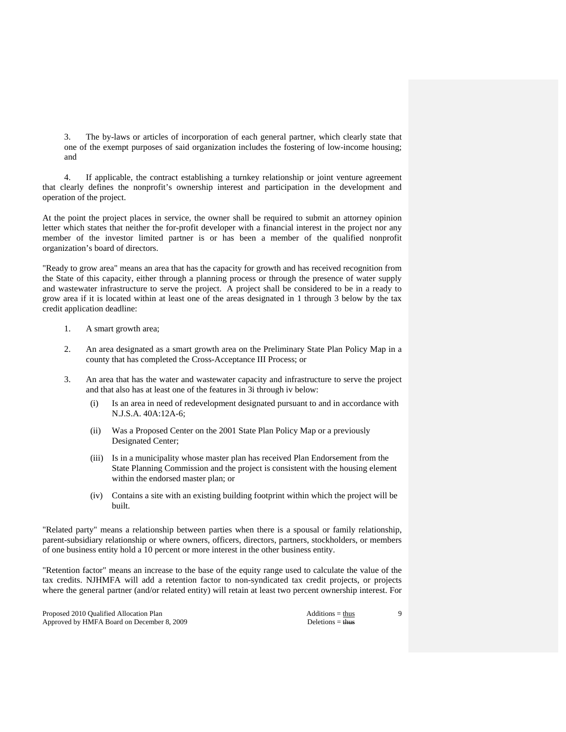3. The by-laws or articles of incorporation of each general partner, which clearly state that one of the exempt purposes of said organization includes the fostering of low-income housing; and

4. If applicable, the contract establishing a turnkey relationship or joint venture agreement that clearly defines the nonprofit's ownership interest and participation in the development and operation of the project.

At the point the project places in service, the owner shall be required to submit an attorney opinion letter which states that neither the for-profit developer with a financial interest in the project nor any member of the investor limited partner is or has been a member of the qualified nonprofit organization's board of directors.

"Ready to grow area" means an area that has the capacity for growth and has received recognition from the State of this capacity, either through a planning process or through the presence of water supply and wastewater infrastructure to serve the project. A project shall be considered to be in a ready to grow area if it is located within at least one of the areas designated in 1 through 3 below by the tax credit application deadline:

1. A smart growth area;

2. An area designated as a smart growth area on the Preliminary State Plan Policy Map in a county that has completed the Cross-Acceptance III Process; or

3. An area that has the water and wastewater capacity and infrastructure to serve the project and that also has at least one of the features in 3i through iv below:

   (i) Is an area in need of redevelopment designated pursuant to and in accordance with N.J.S.A. 40A:12A-6;

   (ii) Was a Proposed Center on the 2001 State Plan Policy Map or a previously Designated Center;

   (iii) Is in a municipality whose master plan has received Plan Endorsement from the State Planning Commission and the project is consistent with the housing element within the endorsed master plan; or

   (iv) Contains a site with an existing building footprint within which the project will be built.

"Related party" means a relationship between parties when there is a spousal or family relationship, parent-subsidiary relationship or where owners, officers, directors, partners, stockholders, or members of one business entity hold a 10 percent or more interest in the other business entity.

"Retention factor" means an increase to the base of the equity range used to calculate the value of the tax credits. NJHMFA will add a retention factor to non-syndicated tax credit projects, or projects where the general partner (and/or related entity) will retain at least two percent ownership interest. For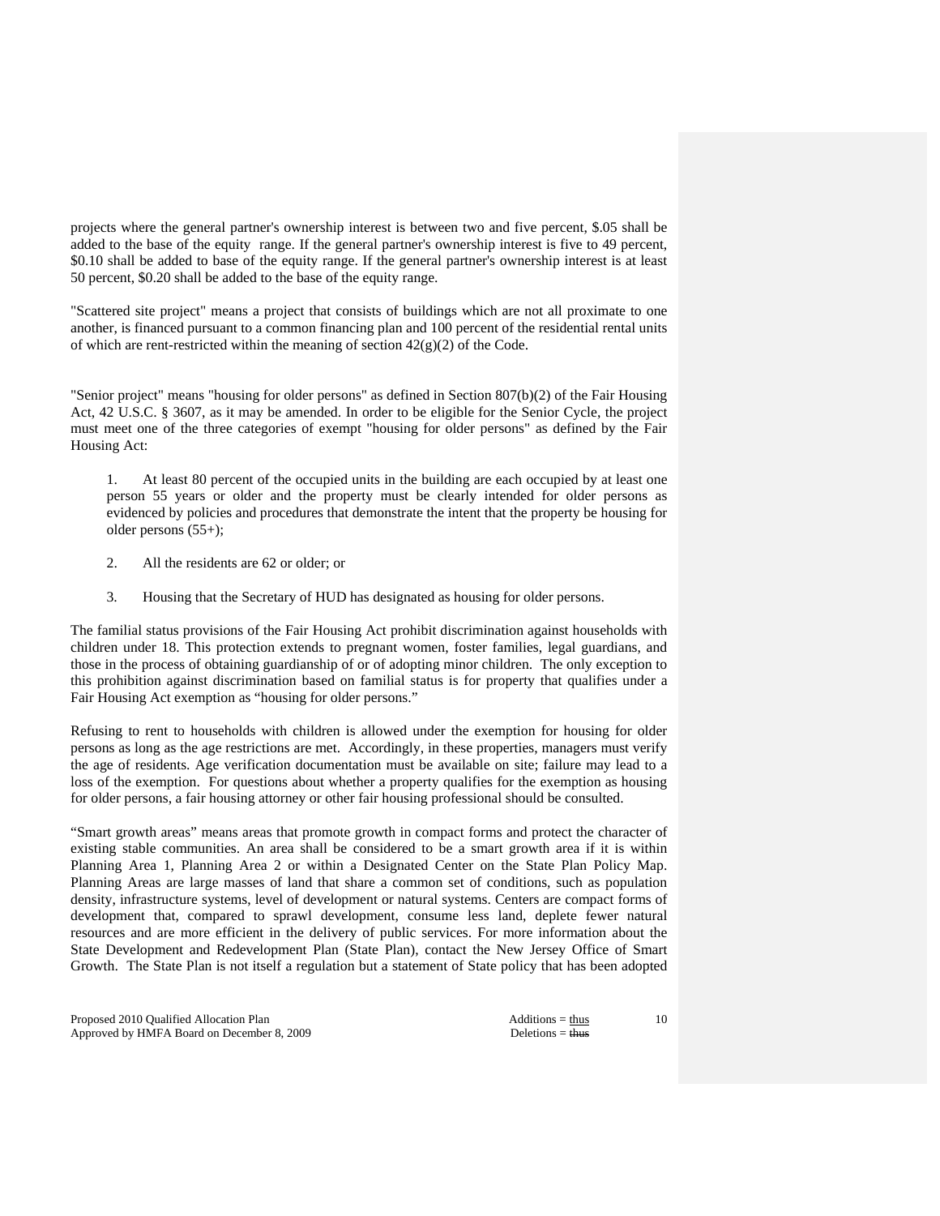projects where the general partner's ownership interest is between two and five percent, $.05 shall be added to the base of the equity range. If the general partner's ownership interest is five to 49 percent, $0.10 shall be added to base of the equity range. If the general partner's ownership interest is at least 50 percent, $0.20 shall be added to the base of the equity range.

"Scattered site project" means a project that consists of buildings which are not all proximate to one another, is financed pursuant to a common financing plan and 100 percent of the residential rental units of which are rent-restricted within the meaning of section 42(g)(2) of the Code.

"Senior project" means "housing for older persons" as defined in Section 807(b)(2) of the Fair Housing Act, 42 U.S.C. § 3607, as it may be amended. In order to be eligible for the Senior Cycle, the project must meet one of the three categories of exempt "housing for older persons" as defined by the Fair Housing Act:

1. At least 80 percent of the occupied units in the building are each occupied by at least one person 55 years or older and the property must be clearly intended for older persons as evidenced by policies and procedures that demonstrate the intent that the property be housing for older persons (55+);

2. All the residents are 62 or older; or

3. Housing that the Secretary of HUD has designated as housing for older persons.

The familial status provisions of the Fair Housing Act prohibit discrimination against households with children under 18. This protection extends to pregnant women, foster families, legal guardians, and those in the process of obtaining guardianship of or of adopting minor children. The only exception to this prohibition against discrimination based on familial status is for property that qualifies under a Fair Housing Act exemption as "housing for older persons."

Refusing to rent to households with children is allowed under the exemption for housing for older persons as long as the age restrictions are met. Accordingly, in these properties, managers must verify the age of residents. Age verification documentation must be available on site; failure may lead to a loss of the exemption. For questions about whether a property qualifies for the exemption as housing for older persons, a fair housing attorney or other fair housing professional should be consulted.

"Smart growth areas" means areas that promote growth in compact forms and protect the character of existing stable communities. An area shall be considered to be a smart growth area if it is within Planning Area 1, Planning Area 2 or within a Designated Center on the State Plan Policy Map. Planning Areas are large masses of land that share a common set of conditions, such as population density, infrastructure systems, level of development or natural systems. Centers are compact forms of development that, compared to sprawl development, consume less land, deplete fewer natural resources and are more efficient in the delivery of public services. For more information about the State Development and Redevelopment Plan (State Plan), contact the New Jersey Office of Smart Growth. The State Plan is not itself a regulation but a statement of State policy that has been adopted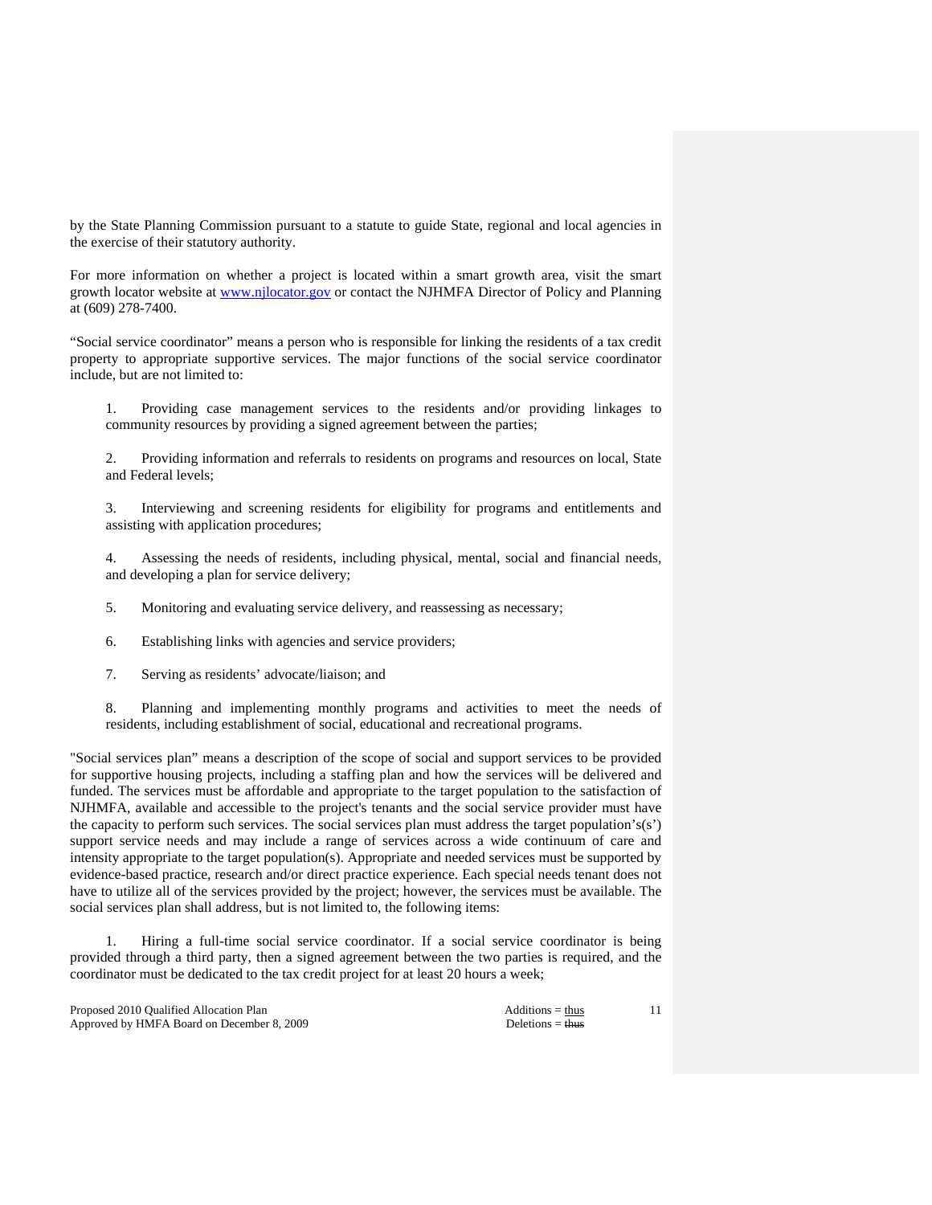by the State Planning Commission pursuant to a statute to guide State, regional and local agencies in the exercise of their statutory authority.

For more information on whether a project is located within a smart growth area, visit the smart growth locator website at [www.njlocator.gov](www.njlocator.gov) or contact the NJHMFA Director of Policy and Planning at (609) 278-7400.

"Social service coordinator" means a person who is responsible for linking the residents of a tax credit property to appropriate supportive services. The major functions of the social service coordinator include, but are not limited to:

1. Providing case management services to the residents and/or providing linkages to community resources by providing a signed agreement between the parties;

2. Providing information and referrals to residents on programs and resources on local, State and Federal levels;

3. Interviewing and screening residents for eligibility for programs and entitlements and assisting with application procedures;

4. Assessing the needs of residents, including physical, mental, social and financial needs, and developing a plan for service delivery;

5. Monitoring and evaluating service delivery, and reassessing as necessary;

6. Establishing links with agencies and service providers;

7. Serving as residents' advocate/liaison; and

8. Planning and implementing monthly programs and activities to meet the needs of residents, including establishment of social, educational and recreational programs.

"Social services plan" means a description of the scope of social and support services to be provided for supportive housing projects, including a staffing plan and how the services will be delivered and funded. The services must be affordable and appropriate to the target population to the satisfaction of NJHMFA, available and accessible to the project's tenants and the social service provider must have the capacity to perform such services. The social services plan must address the target population's(s') support service needs and may include a range of services across a wide continuum of care and intensity appropriate to the target population(s). Appropriate and needed services must be supported by evidence-based practice, research and/or direct practice experience. Each special needs tenant does not have to utilize all of the services provided by the project; however, the services must be available. The social services plan shall address, but is not limited to, the following items:

1. Hiring a full-time social service coordinator. If a social service coordinator is being provided through a third party, then a signed agreement between the two parties is required, and the coordinator must be dedicated to the tax credit project for at least 20 hours a week;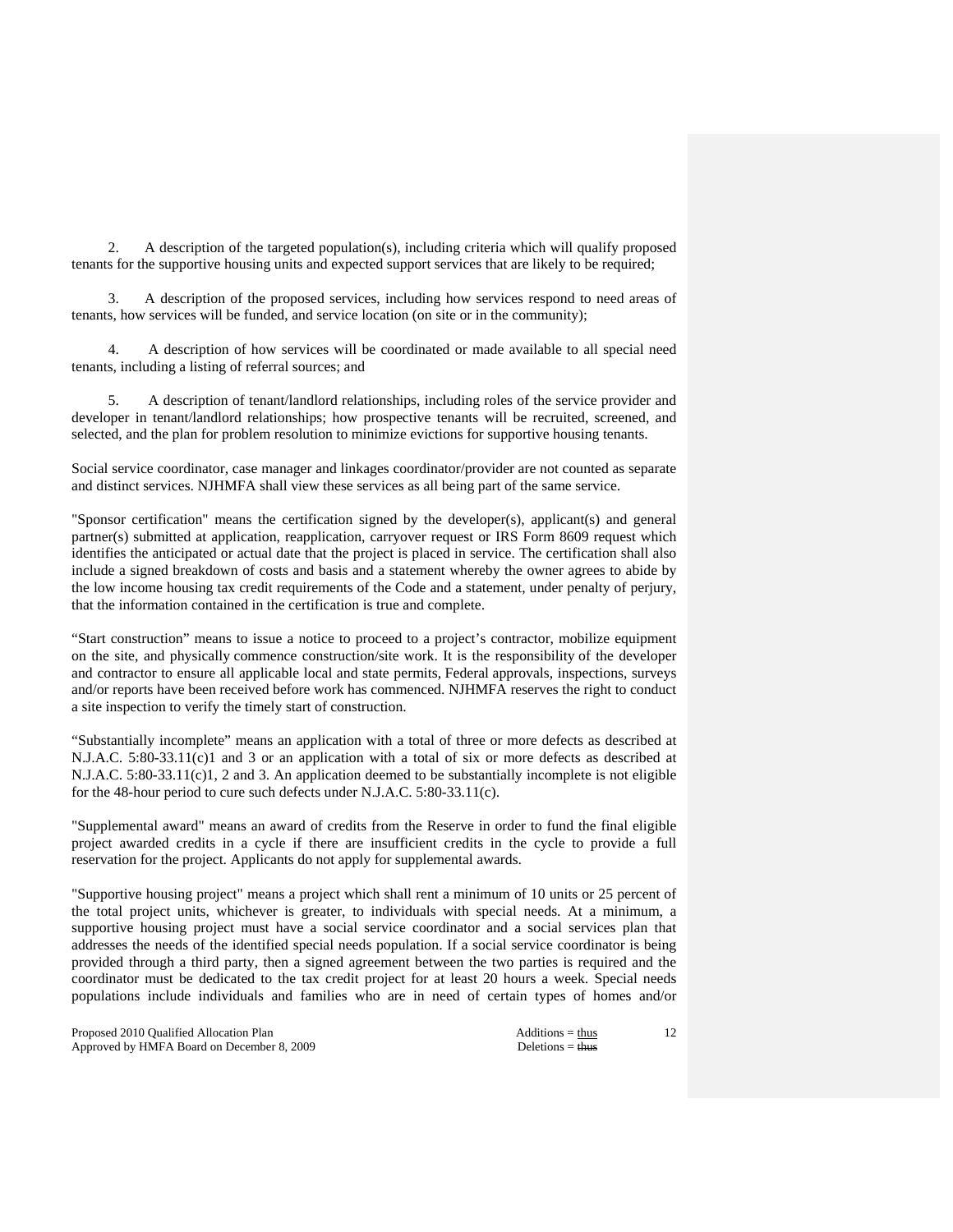2. A description of the targeted population(s), including criteria which will qualify proposed tenants for the supportive housing units and expected support services that are likely to be required;

3. A description of the proposed services, including how services respond to need areas of tenants, how services will be funded, and service location (on site or in the community);

4. A description of how services will be coordinated or made available to all special need tenants, including a listing of referral sources; and

5. A description of tenant/landlord relationships, including roles of the service provider and developer in tenant/landlord relationships; how prospective tenants will be recruited, screened, and selected, and the plan for problem resolution to minimize evictions for supportive housing tenants.

Social service coordinator, case manager and linkages coordinator/provider are not counted as separate and distinct services. NJHMFA shall view these services as all being part of the same service.

"Sponsor certification" means the certification signed by the developer(s), applicant(s) and general partner(s) submitted at application, reapplication, carryover request or IRS Form 8609 request which identifies the anticipated or actual date that the project is placed in service. The certification shall also include a signed breakdown of costs and basis and a statement whereby the owner agrees to abide by the low income housing tax credit requirements of the Code and a statement, under penalty of perjury, that the information contained in the certification is true and complete.

"Start construction" means to issue a notice to proceed to a project's contractor, mobilize equipment on the site, and physically commence construction/site work. It is the responsibility of the developer and contractor to ensure all applicable local and state permits, Federal approvals, inspections, surveys and/or reports have been received before work has commenced. NJHMFA reserves the right to conduct a site inspection to verify the timely start of construction.

"Substantially incomplete" means an application with a total of three or more defects as described at N.J.A.C. 5:80-33.11(c)1 and 3 or an application with a total of six or more defects as described at N.J.A.C. 5:80-33.11(c)1, 2 and 3. An application deemed to be substantially incomplete is not eligible for the 48-hour period to cure such defects under N.J.A.C. 5:80-33.11(c).

"Supplemental award" means an award of credits from the Reserve in order to fund the final eligible project awarded credits in a cycle if there are insufficient credits in the cycle to provide a full reservation for the project. Applicants do not apply for supplemental awards.

"Supportive housing project" means a project which shall rent a minimum of 10 units or 25 percent of the total project units, whichever is greater, to individuals with special needs. At a minimum, a supportive housing project must have a social service coordinator and a social services plan that addresses the needs of the identified special needs population. If a social service coordinator is being provided through a third party, then a signed agreement between the two parties is required and the coordinator must be dedicated to the tax credit project for at least 20 hours a week. Special needs populations include individuals and families who are in need of certain types of homes and/or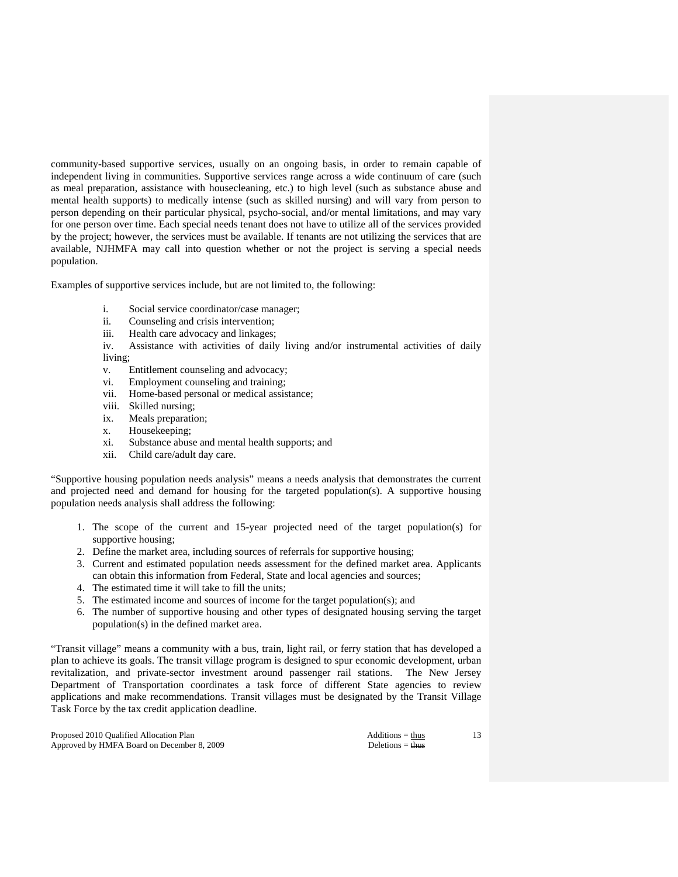community-based supportive services, usually on an ongoing basis, in order to remain capable of independent living in communities. Supportive services range across a wide continuum of care (such as meal preparation, assistance with housecleaning, etc.) to high level (such as substance abuse and mental health supports) to medically intense (such as skilled nursing) and will vary from person to person depending on their particular physical, psycho-social, and/or mental limitations, and may vary for one person over time. Each special needs tenant does not have to utilize all of the services provided by the project; however, the services must be available. If tenants are not utilizing the services that are available, NJHMFA may call into question whether or not the project is serving a special needs population.

Examples of supportive services include, but are not limited to, the following:

i. Social service coordinator/case manager;
ii. Counseling and crisis intervention;
iii. Health care advocacy and linkages;
iv. Assistance with activities of daily living and/or instrumental activities of daily living;
v. Entitlement counseling and advocacy;
vi. Employment counseling and training;
vii. Home-based personal or medical assistance;
viii. Skilled nursing;
ix. Meals preparation;
x. Housekeeping;
xi. Substance abuse and mental health supports; and
xii. Child care/adult day care.

“Supportive housing population needs analysis” means a needs analysis that demonstrates the current and projected need and demand for housing for the targeted population(s). A supportive housing population needs analysis shall address the following:

1. The scope of the current and 15-year projected need of the target population(s) for supportive housing;
2. Define the market area, including sources of referrals for supportive housing;
3. Current and estimated population needs assessment for the defined market area. Applicants can obtain this information from Federal, State and local agencies and sources;
4. The estimated time it will take to fill the units;
5. The estimated income and sources of income for the target population(s); and
6. The number of supportive housing and other types of designated housing serving the target population(s) in the defined market area.

“Transit village” means a community with a bus, train, light rail, or ferry station that has developed a plan to achieve its goals. The transit village program is designed to spur economic development, urban revitalization, and private-sector investment around passenger rail stations. The New Jersey Department of Transportation coordinates a task force of different State agencies to review applications and make recommendations. Transit villages must be designated by the Transit Village Task Force by the tax credit application deadline.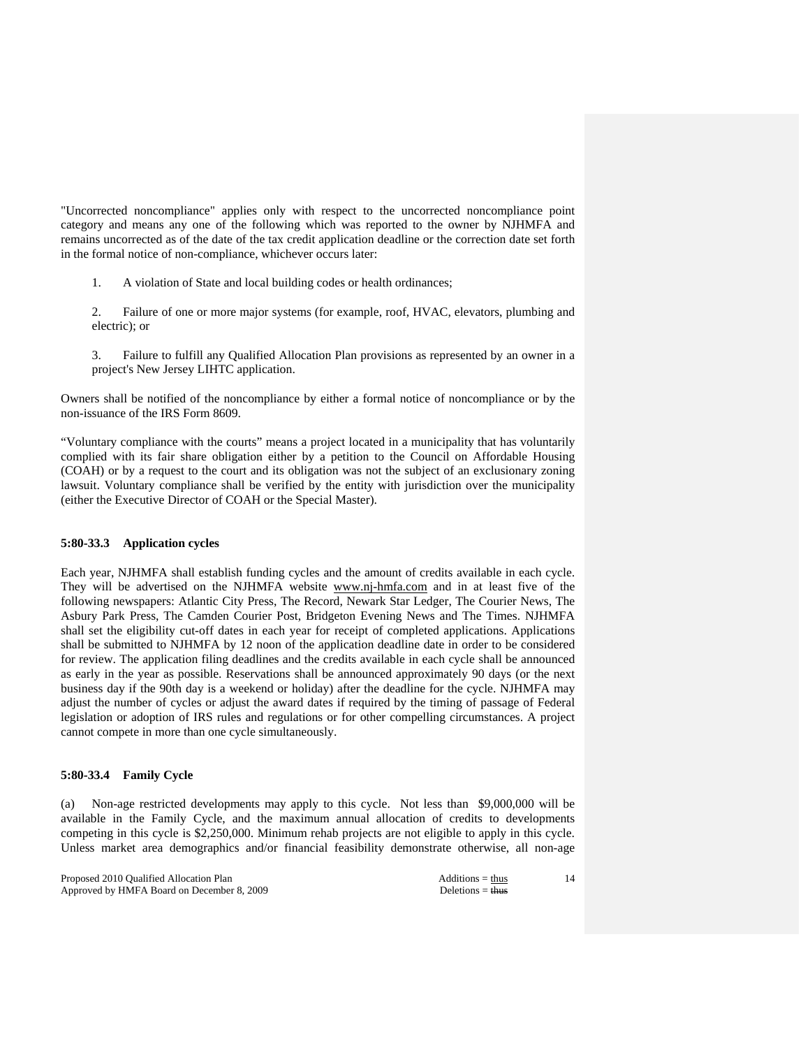"Uncorrected noncompliance" applies only with respect to the uncorrected noncompliance point category and means any one of the following which was reported to the owner by NJHMFA and remains uncorrected as of the date of the tax credit application deadline or the correction date set forth in the formal notice of non-compliance, whichever occurs later:

1. A violation of State and local building codes or health ordinances;

2. Failure of one or more major systems (for example, roof, HVAC, elevators, plumbing and electric); or

3. Failure to fulfill any Qualified Allocation Plan provisions as represented by an owner in a project's New Jersey LIHTC application.

Owners shall be notified of the noncompliance by either a formal notice of noncompliance or by the non-issuance of the IRS Form 8609.

"Voluntary compliance with the courts" means a project located in a municipality that has voluntarily complied with its fair share obligation either by a petition to the Council on Affordable Housing (COAH) or by a request to the court and its obligation was not the subject of an exclusionary zoning lawsuit. Voluntary compliance shall be verified by the entity with jurisdiction over the municipality (either the Executive Director of COAH or the Special Master).

**5:80-33.3 Application cycles**

Each year, NJHMFA shall establish funding cycles and the amount of credits available in each cycle. They will be advertised on the NJHMFA website www.nj-hmfa.com and in at least five of the following newspapers: Atlantic City Press, The Record, Newark Star Ledger, The Courier News, The Asbury Park Press, The Camden Courier Post, Bridgeton Evening News and The Times. NJHMFA shall set the eligibility cut-off dates in each year for receipt of completed applications. Applications shall be submitted to NJHMFA by 12 noon of the application deadline date in order to be considered for review. The application filing deadlines and the credits available in each cycle shall be announced as early in the year as possible. Reservations shall be announced approximately 90 days (or the next business day if the 90th day is a weekend or holiday) after the deadline for the cycle. NJHMFA may adjust the number of cycles or adjust the award dates if required by the timing of passage of Federal legislation or adoption of IRS rules and regulations or for other compelling circumstances. A project cannot compete in more than one cycle simultaneously.

**5:80-33.4 Family Cycle**

(a) Non-age restricted developments may apply to this cycle. Not less than $9,000,000 will be available in the Family Cycle, and the maximum annual allocation of credits to developments competing in this cycle is $2,250,000. Minimum rehab projects are not eligible to apply in this cycle. Unless market area demographics and/or financial feasibility demonstrate otherwise, all non-age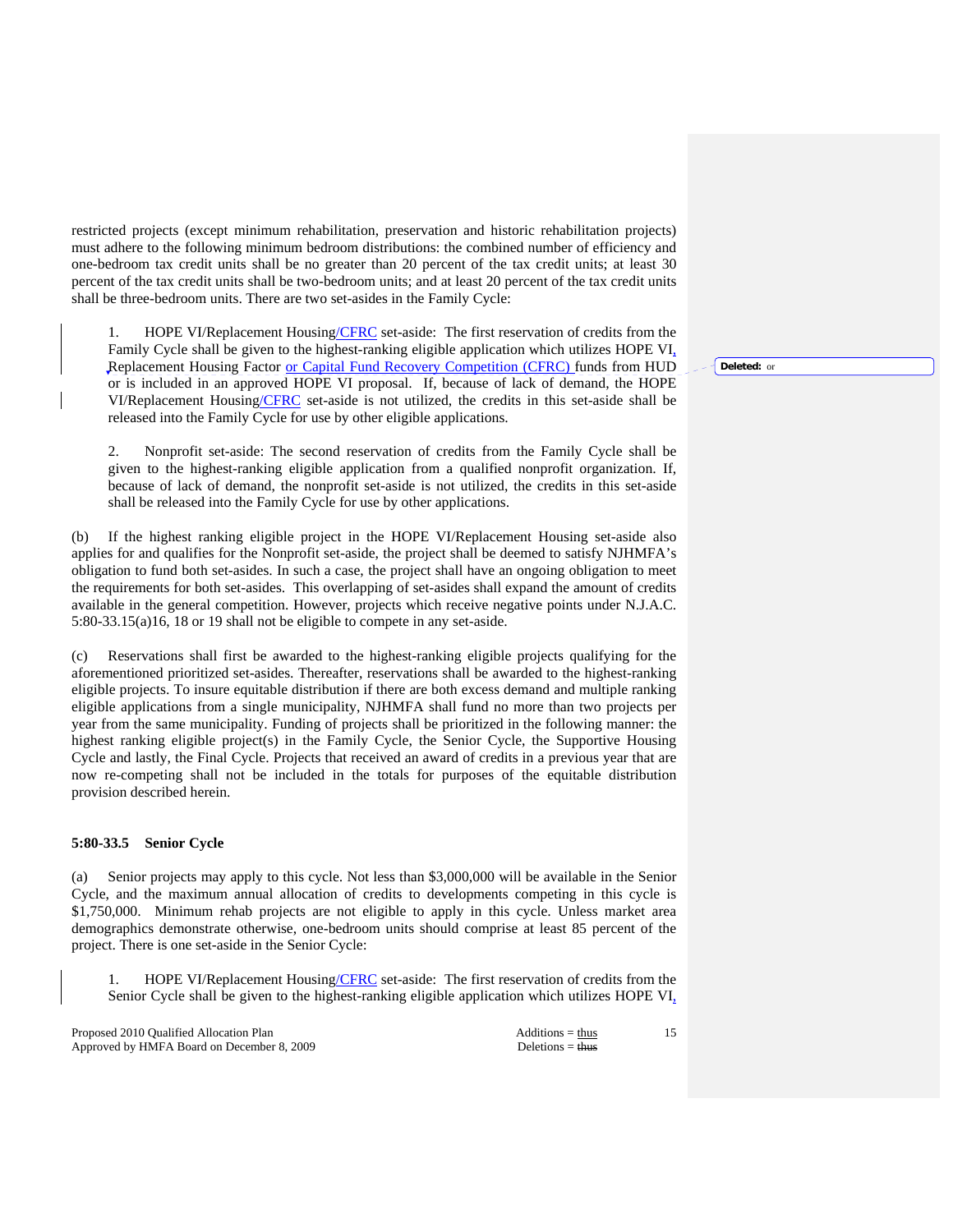restricted projects (except minimum rehabilitation, preservation and historic rehabilitation projects) must adhere to the following minimum bedroom distributions: the combined number of efficiency and one-bedroom tax credit units shall be no greater than 20 percent of the tax credit units; at least 30 percent of the tax credit units shall be two-bedroom units; and at least 20 percent of the tax credit units shall be three-bedroom units. There are two set-asides in the Family Cycle:

1. HOPE VI/Replacement Housing/CFRC set-aside: The first reservation of credits from the Family Cycle shall be given to the highest-ranking eligible application which utilizes HOPE VI, Replacement Housing Factor or Capital Fund Recovery Competition (CFRC) funds from HUD or is included in an approved HOPE VI proposal. If, because of lack of demand, the HOPE VI/Replacement Housing/CFRC set-aside is not utilized, the credits in this set-aside shall be released into the Family Cycle for use by other eligible applications.

2. Nonprofit set-aside: The second reservation of credits from the Family Cycle shall be given to the highest-ranking eligible application from a qualified nonprofit organization. If, because of lack of demand, the nonprofit set-aside is not utilized, the credits in this set-aside shall be released into the Family Cycle for use by other applications.

(b) If the highest ranking eligible project in the HOPE VI/Replacement Housing set-aside also applies for and qualifies for the Nonprofit set-aside, the project shall be deemed to satisfy NJHMFA's obligation to fund both set-asides. In such a case, the project shall have an ongoing obligation to meet the requirements for both set-asides. This overlapping of set-asides shall expand the amount of credits available in the general competition. However, projects which receive negative points under N.J.A.C. 5:80-33.15(a)16, 18 or 19 shall not be eligible to compete in any set-aside.

(c) Reservations shall first be awarded to the highest-ranking eligible projects qualifying for the aforementioned prioritized set-asides. Thereafter, reservations shall be awarded to the highest-ranking eligible projects. To insure equitable distribution if there are both excess demand and multiple ranking eligible applications from a single municipality, NJHMFA shall fund no more than two projects per year from the same municipality. Funding of projects shall be prioritized in the following manner: the highest ranking eligible project(s) in the Family Cycle, the Senior Cycle, the Supportive Housing Cycle and lastly, the Final Cycle. Projects that received an award of credits in a previous year that are now re-competing shall not be included in the totals for purposes of the equitable distribution provision described herein.

**5:80-33.5 Senior Cycle**

(a) Senior projects may apply to this cycle. Not less than $3,000,000 will be available in the Senior Cycle, and the maximum annual allocation of credits to developments competing in this cycle is $1,750,000. Minimum rehab projects are not eligible to apply in this cycle. Unless market area demographics demonstrate otherwise, one-bedroom units should comprise at least 85 percent of the project. There is one set-aside in the Senior Cycle:

1. HOPE VI/Replacement Housing/CFRC set-aside: The first reservation of credits from the Senior Cycle shall be given to the highest-ranking eligible application which utilizes HOPE VI,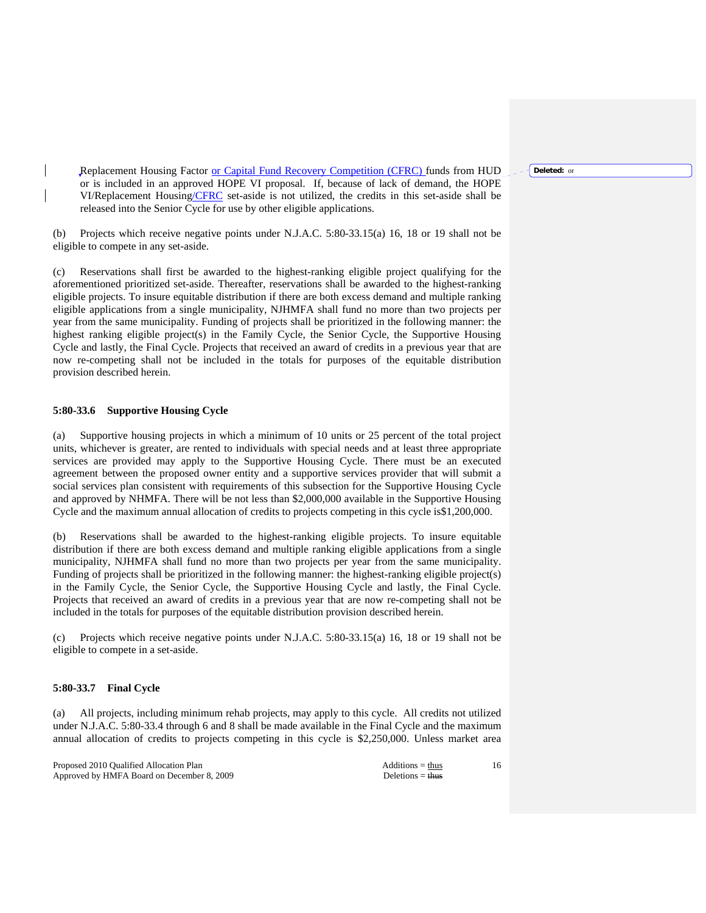Replacement Housing Factor or Capital Fund Recovery Competition (CFRC) funds from HUD or is included in an approved HOPE VI proposal. If, because of lack of demand, the HOPE VI/Replacement Housing/CFRC set-aside is not utilized, the credits in this set-aside shall be released into the Senior Cycle for use by other eligible applications.

Deleted: or

(b) Projects which receive negative points under N.J.A.C. 5:80-33.15(a) 16, 18 or 19 shall not be eligible to compete in any set-aside.

(c) Reservations shall first be awarded to the highest-ranking eligible project qualifying for the aforementioned prioritized set-aside. Thereafter, reservations shall be awarded to the highest-ranking eligible projects. To insure equitable distribution if there are both excess demand and multiple ranking eligible applications from a single municipality, NJHMFA shall fund no more than two projects per year from the same municipality. Funding of projects shall be prioritized in the following manner: the highest ranking eligible project(s) in the Family Cycle, the Senior Cycle, the Supportive Housing Cycle and lastly, the Final Cycle. Projects that received an award of credits in a previous year that are now re-competing shall not be included in the totals for purposes of the equitable distribution provision described herein.

### 5:80-33.6 Supportive Housing Cycle

(a) Supportive housing projects in which a minimum of 10 units or 25 percent of the total project units, whichever is greater, are rented to individuals with special needs and at least three appropriate services are provided may apply to the Supportive Housing Cycle. There must be an executed agreement between the proposed owner entity and a supportive services provider that will submit a social services plan consistent with requirements of this subsection for the Supportive Housing Cycle and approved by NHMFA. There will be not less than $2,000,000 available in the Supportive Housing Cycle and the maximum annual allocation of credits to projects competing in this cycle is$1,200,000.

(b) Reservations shall be awarded to the highest-ranking eligible projects. To insure equitable distribution if there are both excess demand and multiple ranking eligible applications from a single municipality, NJHMFA shall fund no more than two projects per year from the same municipality. Funding of projects shall be prioritized in the following manner: the highest-ranking eligible project(s) in the Family Cycle, the Senior Cycle, the Supportive Housing Cycle and lastly, the Final Cycle. Projects that received an award of credits in a previous year that are now re-competing shall not be included in the totals for purposes of the equitable distribution provision described herein.

(c) Projects which receive negative points under N.J.A.C. 5:80-33.15(a) 16, 18 or 19 shall not be eligible to compete in a set-aside.

### 5:80-33.7 Final Cycle

(a) All projects, including minimum rehab projects, may apply to this cycle. All credits not utilized under N.J.A.C. 5:80-33.4 through 6 and 8 shall be made available in the Final Cycle and the maximum annual allocation of credits to projects competing in this cycle is $2,250,000. Unless market area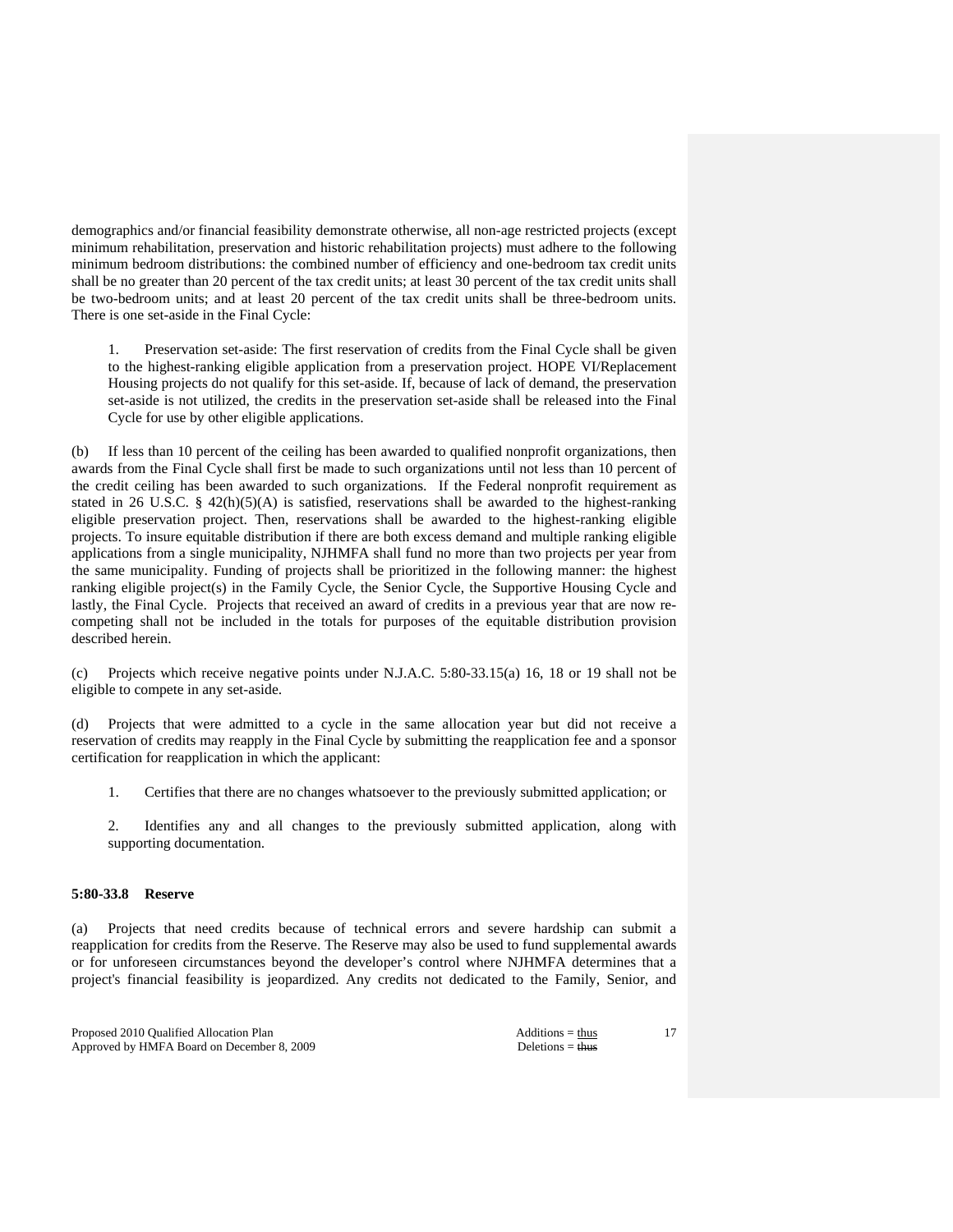demographics and/or financial feasibility demonstrate otherwise, all non-age restricted projects (except minimum rehabilitation, preservation and historic rehabilitation projects) must adhere to the following minimum bedroom distributions: the combined number of efficiency and one-bedroom tax credit units shall be no greater than 20 percent of the tax credit units; at least 30 percent of the tax credit units shall be two-bedroom units; and at least 20 percent of the tax credit units shall be three-bedroom units. There is one set-aside in the Final Cycle:

1. Preservation set-aside: The first reservation of credits from the Final Cycle shall be given to the highest-ranking eligible application from a preservation project. HOPE VI/Replacement Housing projects do not qualify for this set-aside. If, because of lack of demand, the preservation set-aside is not utilized, the credits in the preservation set-aside shall be released into the Final Cycle for use by other eligible applications.

(b) If less than 10 percent of the ceiling has been awarded to qualified nonprofit organizations, then awards from the Final Cycle shall first be made to such organizations until not less than 10 percent of the credit ceiling has been awarded to such organizations. If the Federal nonprofit requirement as stated in 26 U.S.C. § 42(h)(5)(A) is satisfied, reservations shall be awarded to the highest-ranking eligible preservation project. Then, reservations shall be awarded to the highest-ranking eligible projects. To insure equitable distribution if there are both excess demand and multiple ranking eligible applications from a single municipality, NJHMFA shall fund no more than two projects per year from the same municipality. Funding of projects shall be prioritized in the following manner: the highest ranking eligible project(s) in the Family Cycle, the Senior Cycle, the Supportive Housing Cycle and lastly, the Final Cycle. Projects that received an award of credits in a previous year that are now re-competing shall not be included in the totals for purposes of the equitable distribution provision described herein.

(c) Projects which receive negative points under N.J.A.C. 5:80-33.15(a) 16, 18 or 19 shall not be eligible to compete in any set-aside.

(d) Projects that were admitted to a cycle in the same allocation year but did not receive a reservation of credits may reapply in the Final Cycle by submitting the reapplication fee and a sponsor certification for reapplication in which the applicant:

1. Certifies that there are no changes whatsoever to the previously submitted application; or

2. Identifies any and all changes to the previously submitted application, along with supporting documentation.

### 5:80-33.8 Reserve

(a) Projects that need credits because of technical errors and severe hardship can submit a reapplication for credits from the Reserve. The Reserve may also be used to fund supplemental awards or for unforeseen circumstances beyond the developer's control where NJHMFA determines that a project's financial feasibility is jeopardized. Any credits not dedicated to the Family, Senior, and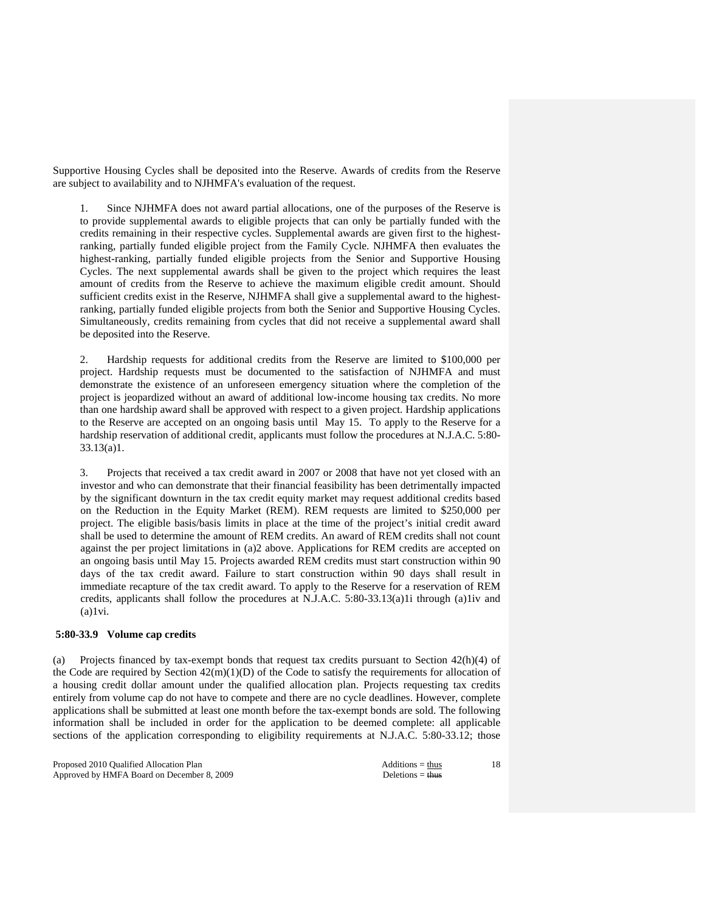Supportive Housing Cycles shall be deposited into the Reserve. Awards of credits from the Reserve are subject to availability and to NJHMFA's evaluation of the request.

1. Since NJHMFA does not award partial allocations, one of the purposes of the Reserve is to provide supplemental awards to eligible projects that can only be partially funded with the credits remaining in their respective cycles. Supplemental awards are given first to the highest-ranking, partially funded eligible project from the Family Cycle. NJHMFA then evaluates the highest-ranking, partially funded eligible projects from the Senior and Supportive Housing Cycles. The next supplemental awards shall be given to the project which requires the least amount of credits from the Reserve to achieve the maximum eligible credit amount. Should sufficient credits exist in the Reserve, NJHMFA shall give a supplemental award to the highest-ranking, partially funded eligible projects from both the Senior and Supportive Housing Cycles. Simultaneously, credits remaining from cycles that did not receive a supplemental award shall be deposited into the Reserve.

2. Hardship requests for additional credits from the Reserve are limited to $100,000 per project. Hardship requests must be documented to the satisfaction of NJHMFA and must demonstrate the existence of an unforeseen emergency situation where the completion of the project is jeopardized without an award of additional low-income housing tax credits. No more than one hardship award shall be approved with respect to a given project. Hardship applications to the Reserve are accepted on an ongoing basis until May 15. To apply to the Reserve for a hardship reservation of additional credit, applicants must follow the procedures at N.J.A.C. 5:80-33.13(a)1.

3. Projects that received a tax credit award in 2007 or 2008 that have not yet closed with an investor and who can demonstrate that their financial feasibility has been detrimentally impacted by the significant downturn in the tax credit equity market may request additional credits based on the Reduction in the Equity Market (REM). REM requests are limited to $250,000 per project. The eligible basis/basis limits in place at the time of the project's initial credit award shall be used to determine the amount of REM credits. An award of REM credits shall not count against the per project limitations in (a)2 above. Applications for REM credits are accepted on an ongoing basis until May 15. Projects awarded REM credits must start construction within 90 days of the tax credit award. Failure to start construction within 90 days shall result in immediate recapture of the tax credit award. To apply to the Reserve for a reservation of REM credits, applicants shall follow the procedures at N.J.A.C. 5:80-33.13(a)1i through (a)1iv and (a)1vi.

**5:80-33.9 Volume cap credits**

(a) Projects financed by tax-exempt bonds that request tax credits pursuant to Section 42(h)(4) of the Code are required by Section 42(m)(1)(D) of the Code to satisfy the requirements for allocation of a housing credit dollar amount under the qualified allocation plan. Projects requesting tax credits entirely from volume cap do not have to compete and there are no cycle deadlines. However, complete applications shall be submitted at least one month before the tax-exempt bonds are sold. The following information shall be included in order for the application to be deemed complete: all applicable sections of the application corresponding to eligibility requirements at N.J.A.C. 5:80-33.12; those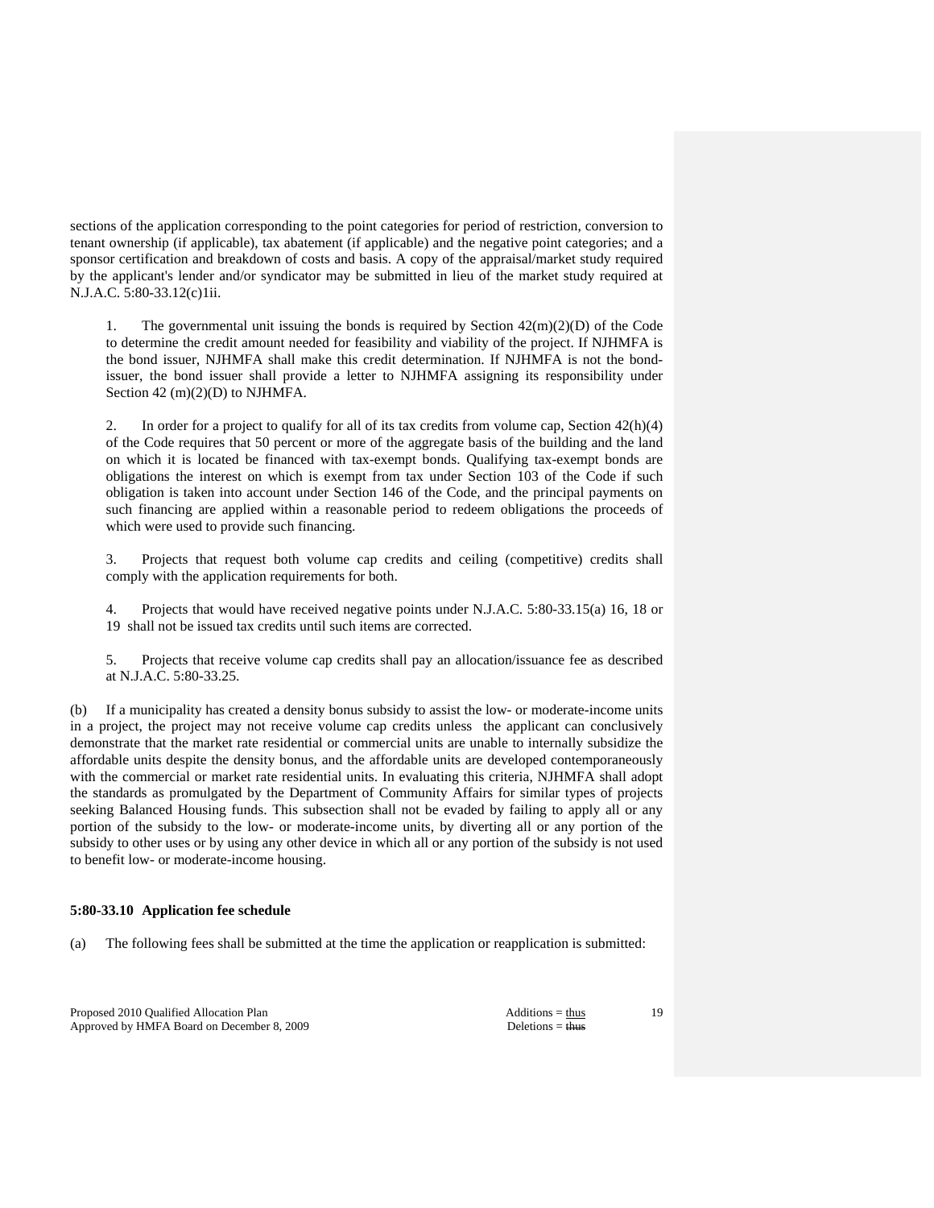sections of the application corresponding to the point categories for period of restriction, conversion to tenant ownership (if applicable), tax abatement (if applicable) and the negative point categories; and a sponsor certification and breakdown of costs and basis. A copy of the appraisal/market study required by the applicant's lender and/or syndicator may be submitted in lieu of the market study required at N.J.A.C. 5:80-33.12(c)1ii.

1. The governmental unit issuing the bonds is required by Section 42(m)(2)(D) of the Code to determine the credit amount needed for feasibility and viability of the project. If NJHMFA is the bond issuer, NJHMFA shall make this credit determination. If NJHMFA is not the bond-issuer, the bond issuer shall provide a letter to NJHMFA assigning its responsibility under Section 42 (m)(2)(D) to NJHMFA.

2. In order for a project to qualify for all of its tax credits from volume cap, Section 42(h)(4) of the Code requires that 50 percent or more of the aggregate basis of the building and the land on which it is located be financed with tax-exempt bonds. Qualifying tax-exempt bonds are obligations the interest on which is exempt from tax under Section 103 of the Code if such obligation is taken into account under Section 146 of the Code, and the principal payments on such financing are applied within a reasonable period to redeem obligations the proceeds of which were used to provide such financing.

3. Projects that request both volume cap credits and ceiling (competitive) credits shall comply with the application requirements for both.

4. Projects that would have received negative points under N.J.A.C. 5:80-33.15(a) 16, 18 or 19 shall not be issued tax credits until such items are corrected.

5. Projects that receive volume cap credits shall pay an allocation/issuance fee as described at N.J.A.C. 5:80-33.25.

(b) If a municipality has created a density bonus subsidy to assist the low- or moderate-income units in a project, the project may not receive volume cap credits unless the applicant can conclusively demonstrate that the market rate residential or commercial units are unable to internally subsidize the affordable units despite the density bonus, and the affordable units are developed contemporaneously with the commercial or market rate residential units. In evaluating this criteria, NJHMFA shall adopt the standards as promulgated by the Department of Community Affairs for similar types of projects seeking Balanced Housing funds. This subsection shall not be evaded by failing to apply all or any portion of the subsidy to the low- or moderate-income units, by diverting all or any portion of the subsidy to other uses or by using any other device in which all or any portion of the subsidy is not used to benefit low- or moderate-income housing.

**5:80-33.10 Application fee schedule**

(a) The following fees shall be submitted at the time the application or reapplication is submitted: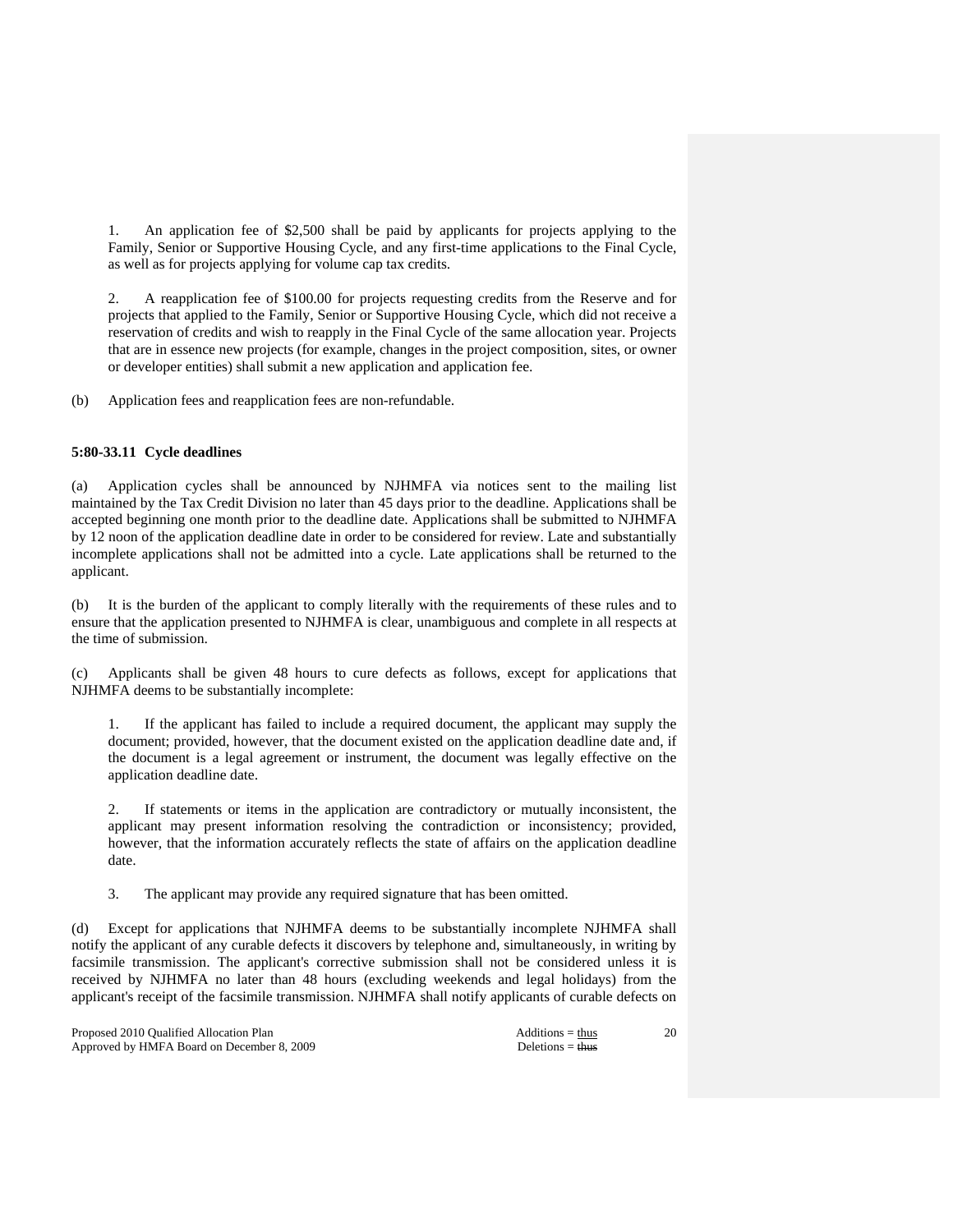1. An application fee of $2,500 shall be paid by applicants for projects applying to the Family, Senior or Supportive Housing Cycle, and any first-time applications to the Final Cycle, as well as for projects applying for volume cap tax credits.

2. A reapplication fee of $100.00 for projects requesting credits from the Reserve and for projects that applied to the Family, Senior or Supportive Housing Cycle, which did not receive a reservation of credits and wish to reapply in the Final Cycle of the same allocation year. Projects that are in essence new projects (for example, changes in the project composition, sites, or owner or developer entities) shall submit a new application and application fee.

(b) Application fees and reapplication fees are non-refundable.

**5:80-33.11 Cycle deadlines**

(a) Application cycles shall be announced by NJHMFA via notices sent to the mailing list maintained by the Tax Credit Division no later than 45 days prior to the deadline. Applications shall be accepted beginning one month prior to the deadline date. Applications shall be submitted to NJHMFA by 12 noon of the application deadline date in order to be considered for review. Late and substantially incomplete applications shall not be admitted into a cycle. Late applications shall be returned to the applicant.

(b) It is the burden of the applicant to comply literally with the requirements of these rules and to ensure that the application presented to NJHMFA is clear, unambiguous and complete in all respects at the time of submission.

(c) Applicants shall be given 48 hours to cure defects as follows, except for applications that NJHMFA deems to be substantially incomplete:

1. If the applicant has failed to include a required document, the applicant may supply the document; provided, however, that the document existed on the application deadline date and, if the document is a legal agreement or instrument, the document was legally effective on the application deadline date.

2. If statements or items in the application are contradictory or mutually inconsistent, the applicant may present information resolving the contradiction or inconsistency; provided, however, that the information accurately reflects the state of affairs on the application deadline date.

3. The applicant may provide any required signature that has been omitted.

(d) Except for applications that NJHMFA deems to be substantially incomplete NJHMFA shall notify the applicant of any curable defects it discovers by telephone and, simultaneously, in writing by facsimile transmission. The applicant's corrective submission shall not be considered unless it is received by NJHMFA no later than 48 hours (excluding weekends and legal holidays) from the applicant's receipt of the facsimile transmission. NJHMFA shall notify applicants of curable defects on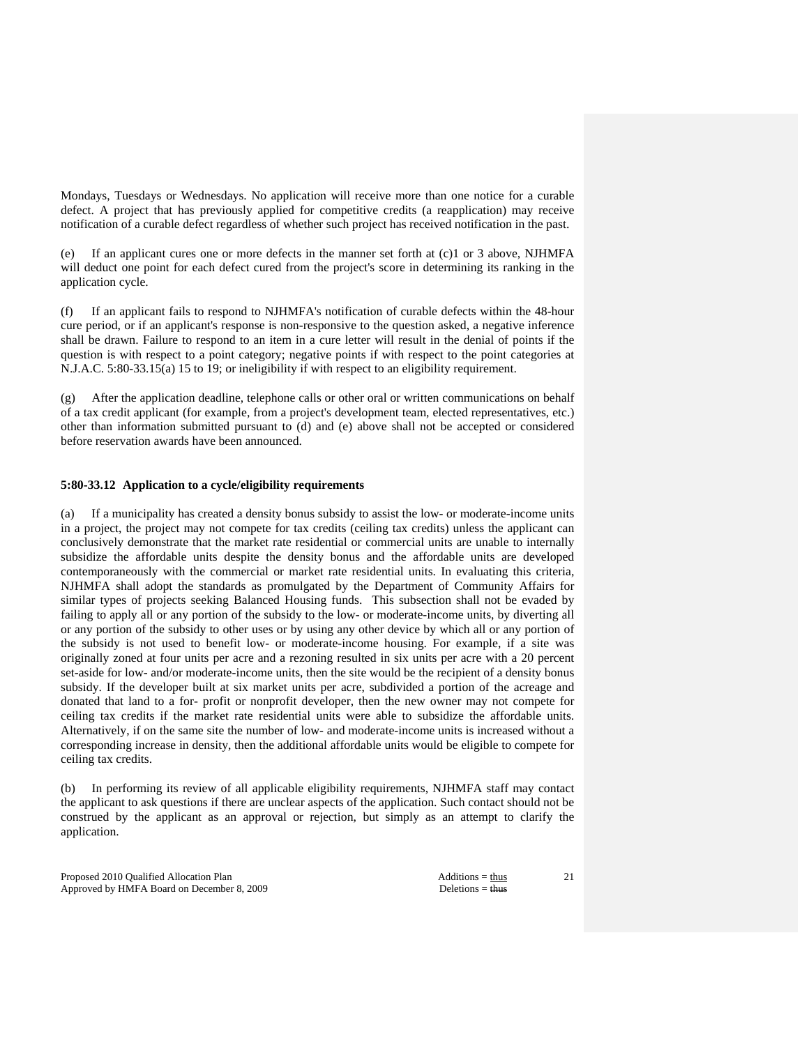Mondays, Tuesdays or Wednesdays. No application will receive more than one notice for a curable defect. A project that has previously applied for competitive credits (a reapplication) may receive notification of a curable defect regardless of whether such project has received notification in the past.

(e) If an applicant cures one or more defects in the manner set forth at (c)1 or 3 above, NJHMFA will deduct one point for each defect cured from the project's score in determining its ranking in the application cycle.

(f) If an applicant fails to respond to NJHMFA's notification of curable defects within the 48-hour cure period, or if an applicant's response is non-responsive to the question asked, a negative inference shall be drawn. Failure to respond to an item in a cure letter will result in the denial of points if the question is with respect to a point category; negative points if with respect to the point categories at N.J.A.C. 5:80-33.15(a) 15 to 19; or ineligibility if with respect to an eligibility requirement.

(g) After the application deadline, telephone calls or other oral or written communications on behalf of a tax credit applicant (for example, from a project's development team, elected representatives, etc.) other than information submitted pursuant to (d) and (e) above shall not be accepted or considered before reservation awards have been announced.

**5:80-33.12 Application to a cycle/eligibility requirements**

(a) If a municipality has created a density bonus subsidy to assist the low- or moderate-income units in a project, the project may not compete for tax credits (ceiling tax credits) unless the applicant can conclusively demonstrate that the market rate residential or commercial units are unable to internally subsidize the affordable units despite the density bonus and the affordable units are developed contemporaneously with the commercial or market rate residential units. In evaluating this criteria, NJHMFA shall adopt the standards as promulgated by the Department of Community Affairs for similar types of projects seeking Balanced Housing funds. This subsection shall not be evaded by failing to apply all or any portion of the subsidy to the low- or moderate-income units, by diverting all or any portion of the subsidy to other uses or by using any other device by which all or any portion of the subsidy is not used to benefit low- or moderate-income housing. For example, if a site was originally zoned at four units per acre and a rezoning resulted in six units per acre with a 20 percent set-aside for low- and/or moderate-income units, then the site would be the recipient of a density bonus subsidy. If the developer built at six market units per acre, subdivided a portion of the acreage and donated that land to a for- profit or nonprofit developer, then the new owner may not compete for ceiling tax credits if the market rate residential units were able to subsidize the affordable units. Alternatively, if on the same site the number of low- and moderate-income units is increased without a corresponding increase in density, then the additional affordable units would be eligible to compete for ceiling tax credits.

(b) In performing its review of all applicable eligibility requirements, NJHMFA staff may contact the applicant to ask questions if there are unclear aspects of the application. Such contact should not be construed by the applicant as an approval or rejection, but simply as an attempt to clarify the application.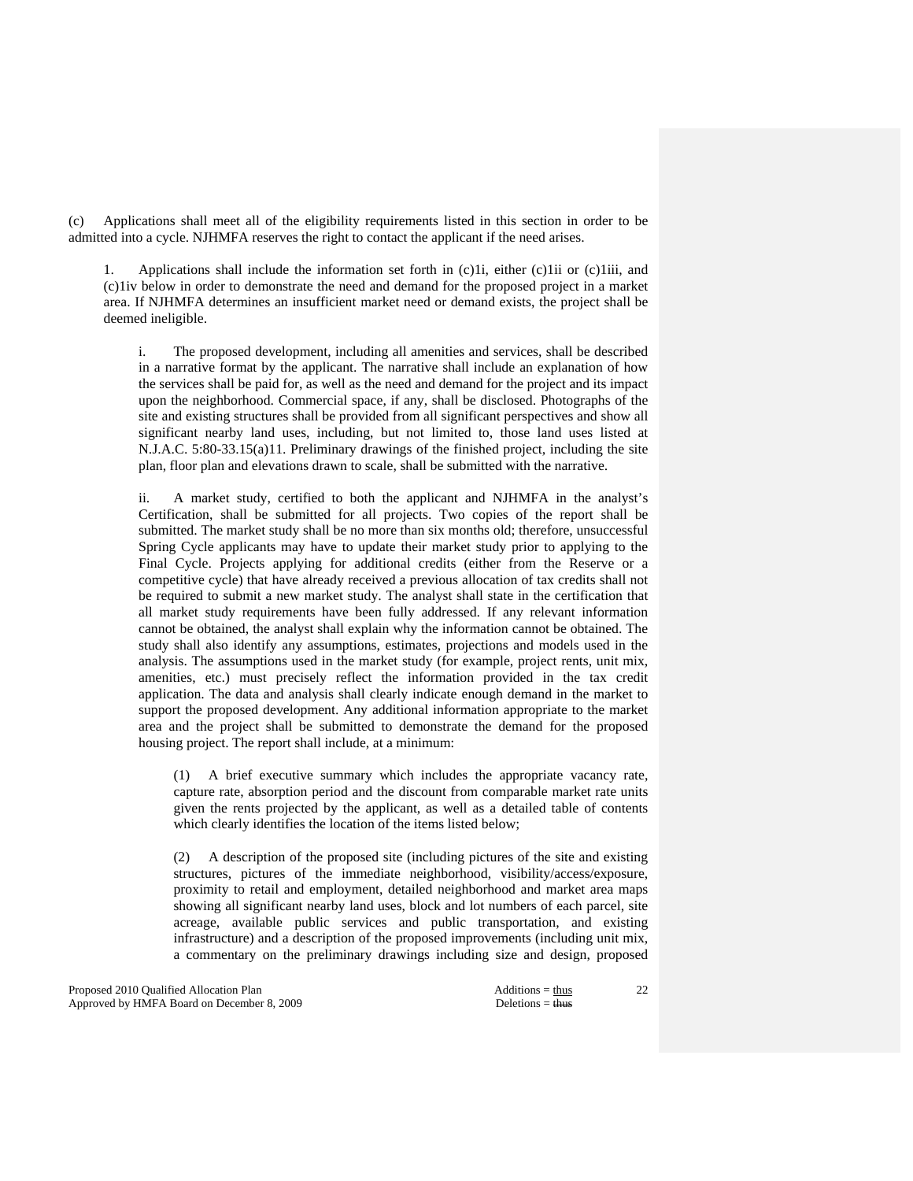(c) Applications shall meet all of the eligibility requirements listed in this section in order to be admitted into a cycle. NJHMFA reserves the right to contact the applicant if the need arises.

1. Applications shall include the information set forth in (c)1i, either (c)1ii or (c)1iii, and (c)1iv below in order to demonstrate the need and demand for the proposed project in a market area. If NJHMFA determines an insufficient market need or demand exists, the project shall be deemed ineligible.

i. The proposed development, including all amenities and services, shall be described in a narrative format by the applicant. The narrative shall include an explanation of how the services shall be paid for, as well as the need and demand for the project and its impact upon the neighborhood. Commercial space, if any, shall be disclosed. Photographs of the site and existing structures shall be provided from all significant perspectives and show all significant nearby land uses, including, but not limited to, those land uses listed at N.J.A.C. 5:80-33.15(a)11. Preliminary drawings of the finished project, including the site plan, floor plan and elevations drawn to scale, shall be submitted with the narrative.

ii. A market study, certified to both the applicant and NJHMFA in the analyst's Certification, shall be submitted for all projects. Two copies of the report shall be submitted. The market study shall be no more than six months old; therefore, unsuccessful Spring Cycle applicants may have to update their market study prior to applying to the Final Cycle. Projects applying for additional credits (either from the Reserve or a competitive cycle) that have already received a previous allocation of tax credits shall not be required to submit a new market study. The analyst shall state in the certification that all market study requirements have been fully addressed. If any relevant information cannot be obtained, the analyst shall explain why the information cannot be obtained. The study shall also identify any assumptions, estimates, projections and models used in the analysis. The assumptions used in the market study (for example, project rents, unit mix, amenities, etc.) must precisely reflect the information provided in the tax credit application. The data and analysis shall clearly indicate enough demand in the market to support the proposed development. Any additional information appropriate to the market area and the project shall be submitted to demonstrate the demand for the proposed housing project. The report shall include, at a minimum:

(1) A brief executive summary which includes the appropriate vacancy rate, capture rate, absorption period and the discount from comparable market rate units given the rents projected by the applicant, as well as a detailed table of contents which clearly identifies the location of the items listed below;

(2) A description of the proposed site (including pictures of the site and existing structures, pictures of the immediate neighborhood, visibility/access/exposure, proximity to retail and employment, detailed neighborhood and market area maps showing all significant nearby land uses, block and lot numbers of each parcel, site acreage, available public services and public transportation, and existing infrastructure) and a description of the proposed improvements (including unit mix, a commentary on the preliminary drawings including size and design, proposed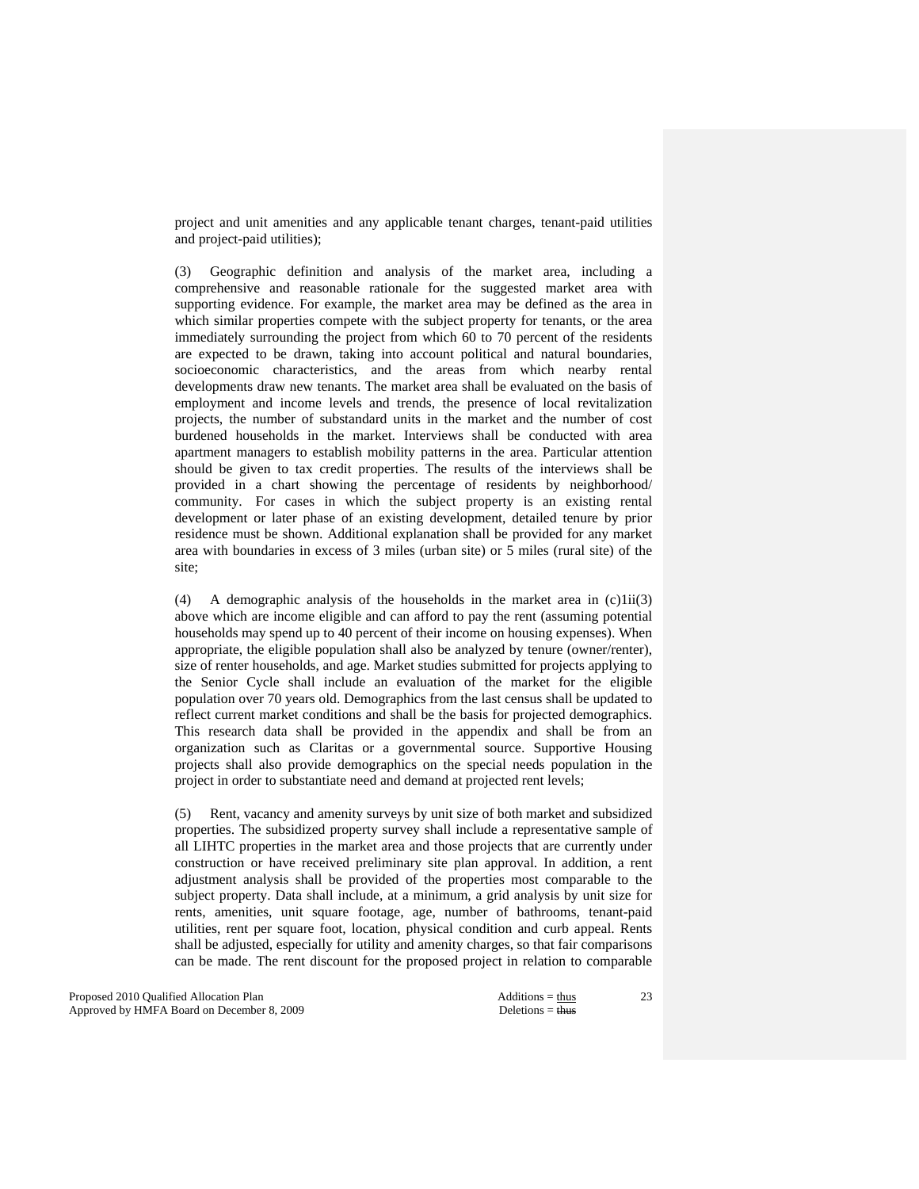project and unit amenities and any applicable tenant charges, tenant-paid utilities and project-paid utilities);

(3) Geographic definition and analysis of the market area, including a comprehensive and reasonable rationale for the suggested market area with supporting evidence. For example, the market area may be defined as the area in which similar properties compete with the subject property for tenants, or the area immediately surrounding the project from which 60 to 70 percent of the residents are expected to be drawn, taking into account political and natural boundaries, socioeconomic characteristics, and the areas from which nearby rental developments draw new tenants. The market area shall be evaluated on the basis of employment and income levels and trends, the presence of local revitalization projects, the number of substandard units in the market and the number of cost burdened households in the market. Interviews shall be conducted with area apartment managers to establish mobility patterns in the area. Particular attention should be given to tax credit properties. The results of the interviews shall be provided in a chart showing the percentage of residents by neighborhood/ community. For cases in which the subject property is an existing rental development or later phase of an existing development, detailed tenure by prior residence must be shown. Additional explanation shall be provided for any market area with boundaries in excess of 3 miles (urban site) or 5 miles (rural site) of the site;

(4) A demographic analysis of the households in the market area in (c)1ii(3) above which are income eligible and can afford to pay the rent (assuming potential households may spend up to 40 percent of their income on housing expenses). When appropriate, the eligible population shall also be analyzed by tenure (owner/renter), size of renter households, and age. Market studies submitted for projects applying to the Senior Cycle shall include an evaluation of the market for the eligible population over 70 years old. Demographics from the last census shall be updated to reflect current market conditions and shall be the basis for projected demographics. This research data shall be provided in the appendix and shall be from an organization such as Claritas or a governmental source. Supportive Housing projects shall also provide demographics on the special needs population in the project in order to substantiate need and demand at projected rent levels;

(5) Rent, vacancy and amenity surveys by unit size of both market and subsidized properties. The subsidized property survey shall include a representative sample of all LIHTC properties in the market area and those projects that are currently under construction or have received preliminary site plan approval. In addition, a rent adjustment analysis shall be provided of the properties most comparable to the subject property. Data shall include, at a minimum, a grid analysis by unit size for rents, amenities, unit square footage, age, number of bathrooms, tenant-paid utilities, rent per square foot, location, physical condition and curb appeal. Rents shall be adjusted, especially for utility and amenity charges, so that fair comparisons can be made. The rent discount for the proposed project in relation to comparable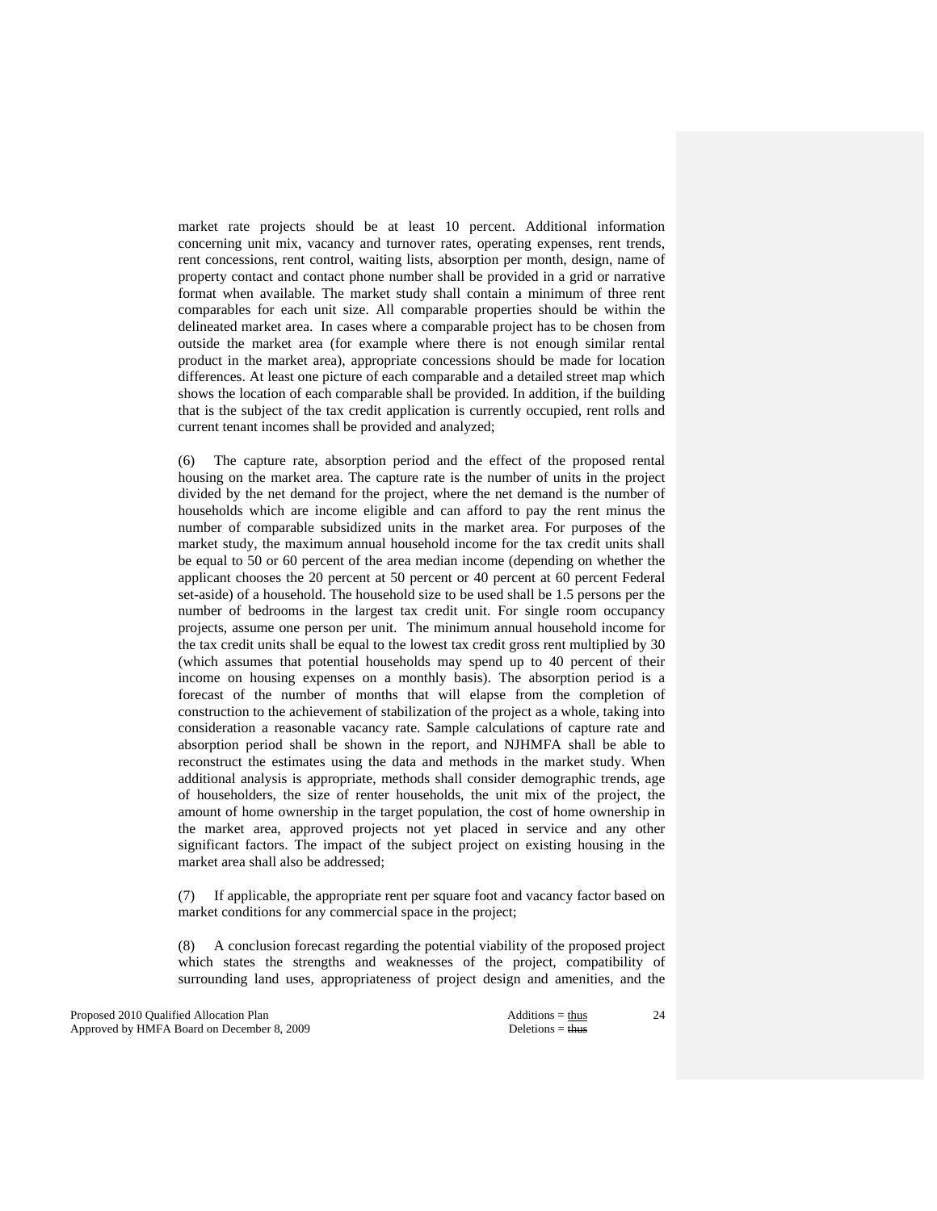market rate projects should be at least 10 percent. Additional information concerning unit mix, vacancy and turnover rates, operating expenses, rent trends, rent concessions, rent control, waiting lists, absorption per month, design, name of property contact and contact phone number shall be provided in a grid or narrative format when available. The market study shall contain a minimum of three rent comparables for each unit size. All comparable properties should be within the delineated market area. In cases where a comparable project has to be chosen from outside the market area (for example where there is not enough similar rental product in the market area), appropriate concessions should be made for location differences. At least one picture of each comparable and a detailed street map which shows the location of each comparable shall be provided. In addition, if the building that is the subject of the tax credit application is currently occupied, rent rolls and current tenant incomes shall be provided and analyzed;

(6) The capture rate, absorption period and the effect of the proposed rental housing on the market area. The capture rate is the number of units in the project divided by the net demand for the project, where the net demand is the number of households which are income eligible and can afford to pay the rent minus the number of comparable subsidized units in the market area. For purposes of the market study, the maximum annual household income for the tax credit units shall be equal to 50 or 60 percent of the area median income (depending on whether the applicant chooses the 20 percent at 50 percent or 40 percent at 60 percent Federal set-aside) of a household. The household size to be used shall be 1.5 persons per the number of bedrooms in the largest tax credit unit. For single room occupancy projects, assume one person per unit. The minimum annual household income for the tax credit units shall be equal to the lowest tax credit gross rent multiplied by 30 (which assumes that potential households may spend up to 40 percent of their income on housing expenses on a monthly basis). The absorption period is a forecast of the number of months that will elapse from the completion of construction to the achievement of stabilization of the project as a whole, taking into consideration a reasonable vacancy rate. Sample calculations of capture rate and absorption period shall be shown in the report, and NJHMFA shall be able to reconstruct the estimates using the data and methods in the market study. When additional analysis is appropriate, methods shall consider demographic trends, age of householders, the size of renter households, the unit mix of the project, the amount of home ownership in the target population, the cost of home ownership in the market area, approved projects not yet placed in service and any other significant factors. The impact of the subject project on existing housing in the market area shall also be addressed;

(7) If applicable, the appropriate rent per square foot and vacancy factor based on market conditions for any commercial space in the project;

(8) A conclusion forecast regarding the potential viability of the proposed project which states the strengths and weaknesses of the project, compatibility of surrounding land uses, appropriateness of project design and amenities, and the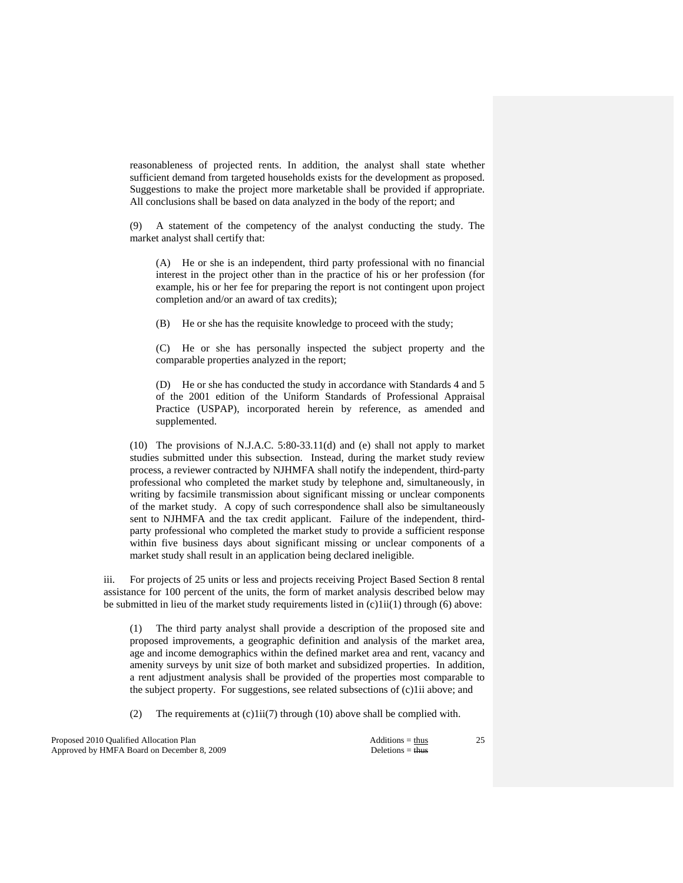reasonableness of projected rents. In addition, the analyst shall state whether sufficient demand from targeted households exists for the development as proposed. Suggestions to make the project more marketable shall be provided if appropriate. All conclusions shall be based on data analyzed in the body of the report; and

(9) A statement of the competency of the analyst conducting the study. The market analyst shall certify that:

(A) He or she is an independent, third party professional with no financial interest in the project other than in the practice of his or her profession (for example, his or her fee for preparing the report is not contingent upon project completion and/or an award of tax credits);

(B) He or she has the requisite knowledge to proceed with the study;

(C) He or she has personally inspected the subject property and the comparable properties analyzed in the report;

(D) He or she has conducted the study in accordance with Standards 4 and 5 of the 2001 edition of the Uniform Standards of Professional Appraisal Practice (USPAP), incorporated herein by reference, as amended and supplemented.

(10) The provisions of N.J.A.C. 5:80-33.11(d) and (e) shall not apply to market studies submitted under this subsection. Instead, during the market study review process, a reviewer contracted by NJHMFA shall notify the independent, third-party professional who completed the market study by telephone and, simultaneously, in writing by facsimile transmission about significant missing or unclear components of the market study. A copy of such correspondence shall also be simultaneously sent to NJHMFA and the tax credit applicant. Failure of the independent, third-party professional who completed the market study to provide a sufficient response within five business days about significant missing or unclear components of a market study shall result in an application being declared ineligible.

iii. For projects of 25 units or less and projects receiving Project Based Section 8 rental assistance for 100 percent of the units, the form of market analysis described below may be submitted in lieu of the market study requirements listed in (c)1ii(1) through (6) above:

(1) The third party analyst shall provide a description of the proposed site and proposed improvements, a geographic definition and analysis of the market area, age and income demographics within the defined market area and rent, vacancy and amenity surveys by unit size of both market and subsidized properties. In addition, a rent adjustment analysis shall be provided of the properties most comparable to the subject property. For suggestions, see related subsections of (c)1ii above; and

(2) The requirements at (c)1ii(7) through (10) above shall be complied with.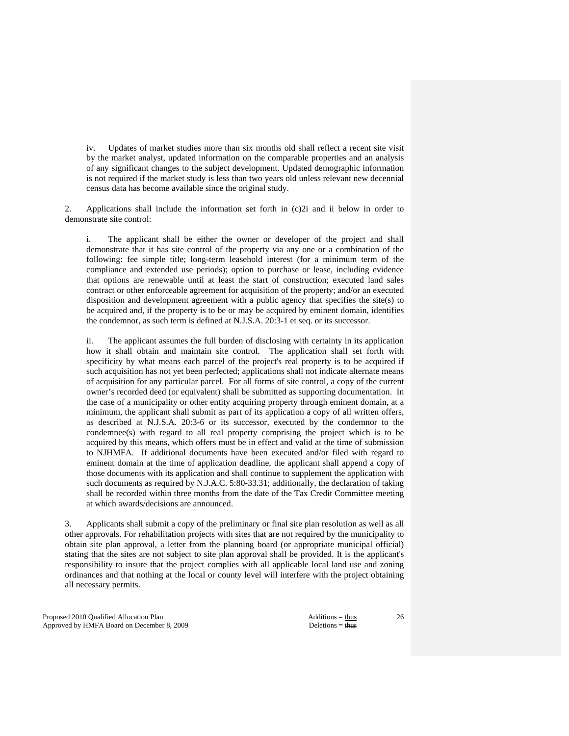iv. Updates of market studies more than six months old shall reflect a recent site visit by the market analyst, updated information on the comparable properties and an analysis of any significant changes to the subject development. Updated demographic information is not required if the market study is less than two years old unless relevant new decennial census data has become available since the original study.

2. Applications shall include the information set forth in (c)2i and ii below in order to demonstrate site control:

i. The applicant shall be either the owner or developer of the project and shall demonstrate that it has site control of the property via any one or a combination of the following: fee simple title; long-term leasehold interest (for a minimum term of the compliance and extended use periods); option to purchase or lease, including evidence that options are renewable until at least the start of construction; executed land sales contract or other enforceable agreement for acquisition of the property; and/or an executed disposition and development agreement with a public agency that specifies the site(s) to be acquired and, if the property is to be or may be acquired by eminent domain, identifies the condemnor, as such term is defined at N.J.S.A. 20:3-1 et seq. or its successor.

ii. The applicant assumes the full burden of disclosing with certainty in its application how it shall obtain and maintain site control. The application shall set forth with specificity by what means each parcel of the project's real property is to be acquired if such acquisition has not yet been perfected; applications shall not indicate alternate means of acquisition for any particular parcel. For all forms of site control, a copy of the current owner's recorded deed (or equivalent) shall be submitted as supporting documentation. In the case of a municipality or other entity acquiring property through eminent domain, at a minimum, the applicant shall submit as part of its application a copy of all written offers, as described at N.J.S.A. 20:3-6 or its successor, executed by the condemnor to the condemnee(s) with regard to all real property comprising the project which is to be acquired by this means, which offers must be in effect and valid at the time of submission to NJHMFA. If additional documents have been executed and/or filed with regard to eminent domain at the time of application deadline, the applicant shall append a copy of those documents with its application and shall continue to supplement the application with such documents as required by N.J.A.C. 5:80-33.31; additionally, the declaration of taking shall be recorded within three months from the date of the Tax Credit Committee meeting at which awards/decisions are announced.

3. Applicants shall submit a copy of the preliminary or final site plan resolution as well as all other approvals. For rehabilitation projects with sites that are not required by the municipality to obtain site plan approval, a letter from the planning board (or appropriate municipal official) stating that the sites are not subject to site plan approval shall be provided. It is the applicant's responsibility to insure that the project complies with all applicable local land use and zoning ordinances and that nothing at the local or county level will interfere with the project obtaining all necessary permits.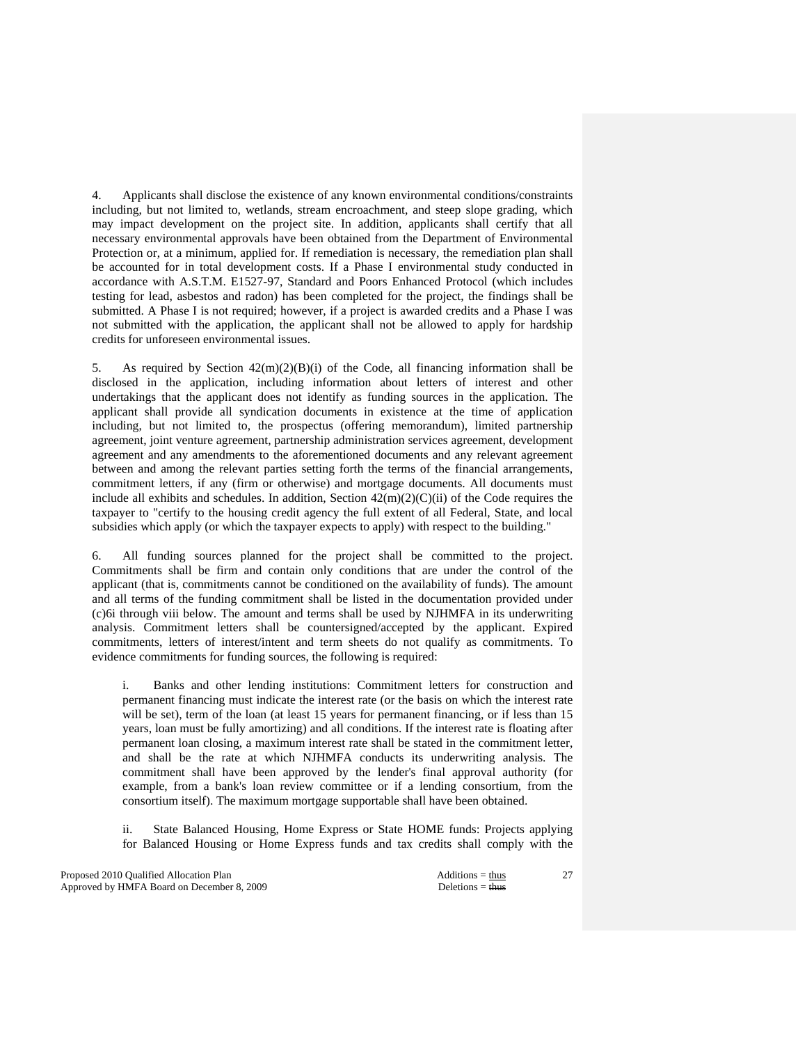4. Applicants shall disclose the existence of any known environmental conditions/constraints including, but not limited to, wetlands, stream encroachment, and steep slope grading, which may impact development on the project site. In addition, applicants shall certify that all necessary environmental approvals have been obtained from the Department of Environmental Protection or, at a minimum, applied for. If remediation is necessary, the remediation plan shall be accounted for in total development costs. If a Phase I environmental study conducted in accordance with A.S.T.M. E1527-97, Standard and Poors Enhanced Protocol (which includes testing for lead, asbestos and radon) has been completed for the project, the findings shall be submitted. A Phase I is not required; however, if a project is awarded credits and a Phase I was not submitted with the application, the applicant shall not be allowed to apply for hardship credits for unforeseen environmental issues.

5. As required by Section 42(m)(2)(B)(i) of the Code, all financing information shall be disclosed in the application, including information about letters of interest and other undertakings that the applicant does not identify as funding sources in the application. The applicant shall provide all syndication documents in existence at the time of application including, but not limited to, the prospectus (offering memorandum), limited partnership agreement, joint venture agreement, partnership administration services agreement, development agreement and any amendments to the aforementioned documents and any relevant agreement between and among the relevant parties setting forth the terms of the financial arrangements, commitment letters, if any (firm or otherwise) and mortgage documents. All documents must include all exhibits and schedules. In addition, Section 42(m)(2)(C)(ii) of the Code requires the taxpayer to "certify to the housing credit agency the full extent of all Federal, State, and local subsidies which apply (or which the taxpayer expects to apply) with respect to the building."

6. All funding sources planned for the project shall be committed to the project. Commitments shall be firm and contain only conditions that are under the control of the applicant (that is, commitments cannot be conditioned on the availability of funds). The amount and all terms of the funding commitment shall be listed in the documentation provided under (c)6i through viii below. The amount and terms shall be used by NJHMFA in its underwriting analysis. Commitment letters shall be countersigned/accepted by the applicant. Expired commitments, letters of interest/intent and term sheets do not qualify as commitments. To evidence commitments for funding sources, the following is required:

> i. Banks and other lending institutions: Commitment letters for construction and permanent financing must indicate the interest rate (or the basis on which the interest rate will be set), term of the loan (at least 15 years for permanent financing, or if less than 15 years, loan must be fully amortizing) and all conditions. If the interest rate is floating after permanent loan closing, a maximum interest rate shall be stated in the commitment letter, and shall be the rate at which NJHMFA conducts its underwriting analysis. The commitment shall have been approved by the lender's final approval authority (for example, from a bank's loan review committee or if a lending consortium, from the consortium itself). The maximum mortgage supportable shall have been obtained.
>
> ii. State Balanced Housing, Home Express or State HOME funds: Projects applying for Balanced Housing or Home Express funds and tax credits shall comply with the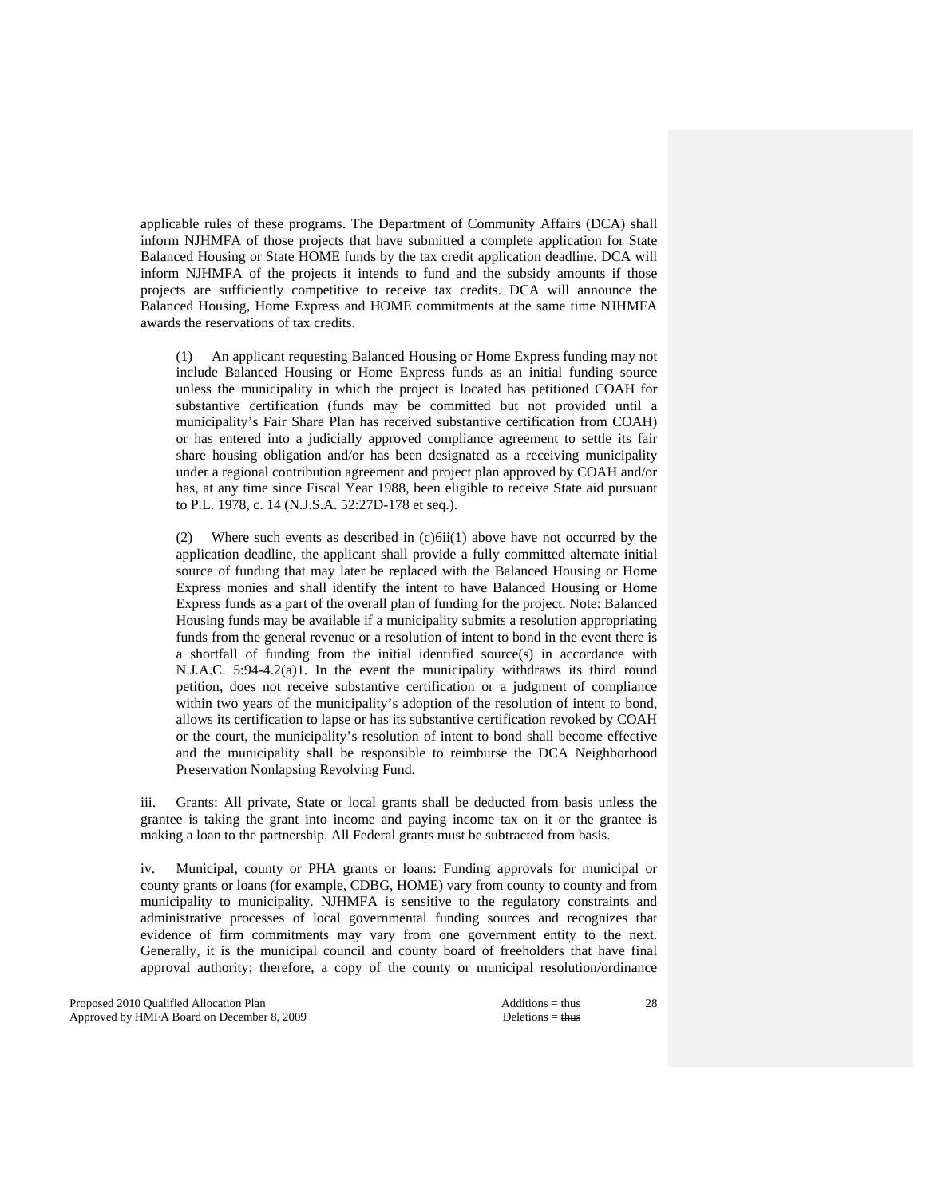applicable rules of these programs. The Department of Community Affairs (DCA) shall inform NJHMFA of those projects that have submitted a complete application for State Balanced Housing or State HOME funds by the tax credit application deadline. DCA will inform NJHMFA of the projects it intends to fund and the subsidy amounts if those projects are sufficiently competitive to receive tax credits. DCA will announce the Balanced Housing, Home Express and HOME commitments at the same time NJHMFA awards the reservations of tax credits.

(1) An applicant requesting Balanced Housing or Home Express funding may not include Balanced Housing or Home Express funds as an initial funding source unless the municipality in which the project is located has petitioned COAH for substantive certification (funds may be committed but not provided until a municipality's Fair Share Plan has received substantive certification from COAH) or has entered into a judicially approved compliance agreement to settle its fair share housing obligation and/or has been designated as a receiving municipality under a regional contribution agreement and project plan approved by COAH and/or has, at any time since Fiscal Year 1988, been eligible to receive State aid pursuant to P.L. 1978, c. 14 (N.J.S.A. 52:27D-178 et seq.).

(2) Where such events as described in (c)6ii(1) above have not occurred by the application deadline, the applicant shall provide a fully committed alternate initial source of funding that may later be replaced with the Balanced Housing or Home Express monies and shall identify the intent to have Balanced Housing or Home Express funds as a part of the overall plan of funding for the project. Note: Balanced Housing funds may be available if a municipality submits a resolution appropriating funds from the general revenue or a resolution of intent to bond in the event there is a shortfall of funding from the initial identified source(s) in accordance with N.J.A.C. 5:94-4.2(a)1. In the event the municipality withdraws its third round petition, does not receive substantive certification or a judgment of compliance within two years of the municipality's adoption of the resolution of intent to bond, allows its certification to lapse or has its substantive certification revoked by COAH or the court, the municipality's resolution of intent to bond shall become effective and the municipality shall be responsible to reimburse the DCA Neighborhood Preservation Nonlapsing Revolving Fund.

iii. Grants: All private, State or local grants shall be deducted from basis unless the grantee is taking the grant into income and paying income tax on it or the grantee is making a loan to the partnership. All Federal grants must be subtracted from basis.

iv. Municipal, county or PHA grants or loans: Funding approvals for municipal or county grants or loans (for example, CDBG, HOME) vary from county to county and from municipality to municipality. NJHMFA is sensitive to the regulatory constraints and administrative processes of local governmental funding sources and recognizes that evidence of firm commitments may vary from one government entity to the next. Generally, it is the municipal council and county board of freeholders that have final approval authority; therefore, a copy of the county or municipal resolution/ordinance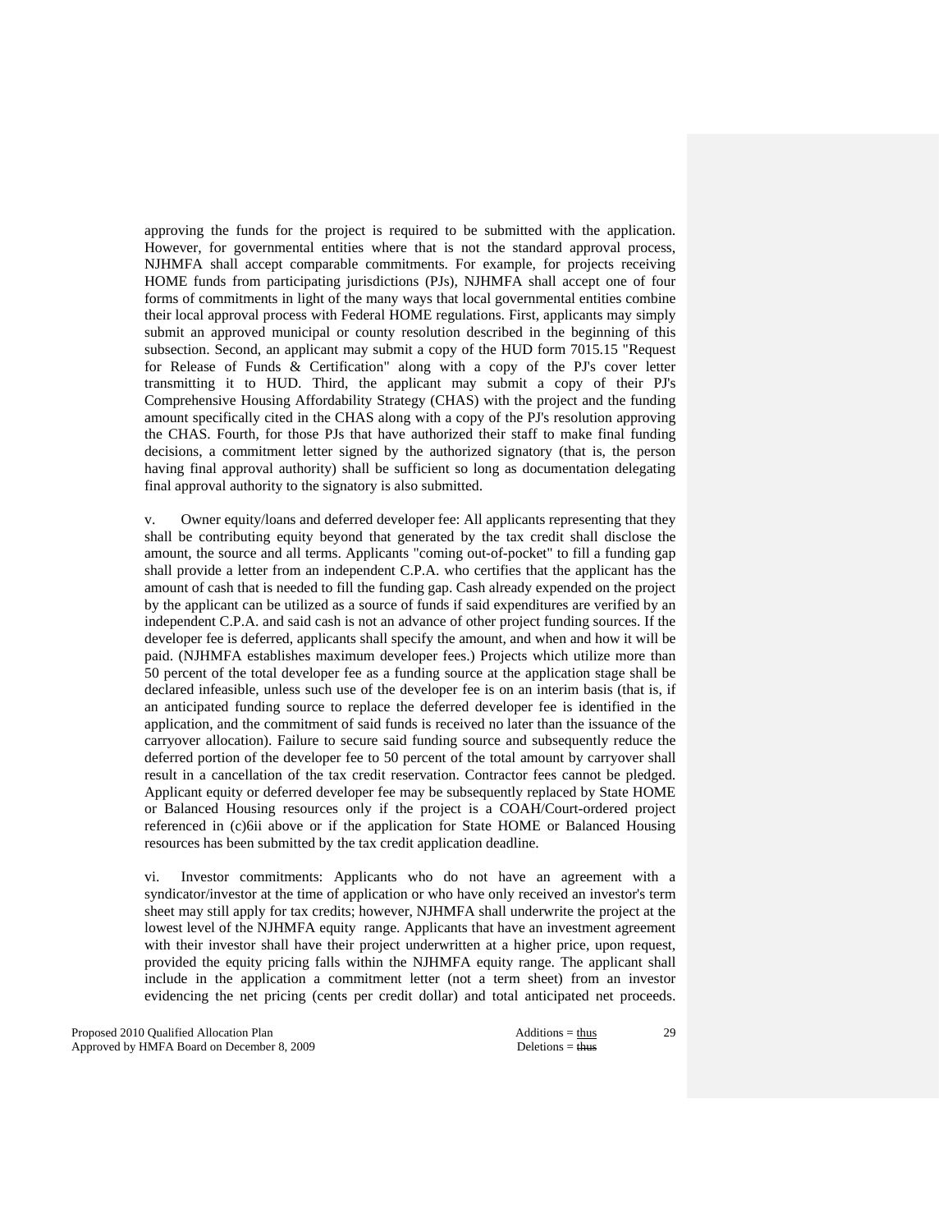approving the funds for the project is required to be submitted with the application. However, for governmental entities where that is not the standard approval process, NJHMFA shall accept comparable commitments. For example, for projects receiving HOME funds from participating jurisdictions (PJs), NJHMFA shall accept one of four forms of commitments in light of the many ways that local governmental entities combine their local approval process with Federal HOME regulations. First, applicants may simply submit an approved municipal or county resolution described in the beginning of this subsection. Second, an applicant may submit a copy of the HUD form 7015.15 "Request for Release of Funds & Certification" along with a copy of the PJ's cover letter transmitting it to HUD. Third, the applicant may submit a copy of their PJ's Comprehensive Housing Affordability Strategy (CHAS) with the project and the funding amount specifically cited in the CHAS along with a copy of the PJ's resolution approving the CHAS. Fourth, for those PJs that have authorized their staff to make final funding decisions, a commitment letter signed by the authorized signatory (that is, the person having final approval authority) shall be sufficient so long as documentation delegating final approval authority to the signatory is also submitted.

v. Owner equity/loans and deferred developer fee: All applicants representing that they shall be contributing equity beyond that generated by the tax credit shall disclose the amount, the source and all terms. Applicants "coming out-of-pocket" to fill a funding gap shall provide a letter from an independent C.P.A. who certifies that the applicant has the amount of cash that is needed to fill the funding gap. Cash already expended on the project by the applicant can be utilized as a source of funds if said expenditures are verified by an independent C.P.A. and said cash is not an advance of other project funding sources. If the developer fee is deferred, applicants shall specify the amount, and when and how it will be paid. (NJHMFA establishes maximum developer fees.) Projects which utilize more than 50 percent of the total developer fee as a funding source at the application stage shall be declared infeasible, unless such use of the developer fee is on an interim basis (that is, if an anticipated funding source to replace the deferred developer fee is identified in the application, and the commitment of said funds is received no later than the issuance of the carryover allocation). Failure to secure said funding source and subsequently reduce the deferred portion of the developer fee to 50 percent of the total amount by carryover shall result in a cancellation of the tax credit reservation. Contractor fees cannot be pledged. Applicant equity or deferred developer fee may be subsequently replaced by State HOME or Balanced Housing resources only if the project is a COAH/Court-ordered project referenced in (c)6ii above or if the application for State HOME or Balanced Housing resources has been submitted by the tax credit application deadline.

vi. Investor commitments: Applicants who do not have an agreement with a syndicator/investor at the time of application or who have only received an investor's term sheet may still apply for tax credits; however, NJHMFA shall underwrite the project at the lowest level of the NJHMFA equity range. Applicants that have an investment agreement with their investor shall have their project underwritten at a higher price, upon request, provided the equity pricing falls within the NJHMFA equity range. The applicant shall include in the application a commitment letter (not a term sheet) from an investor evidencing the net pricing (cents per credit dollar) and total anticipated net proceeds.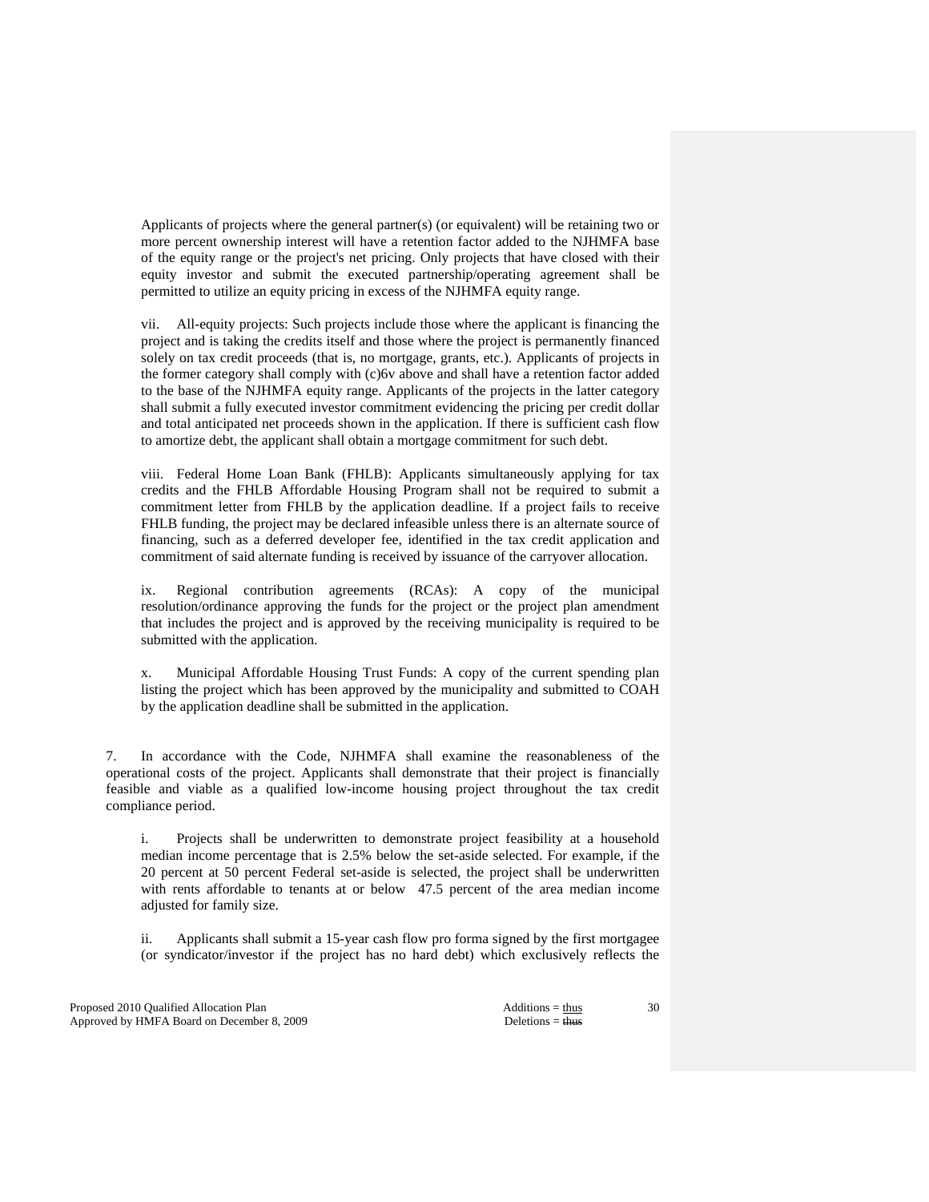Applicants of projects where the general partner(s) (or equivalent) will be retaining two or more percent ownership interest will have a retention factor added to the NJHMFA base of the equity range or the project's net pricing. Only projects that have closed with their equity investor and submit the executed partnership/operating agreement shall be permitted to utilize an equity pricing in excess of the NJHMFA equity range.

vii. All-equity projects: Such projects include those where the applicant is financing the project and is taking the credits itself and those where the project is permanently financed solely on tax credit proceeds (that is, no mortgage, grants, etc.). Applicants of projects in the former category shall comply with (c)6v above and shall have a retention factor added to the base of the NJHMFA equity range. Applicants of the projects in the latter category shall submit a fully executed investor commitment evidencing the pricing per credit dollar and total anticipated net proceeds shown in the application. If there is sufficient cash flow to amortize debt, the applicant shall obtain a mortgage commitment for such debt.

viii. Federal Home Loan Bank (FHLB): Applicants simultaneously applying for tax credits and the FHLB Affordable Housing Program shall not be required to submit a commitment letter from FHLB by the application deadline. If a project fails to receive FHLB funding, the project may be declared infeasible unless there is an alternate source of financing, such as a deferred developer fee, identified in the tax credit application and commitment of said alternate funding is received by issuance of the carryover allocation.

ix. Regional contribution agreements (RCAs): A copy of the municipal resolution/ordinance approving the funds for the project or the project plan amendment that includes the project and is approved by the receiving municipality is required to be submitted with the application.

x. Municipal Affordable Housing Trust Funds: A copy of the current spending plan listing the project which has been approved by the municipality and submitted to COAH by the application deadline shall be submitted in the application.

7. In accordance with the Code, NJHMFA shall examine the reasonableness of the operational costs of the project. Applicants shall demonstrate that their project is financially feasible and viable as a qualified low-income housing project throughout the tax credit compliance period.

i. Projects shall be underwritten to demonstrate project feasibility at a household median income percentage that is 2.5% below the set-aside selected. For example, if the 20 percent at 50 percent Federal set-aside is selected, the project shall be underwritten with rents affordable to tenants at or below 47.5 percent of the area median income adjusted for family size.

ii. Applicants shall submit a 15-year cash flow pro forma signed by the first mortgagee (or syndicator/investor if the project has no hard debt) which exclusively reflects the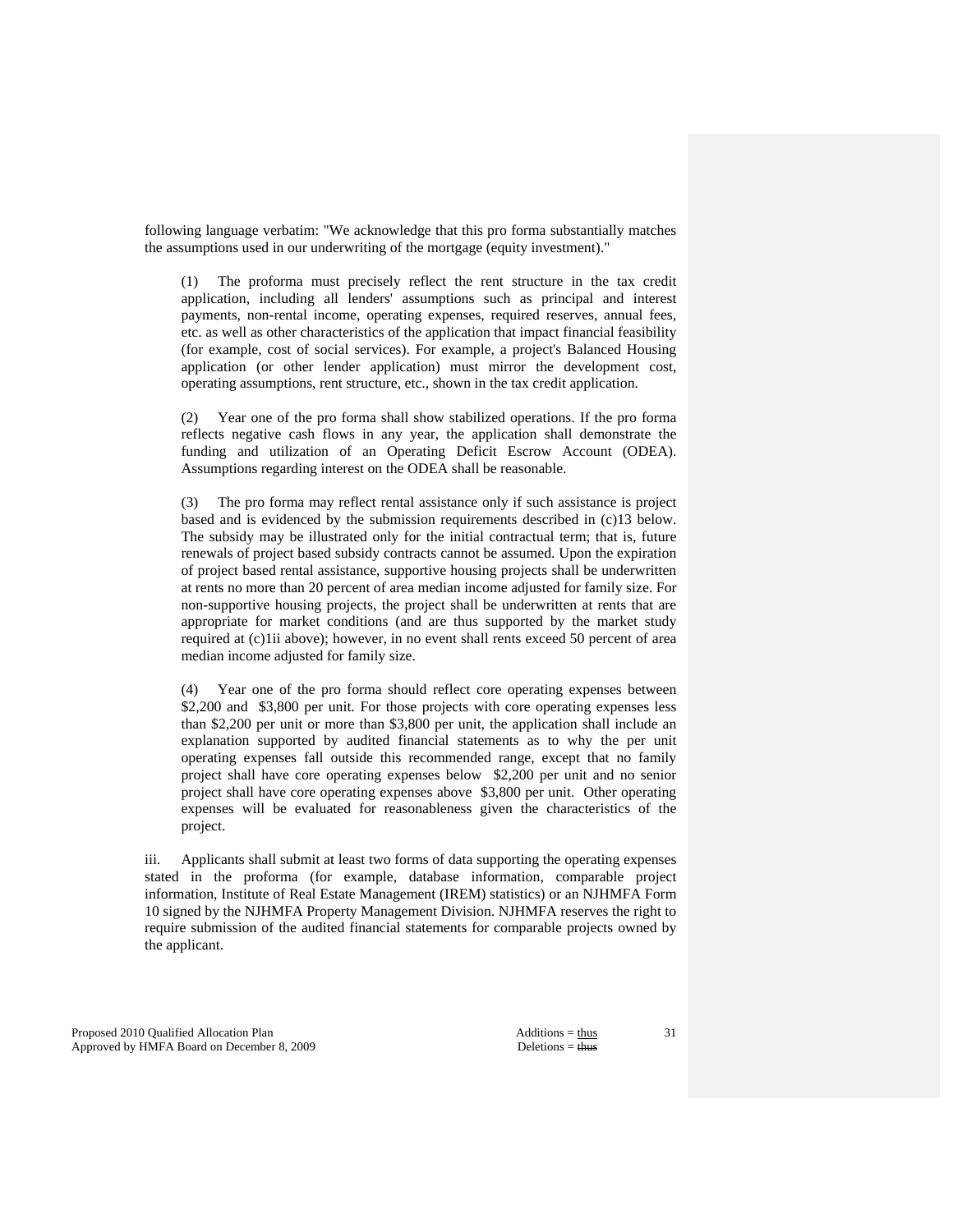following language verbatim: "We acknowledge that this pro forma substantially matches the assumptions used in our underwriting of the mortgage (equity investment)."

(1) The proforma must precisely reflect the rent structure in the tax credit application, including all lenders' assumptions such as principal and interest payments, non-rental income, operating expenses, required reserves, annual fees, etc. as well as other characteristics of the application that impact financial feasibility (for example, cost of social services). For example, a project's Balanced Housing application (or other lender application) must mirror the development cost, operating assumptions, rent structure, etc., shown in the tax credit application.

(2) Year one of the pro forma shall show stabilized operations. If the pro forma reflects negative cash flows in any year, the application shall demonstrate the funding and utilization of an Operating Deficit Escrow Account (ODEA). Assumptions regarding interest on the ODEA shall be reasonable.

(3) The pro forma may reflect rental assistance only if such assistance is project based and is evidenced by the submission requirements described in (c)13 below. The subsidy may be illustrated only for the initial contractual term; that is, future renewals of project based subsidy contracts cannot be assumed. Upon the expiration of project based rental assistance, supportive housing projects shall be underwritten at rents no more than 20 percent of area median income adjusted for family size. For non-supportive housing projects, the project shall be underwritten at rents that are appropriate for market conditions (and are thus supported by the market study required at (c)1ii above); however, in no event shall rents exceed 50 percent of area median income adjusted for family size.

(4) Year one of the pro forma should reflect core operating expenses between \$2,200 and \$3,800 per unit. For those projects with core operating expenses less than \$2,200 per unit or more than \$3,800 per unit, the application shall include an explanation supported by audited financial statements as to why the per unit operating expenses fall outside this recommended range, except that no family project shall have core operating expenses below \$2,200 per unit and no senior project shall have core operating expenses above \$3,800 per unit. Other operating expenses will be evaluated for reasonableness given the characteristics of the project.

iii. Applicants shall submit at least two forms of data supporting the operating expenses stated in the proforma (for example, database information, comparable project information, Institute of Real Estate Management (IREM) statistics) or an NJHMFA Form 10 signed by the NJHMFA Property Management Division. NJHMFA reserves the right to require submission of the audited financial statements for comparable projects owned by the applicant.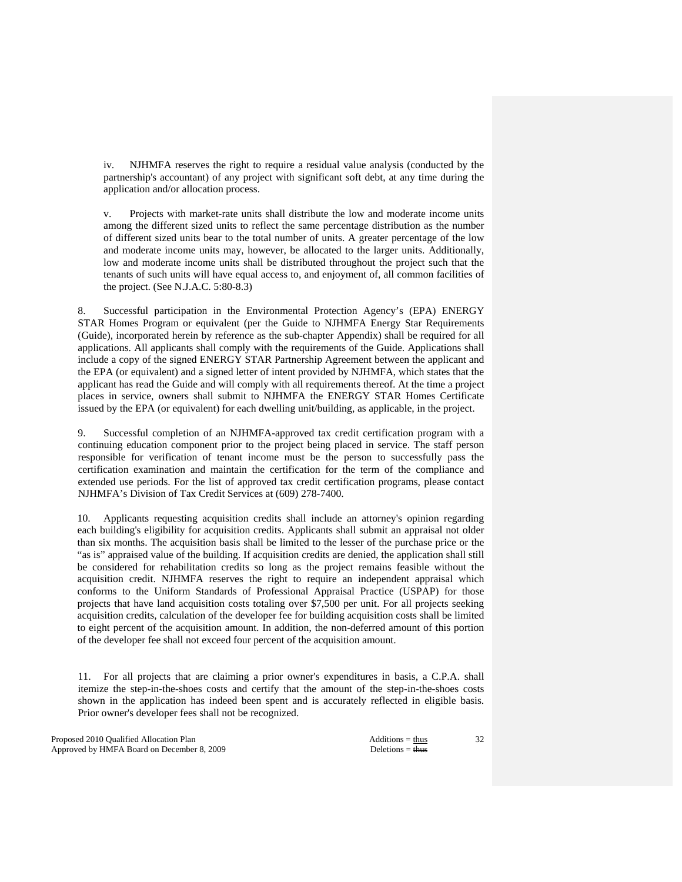iv. NJHMFA reserves the right to require a residual value analysis (conducted by the partnership's accountant) of any project with significant soft debt, at any time during the application and/or allocation process.

v. Projects with market-rate units shall distribute the low and moderate income units among the different sized units to reflect the same percentage distribution as the number of different sized units bear to the total number of units. A greater percentage of the low and moderate income units may, however, be allocated to the larger units. Additionally, low and moderate income units shall be distributed throughout the project such that the tenants of such units will have equal access to, and enjoyment of, all common facilities of the project. (See N.J.A.C. 5:80-8.3)

8. Successful participation in the Environmental Protection Agency's (EPA) ENERGY STAR Homes Program or equivalent (per the Guide to NJHMFA Energy Star Requirements (Guide), incorporated herein by reference as the sub-chapter Appendix) shall be required for all applications. All applicants shall comply with the requirements of the Guide. Applications shall include a copy of the signed ENERGY STAR Partnership Agreement between the applicant and the EPA (or equivalent) and a signed letter of intent provided by NJHMFA, which states that the applicant has read the Guide and will comply with all requirements thereof. At the time a project places in service, owners shall submit to NJHMFA the ENERGY STAR Homes Certificate issued by the EPA (or equivalent) for each dwelling unit/building, as applicable, in the project.

9. Successful completion of an NJHMFA-approved tax credit certification program with a continuing education component prior to the project being placed in service. The staff person responsible for verification of tenant income must be the person to successfully pass the certification examination and maintain the certification for the term of the compliance and extended use periods. For the list of approved tax credit certification programs, please contact NJHMFA's Division of Tax Credit Services at (609) 278-7400.

10. Applicants requesting acquisition credits shall include an attorney's opinion regarding each building's eligibility for acquisition credits. Applicants shall submit an appraisal not older than six months. The acquisition basis shall be limited to the lesser of the purchase price or the "as is" appraised value of the building. If acquisition credits are denied, the application shall still be considered for rehabilitation credits so long as the project remains feasible without the acquisition credit. NJHMFA reserves the right to require an independent appraisal which conforms to the Uniform Standards of Professional Appraisal Practice (USPAP) for those projects that have land acquisition costs totaling over $7,500 per unit. For all projects seeking acquisition credits, calculation of the developer fee for building acquisition costs shall be limited to eight percent of the acquisition amount. In addition, the non-deferred amount of this portion of the developer fee shall not exceed four percent of the acquisition amount.

11. For all projects that are claiming a prior owner's expenditures in basis, a C.P.A. shall itemize the step-in-the-shoes costs and certify that the amount of the step-in-the-shoes costs shown in the application has indeed been spent and is accurately reflected in eligible basis. Prior owner's developer fees shall not be recognized.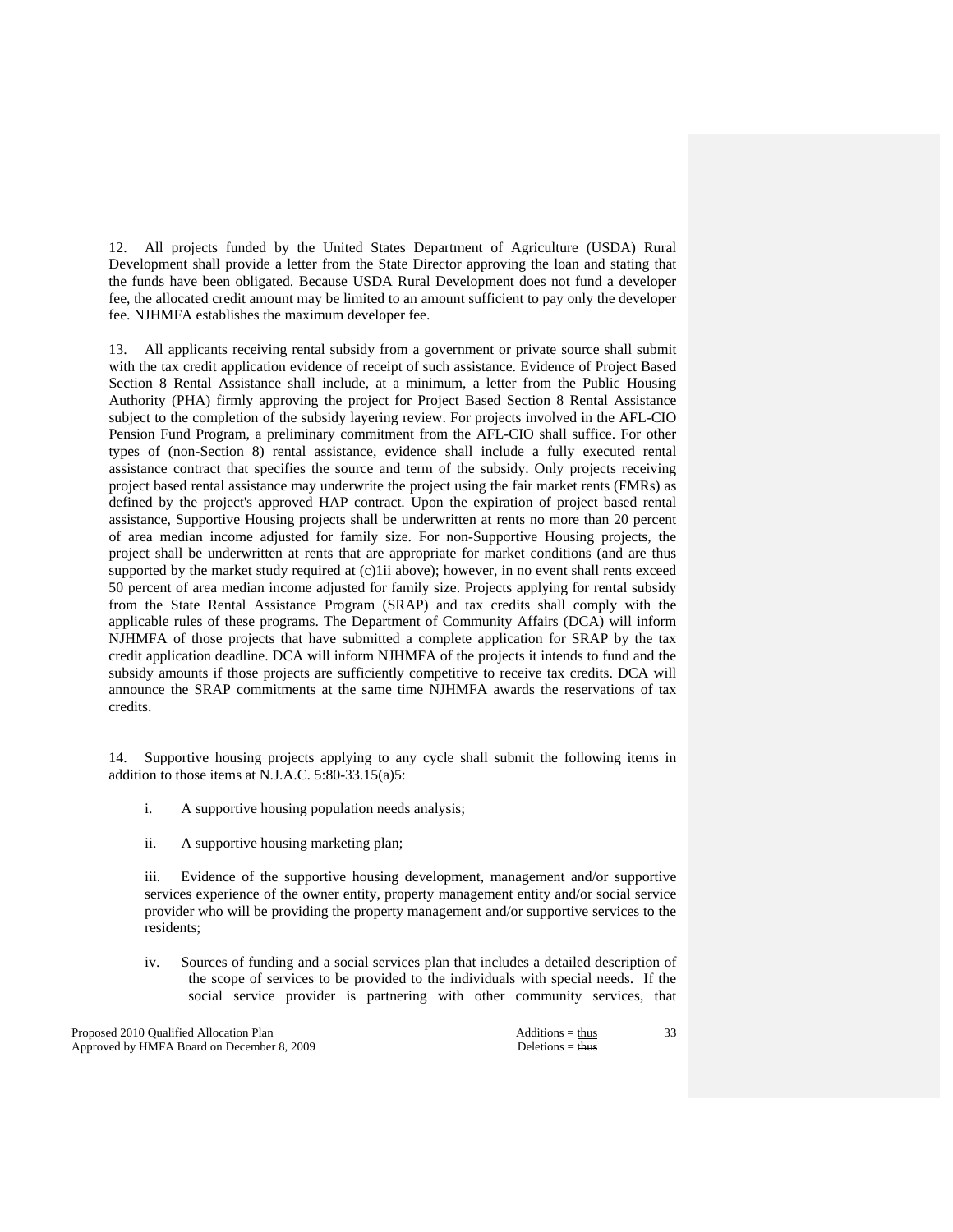12. All projects funded by the United States Department of Agriculture (USDA) Rural Development shall provide a letter from the State Director approving the loan and stating that the funds have been obligated. Because USDA Rural Development does not fund a developer fee, the allocated credit amount may be limited to an amount sufficient to pay only the developer fee. NJHMFA establishes the maximum developer fee.

13. All applicants receiving rental subsidy from a government or private source shall submit with the tax credit application evidence of receipt of such assistance. Evidence of Project Based Section 8 Rental Assistance shall include, at a minimum, a letter from the Public Housing Authority (PHA) firmly approving the project for Project Based Section 8 Rental Assistance subject to the completion of the subsidy layering review. For projects involved in the AFL-CIO Pension Fund Program, a preliminary commitment from the AFL-CIO shall suffice. For other types of (non-Section 8) rental assistance, evidence shall include a fully executed rental assistance contract that specifies the source and term of the subsidy. Only projects receiving project based rental assistance may underwrite the project using the fair market rents (FMRs) as defined by the project's approved HAP contract. Upon the expiration of project based rental assistance, Supportive Housing projects shall be underwritten at rents no more than 20 percent of area median income adjusted for family size. For non-Supportive Housing projects, the project shall be underwritten at rents that are appropriate for market conditions (and are thus supported by the market study required at (c)1ii above); however, in no event shall rents exceed 50 percent of area median income adjusted for family size. Projects applying for rental subsidy from the State Rental Assistance Program (SRAP) and tax credits shall comply with the applicable rules of these programs. The Department of Community Affairs (DCA) will inform NJHMFA of those projects that have submitted a complete application for SRAP by the tax credit application deadline. DCA will inform NJHMFA of the projects it intends to fund and the subsidy amounts if those projects are sufficiently competitive to receive tax credits. DCA will announce the SRAP commitments at the same time NJHMFA awards the reservations of tax credits.

14. Supportive housing projects applying to any cycle shall submit the following items in addition to those items at N.J.A.C. 5:80-33.15(a)5:

i. A supportive housing population needs analysis;

ii. A supportive housing marketing plan;

iii. Evidence of the supportive housing development, management and/or supportive services experience of the owner entity, property management entity and/or social service provider who will be providing the property management and/or supportive services to the residents;

iv. Sources of funding and a social services plan that includes a detailed description of the scope of services to be provided to the individuals with special needs. If the social service provider is partnering with other community services, that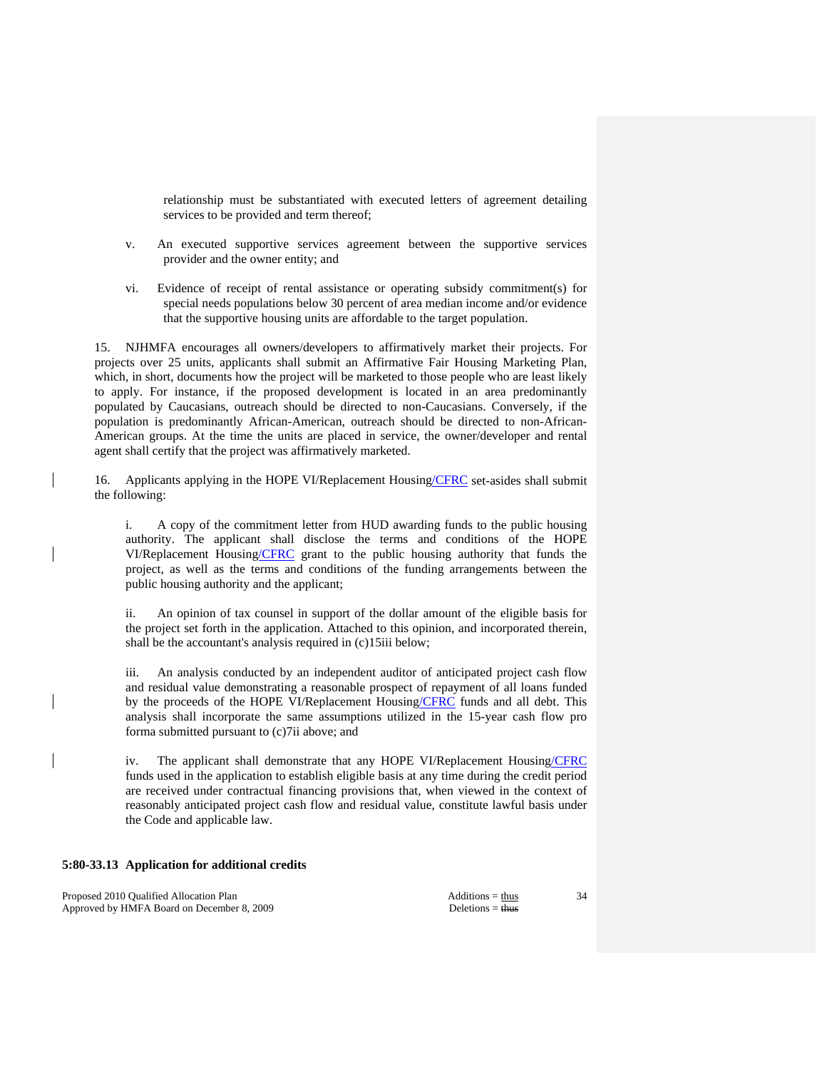relationship must be substantiated with executed letters of agreement detailing services to be provided and term thereof;

v. An executed supportive services agreement between the supportive services provider and the owner entity; and

vi. Evidence of receipt of rental assistance or operating subsidy commitment(s) for special needs populations below 30 percent of area median income and/or evidence that the supportive housing units are affordable to the target population.

15. NJHMFA encourages all owners/developers to affirmatively market their projects. For projects over 25 units, applicants shall submit an Affirmative Fair Housing Marketing Plan, which, in short, documents how the project will be marketed to those people who are least likely to apply. For instance, if the proposed development is located in an area predominantly populated by Caucasians, outreach should be directed to non-Caucasians. Conversely, if the population is predominantly African-American, outreach should be directed to non-African-American groups. At the time the units are placed in service, the owner/developer and rental agent shall certify that the project was affirmatively marketed.

16. Applicants applying in the HOPE VI/Replacement Housing/CFRC set-asides shall submit the following:

i. A copy of the commitment letter from HUD awarding funds to the public housing authority. The applicant shall disclose the terms and conditions of the HOPE VI/Replacement Housing/CFRC grant to the public housing authority that funds the project, as well as the terms and conditions of the funding arrangements between the public housing authority and the applicant;

ii. An opinion of tax counsel in support of the dollar amount of the eligible basis for the project set forth in the application. Attached to this opinion, and incorporated therein, shall be the accountant's analysis required in (c)15iii below;

iii. An analysis conducted by an independent auditor of anticipated project cash flow and residual value demonstrating a reasonable prospect of repayment of all loans funded by the proceeds of the HOPE VI/Replacement Housing/CFRC funds and all debt. This analysis shall incorporate the same assumptions utilized in the 15-year cash flow pro forma submitted pursuant to (c)7ii above; and

iv. The applicant shall demonstrate that any HOPE VI/Replacement Housing/CFRC funds used in the application to establish eligible basis at any time during the credit period are received under contractual financing provisions that, when viewed in the context of reasonably anticipated project cash flow and residual value, constitute lawful basis under the Code and applicable law.

**5:80-33.13 Application for additional credits**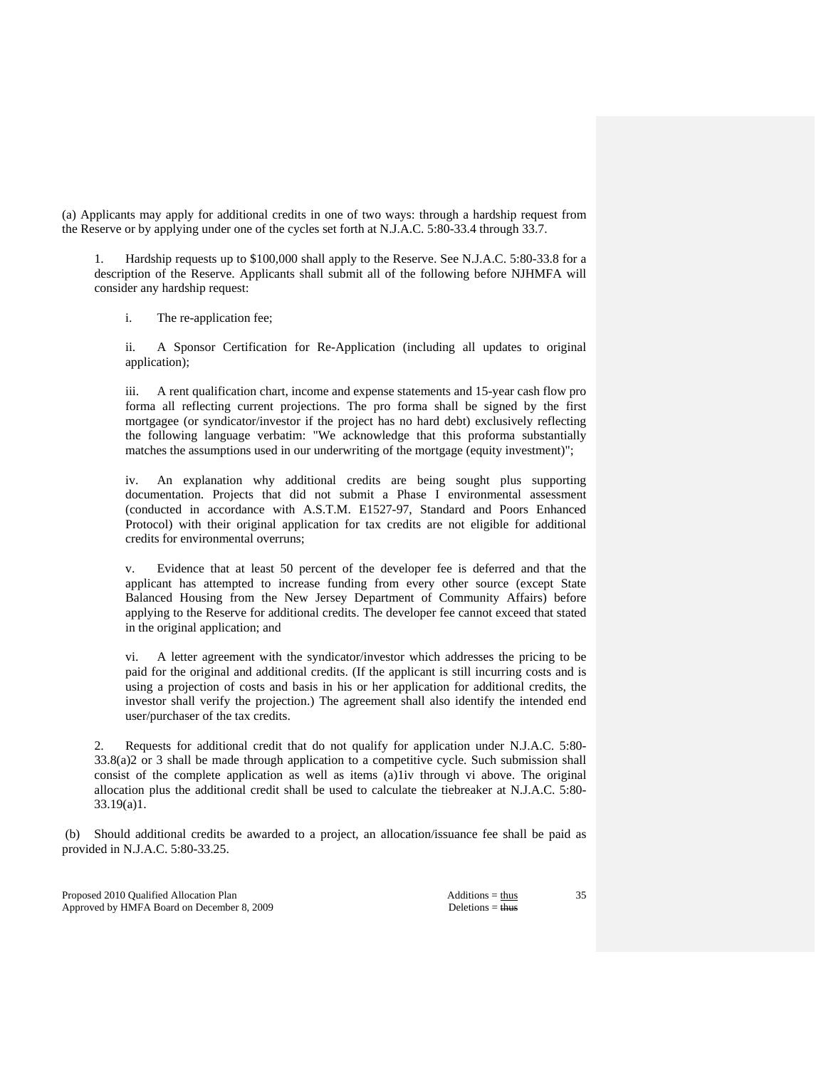(a) Applicants may apply for additional credits in one of two ways: through a hardship request from the Reserve or by applying under one of the cycles set forth at N.J.A.C. 5:80-33.4 through 33.7.

1. Hardship requests up to $100,000 shall apply to the Reserve. See N.J.A.C. 5:80-33.8 for a description of the Reserve. Applicants shall submit all of the following before NJHMFA will consider any hardship request:

   i. The re-application fee;

   ii. A Sponsor Certification for Re-Application (including all updates to original application);

   iii. A rent qualification chart, income and expense statements and 15-year cash flow pro forma all reflecting current projections. The pro forma shall be signed by the first mortgagee (or syndicator/investor if the project has no hard debt) exclusively reflecting the following language verbatim: "We acknowledge that this proforma substantially matches the assumptions used in our underwriting of the mortgage (equity investment)";

   iv. An explanation why additional credits are being sought plus supporting documentation. Projects that did not submit a Phase I environmental assessment (conducted in accordance with A.S.T.M. E1527-97, Standard and Poors Enhanced Protocol) with their original application for tax credits are not eligible for additional credits for environmental overruns;

   v. Evidence that at least 50 percent of the developer fee is deferred and that the applicant has attempted to increase funding from every other source (except State Balanced Housing from the New Jersey Department of Community Affairs) before applying to the Reserve for additional credits. The developer fee cannot exceed that stated in the original application; and

   vi. A letter agreement with the syndicator/investor which addresses the pricing to be paid for the original and additional credits. (If the applicant is still incurring costs and is using a projection of costs and basis in his or her application for additional credits, the investor shall verify the projection.) The agreement shall also identify the intended end user/purchaser of the tax credits.

2. Requests for additional credit that do not qualify for application under N.J.A.C. 5:80-33.8(a)2 or 3 shall be made through application to a competitive cycle. Such submission shall consist of the complete application as well as items (a)1iv through vi above. The original allocation plus the additional credit shall be used to calculate the tiebreaker at N.J.A.C. 5:80-33.19(a)1.

(b) Should additional credits be awarded to a project, an allocation/issuance fee shall be paid as provided in N.J.A.C. 5:80-33.25.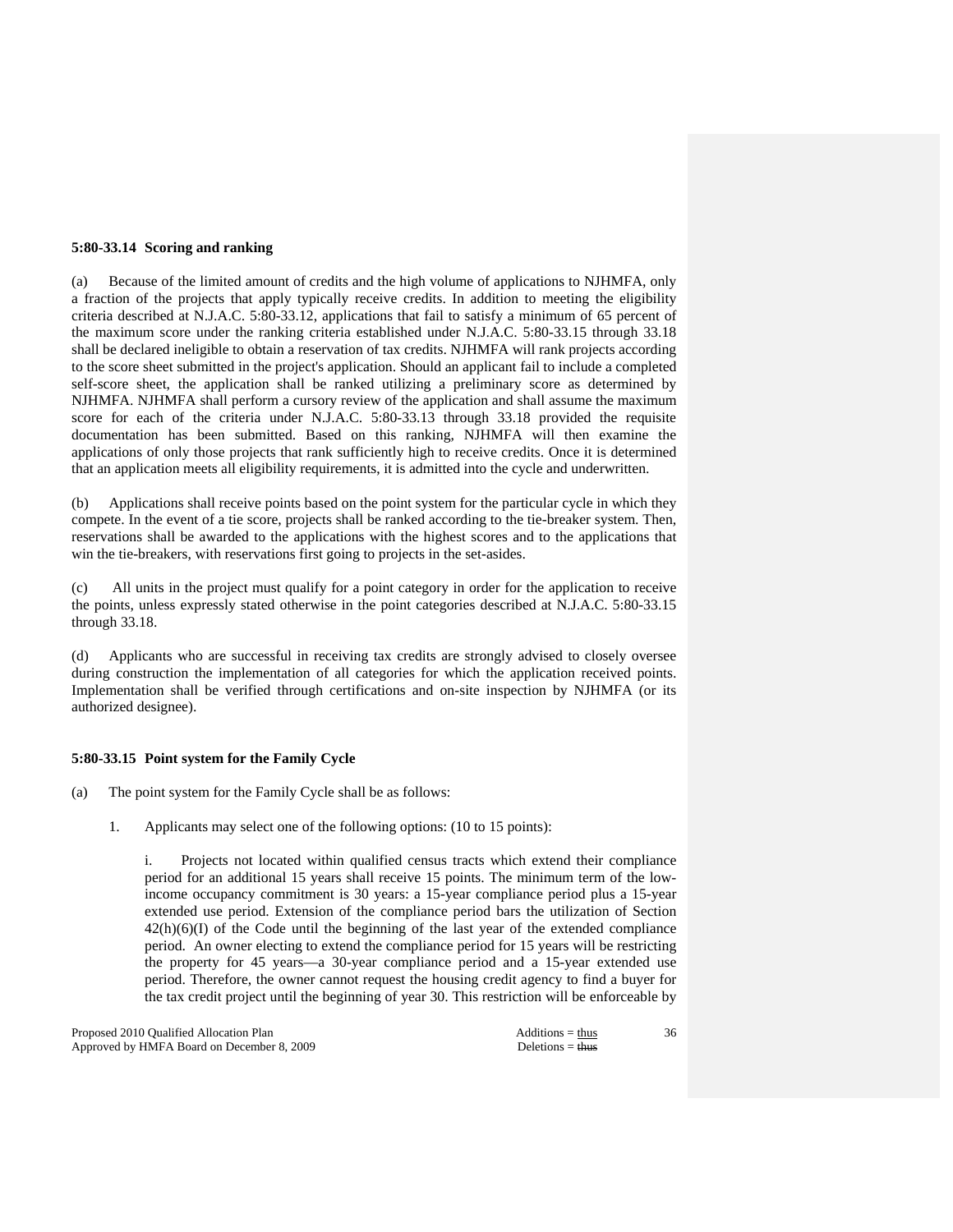**5:80-33.14 Scoring and ranking**

(a) Because of the limited amount of credits and the high volume of applications to NJHMFA, only a fraction of the projects that apply typically receive credits. In addition to meeting the eligibility criteria described at N.J.A.C. 5:80-33.12, applications that fail to satisfy a minimum of 65 percent of the maximum score under the ranking criteria established under N.J.A.C. 5:80-33.15 through 33.18 shall be declared ineligible to obtain a reservation of tax credits. NJHMFA will rank projects according to the score sheet submitted in the project's application. Should an applicant fail to include a completed self-score sheet, the application shall be ranked utilizing a preliminary score as determined by NJHMFA. NJHMFA shall perform a cursory review of the application and shall assume the maximum score for each of the criteria under N.J.A.C. 5:80-33.13 through 33.18 provided the requisite documentation has been submitted. Based on this ranking, NJHMFA will then examine the applications of only those projects that rank sufficiently high to receive credits. Once it is determined that an application meets all eligibility requirements, it is admitted into the cycle and underwritten.

(b) Applications shall receive points based on the point system for the particular cycle in which they compete. In the event of a tie score, projects shall be ranked according to the tie-breaker system. Then, reservations shall be awarded to the applications with the highest scores and to the applications that win the tie-breakers, with reservations first going to projects in the set-asides.

(c) All units in the project must qualify for a point category in order for the application to receive the points, unless expressly stated otherwise in the point categories described at N.J.A.C. 5:80-33.15 through 33.18.

(d) Applicants who are successful in receiving tax credits are strongly advised to closely oversee during construction the implementation of all categories for which the application received points. Implementation shall be verified through certifications and on-site inspection by NJHMFA (or its authorized designee).

**5:80-33.15 Point system for the Family Cycle**

(a) The point system for the Family Cycle shall be as follows:

1. Applicants may select one of the following options: (10 to 15 points):

    i. Projects not located within qualified census tracts which extend their compliance period for an additional 15 years shall receive 15 points. The minimum term of the low-income occupancy commitment is 30 years: a 15-year compliance period plus a 15-year extended use period. Extension of the compliance period bars the utilization of Section 42(h)(6)(I) of the Code until the beginning of the last year of the extended compliance period. An owner electing to extend the compliance period for 15 years will be restricting the property for 45 years—a 30-year compliance period and a 15-year extended use period. Therefore, the owner cannot request the housing credit agency to find a buyer for the tax credit project until the beginning of year 30. This restriction will be enforceable by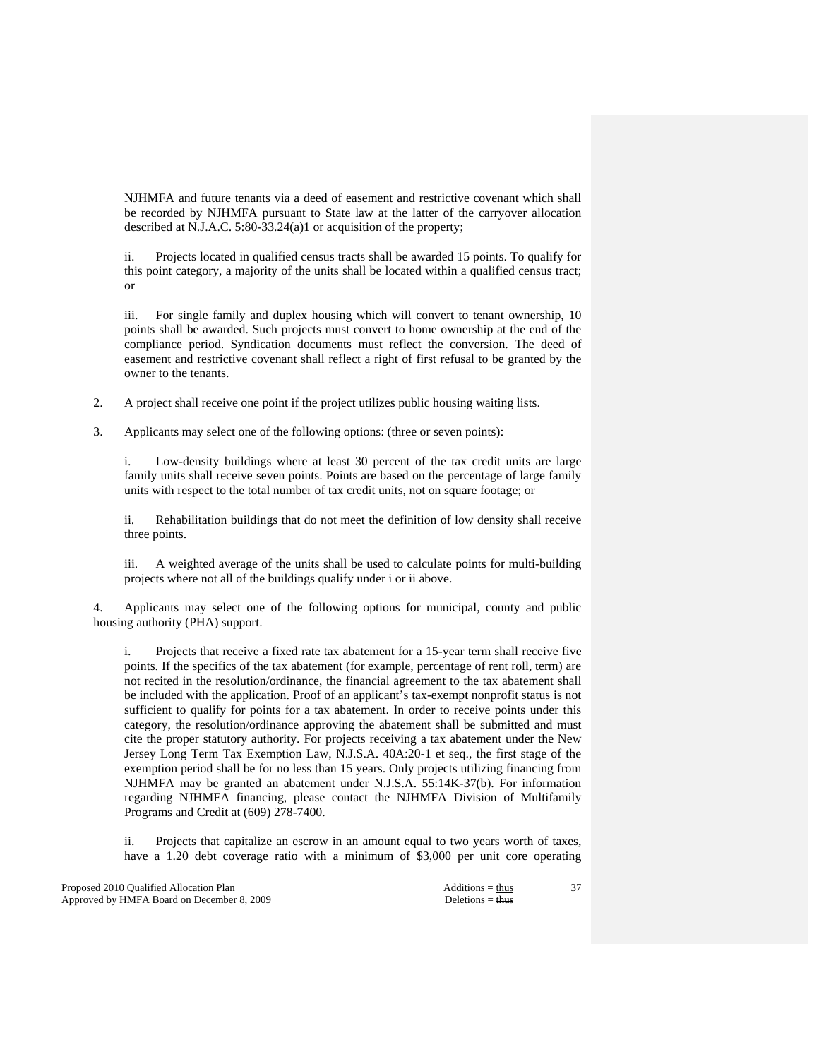NJHMFA and future tenants via a deed of easement and restrictive covenant which shall be recorded by NJHMFA pursuant to State law at the latter of the carryover allocation described at N.J.A.C. 5:80-33.24(a)1 or acquisition of the property;

ii. Projects located in qualified census tracts shall be awarded 15 points. To qualify for this point category, a majority of the units shall be located within a qualified census tract; or

iii. For single family and duplex housing which will convert to tenant ownership, 10 points shall be awarded. Such projects must convert to home ownership at the end of the compliance period. Syndication documents must reflect the conversion. The deed of easement and restrictive covenant shall reflect a right of first refusal to be granted by the owner to the tenants.

2. A project shall receive one point if the project utilizes public housing waiting lists.

3. Applicants may select one of the following options: (three or seven points):

i. Low-density buildings where at least 30 percent of the tax credit units are large family units shall receive seven points. Points are based on the percentage of large family units with respect to the total number of tax credit units, not on square footage; or

ii. Rehabilitation buildings that do not meet the definition of low density shall receive three points.

iii. A weighted average of the units shall be used to calculate points for multi-building projects where not all of the buildings qualify under i or ii above.

4. Applicants may select one of the following options for municipal, county and public housing authority (PHA) support.

i. Projects that receive a fixed rate tax abatement for a 15-year term shall receive five points. If the specifics of the tax abatement (for example, percentage of rent roll, term) are not recited in the resolution/ordinance, the financial agreement to the tax abatement shall be included with the application. Proof of an applicant's tax-exempt nonprofit status is not sufficient to qualify for points for a tax abatement. In order to receive points under this category, the resolution/ordinance approving the abatement shall be submitted and must cite the proper statutory authority. For projects receiving a tax abatement under the New Jersey Long Term Tax Exemption Law, N.J.S.A. 40A:20-1 et seq., the first stage of the exemption period shall be for no less than 15 years. Only projects utilizing financing from NJHMFA may be granted an abatement under N.J.S.A. 55:14K-37(b). For information regarding NJHMFA financing, please contact the NJHMFA Division of Multifamily Programs and Credit at (609) 278-7400.

ii. Projects that capitalize an escrow in an amount equal to two years worth of taxes, have a 1.20 debt coverage ratio with a minimum of $3,000 per unit core operating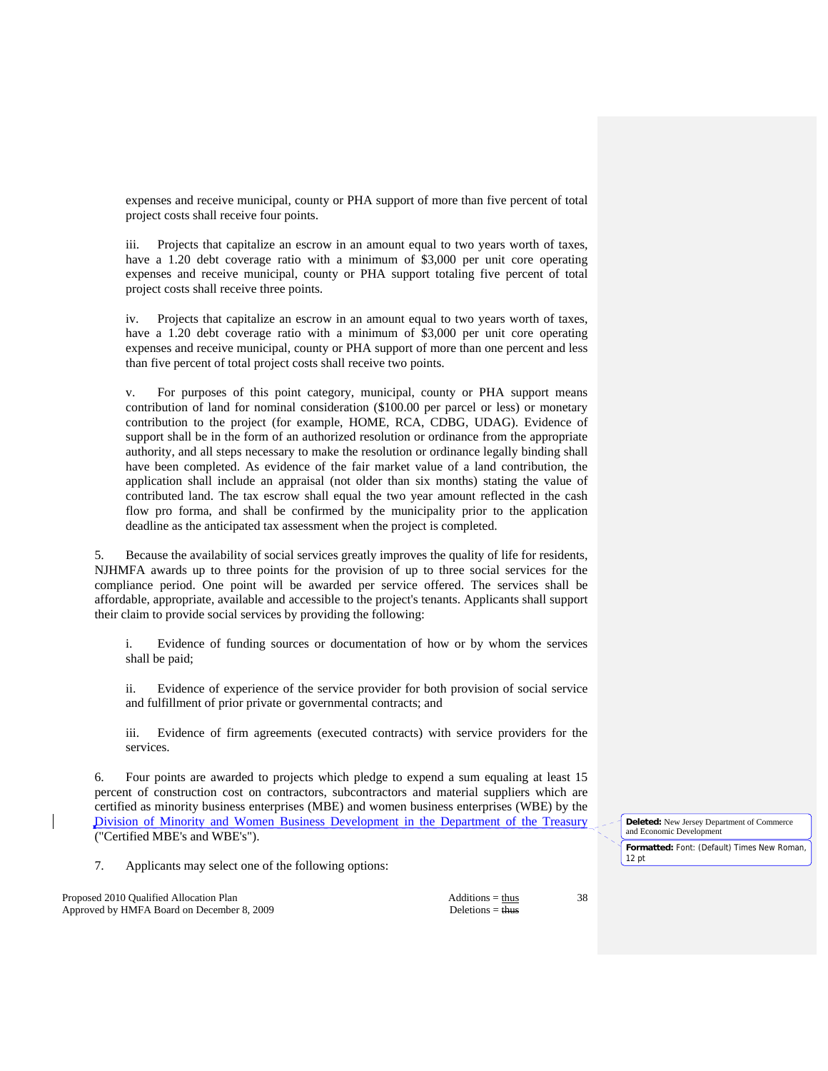expenses and receive municipal, county or PHA support of more than five percent of total project costs shall receive four points.

iii. Projects that capitalize an escrow in an amount equal to two years worth of taxes, have a 1.20 debt coverage ratio with a minimum of $3,000 per unit core operating expenses and receive municipal, county or PHA support totaling five percent of total project costs shall receive three points.

iv. Projects that capitalize an escrow in an amount equal to two years worth of taxes, have a 1.20 debt coverage ratio with a minimum of $3,000 per unit core operating expenses and receive municipal, county or PHA support of more than one percent and less than five percent of total project costs shall receive two points.

v. For purposes of this point category, municipal, county or PHA support means contribution of land for nominal consideration ($100.00 per parcel or less) or monetary contribution to the project (for example, HOME, RCA, CDBG, UDAG). Evidence of support shall be in the form of an authorized resolution or ordinance from the appropriate authority, and all steps necessary to make the resolution or ordinance legally binding shall have been completed. As evidence of the fair market value of a land contribution, the application shall include an appraisal (not older than six months) stating the value of contributed land. The tax escrow shall equal the two year amount reflected in the cash flow pro forma, and shall be confirmed by the municipality prior to the application deadline as the anticipated tax assessment when the project is completed.

5. Because the availability of social services greatly improves the quality of life for residents, NJHMFA awards up to three points for the provision of up to three social services for the compliance period. One point will be awarded per service offered. The services shall be affordable, appropriate, available and accessible to the project's tenants. Applicants shall support their claim to provide social services by providing the following:

i. Evidence of funding sources or documentation of how or by whom the services shall be paid;

ii. Evidence of experience of the service provider for both provision of social service and fulfillment of prior private or governmental contracts; and

iii. Evidence of firm agreements (executed contracts) with service providers for the services.

6. Four points are awarded to projects which pledge to expend a sum equaling at least 15 percent of construction cost on contractors, subcontractors and material suppliers which are certified as minority business enterprises (MBE) and women business enterprises (WBE) by the Division of Minority and Women Business Development in the Department of the Treasury ("Certified MBE's and WBE's").

**Deleted:** New Jersey Department of Commerce and Economic Development

**Formatted:** Font: (Default) Times New Roman, 12 pt

7. Applicants may select one of the following options: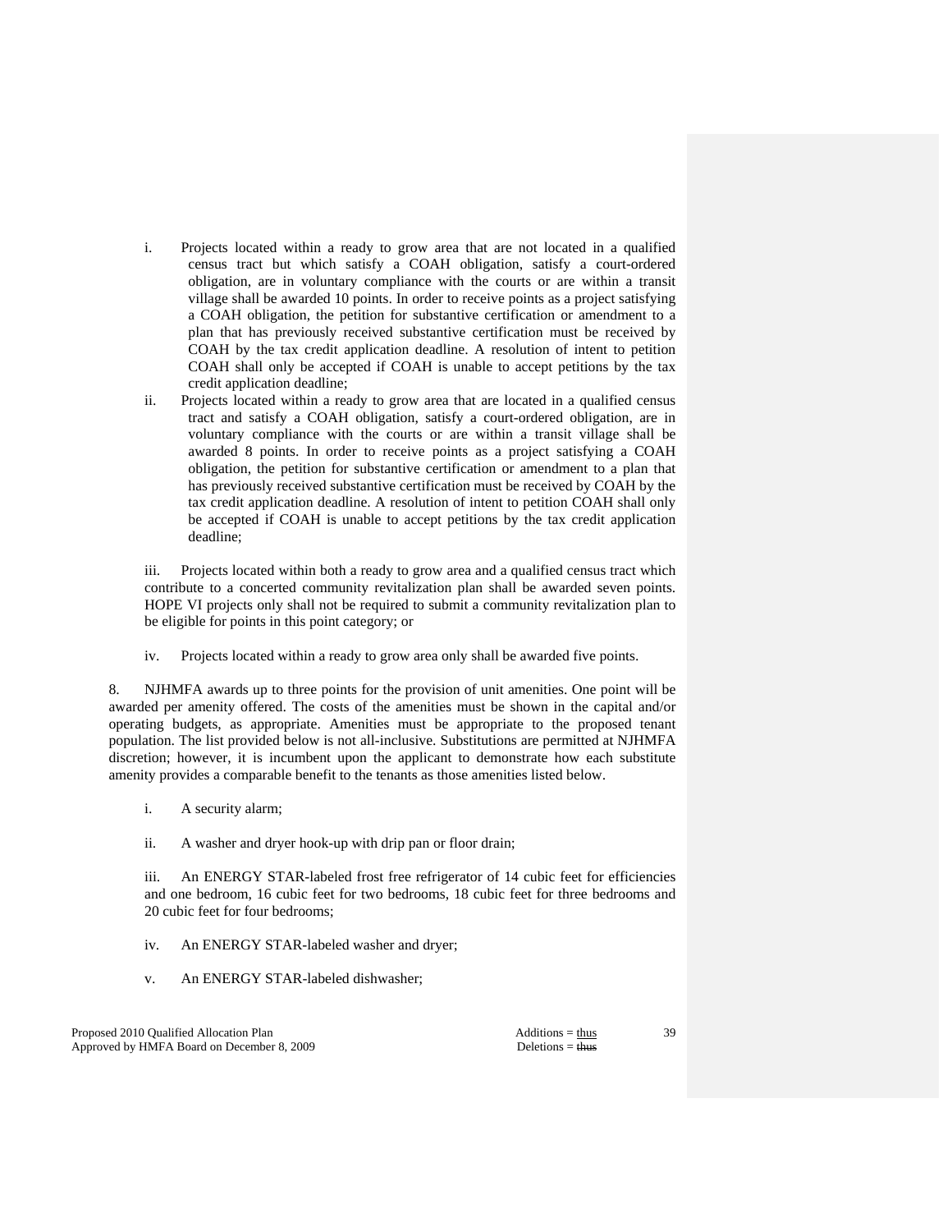i. Projects located within a ready to grow area that are not located in a qualified census tract but which satisfy a COAH obligation, satisfy a court-ordered obligation, are in voluntary compliance with the courts or are within a transit village shall be awarded 10 points. In order to receive points as a project satisfying a COAH obligation, the petition for substantive certification or amendment to a plan that has previously received substantive certification must be received by COAH by the tax credit application deadline. A resolution of intent to petition COAH shall only be accepted if COAH is unable to accept petitions by the tax credit application deadline;

ii. Projects located within a ready to grow area that are located in a qualified census tract and satisfy a COAH obligation, satisfy a court-ordered obligation, are in voluntary compliance with the courts or are within a transit village shall be awarded 8 points. In order to receive points as a project satisfying a COAH obligation, the petition for substantive certification or amendment to a plan that has previously received substantive certification must be received by COAH by the tax credit application deadline. A resolution of intent to petition COAH shall only be accepted if COAH is unable to accept petitions by the tax credit application deadline;

iii. Projects located within both a ready to grow area and a qualified census tract which contribute to a concerted community revitalization plan shall be awarded seven points. HOPE VI projects only shall not be required to submit a community revitalization plan to be eligible for points in this point category; or

iv. Projects located within a ready to grow area only shall be awarded five points.

8. NJHMFA awards up to three points for the provision of unit amenities. One point will be awarded per amenity offered. The costs of the amenities must be shown in the capital and/or operating budgets, as appropriate. Amenities must be appropriate to the proposed tenant population. The list provided below is not all-inclusive. Substitutions are permitted at NJHMFA discretion; however, it is incumbent upon the applicant to demonstrate how each substitute amenity provides a comparable benefit to the tenants as those amenities listed below.

i. A security alarm;

ii. A washer and dryer hook-up with drip pan or floor drain;

iii. An ENERGY STAR-labeled frost free refrigerator of 14 cubic feet for efficiencies and one bedroom, 16 cubic feet for two bedrooms, 18 cubic feet for three bedrooms and 20 cubic feet for four bedrooms;

iv. An ENERGY STAR-labeled washer and dryer;

v. An ENERGY STAR-labeled dishwasher;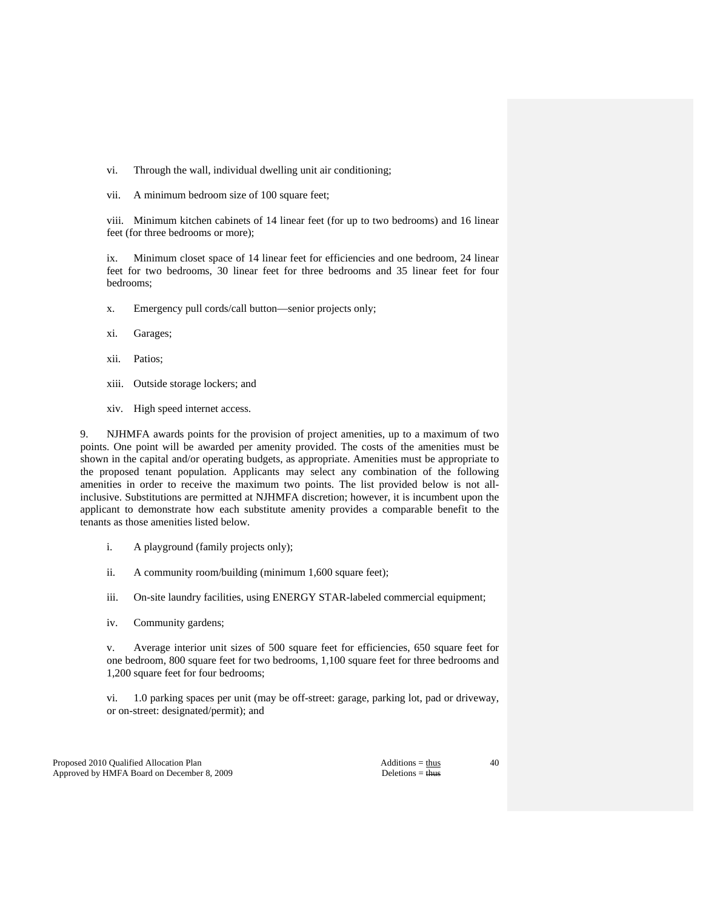vi. Through the wall, individual dwelling unit air conditioning;

vii. A minimum bedroom size of 100 square feet;

viii. Minimum kitchen cabinets of 14 linear feet (for up to two bedrooms) and 16 linear feet (for three bedrooms or more);

ix. Minimum closet space of 14 linear feet for efficiencies and one bedroom, 24 linear feet for two bedrooms, 30 linear feet for three bedrooms and 35 linear feet for four bedrooms;

x. Emergency pull cords/call button—senior projects only;

xi. Garages;

xii. Patios;

xiii. Outside storage lockers; and

xiv. High speed internet access.

9. NJHMFA awards points for the provision of project amenities, up to a maximum of two points. One point will be awarded per amenity provided. The costs of the amenities must be shown in the capital and/or operating budgets, as appropriate. Amenities must be appropriate to the proposed tenant population. Applicants may select any combination of the following amenities in order to receive the maximum two points. The list provided below is not all-inclusive. Substitutions are permitted at NJHMFA discretion; however, it is incumbent upon the applicant to demonstrate how each substitute amenity provides a comparable benefit to the tenants as those amenities listed below.

i. A playground (family projects only);

ii. A community room/building (minimum 1,600 square feet);

iii. On-site laundry facilities, using ENERGY STAR-labeled commercial equipment;

iv. Community gardens;

v. Average interior unit sizes of 500 square feet for efficiencies, 650 square feet for one bedroom, 800 square feet for two bedrooms, 1,100 square feet for three bedrooms and 1,200 square feet for four bedrooms;

vi. 1.0 parking spaces per unit (may be off-street: garage, parking lot, pad or driveway, or on-street: designated/permit); and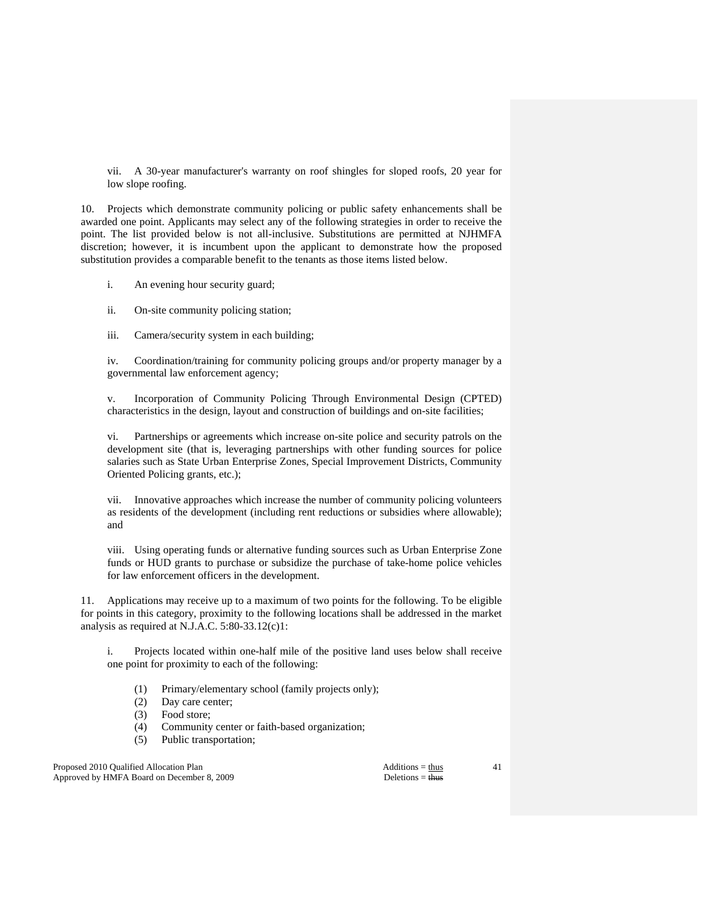vii. A 30-year manufacturer's warranty on roof shingles for sloped roofs, 20 year for low slope roofing.

10. Projects which demonstrate community policing or public safety enhancements shall be awarded one point. Applicants may select any of the following strategies in order to receive the point. The list provided below is not all-inclusive. Substitutions are permitted at NJHMFA discretion; however, it is incumbent upon the applicant to demonstrate how the proposed substitution provides a comparable benefit to the tenants as those items listed below.

i. An evening hour security guard;

ii. On-site community policing station;

iii. Camera/security system in each building;

iv. Coordination/training for community policing groups and/or property manager by a governmental law enforcement agency;

v. Incorporation of Community Policing Through Environmental Design (CPTED) characteristics in the design, layout and construction of buildings and on-site facilities;

vi. Partnerships or agreements which increase on-site police and security patrols on the development site (that is, leveraging partnerships with other funding sources for police salaries such as State Urban Enterprise Zones, Special Improvement Districts, Community Oriented Policing grants, etc.);

vii. Innovative approaches which increase the number of community policing volunteers as residents of the development (including rent reductions or subsidies where allowable); and

viii. Using operating funds or alternative funding sources such as Urban Enterprise Zone funds or HUD grants to purchase or subsidize the purchase of take-home police vehicles for law enforcement officers in the development.

11. Applications may receive up to a maximum of two points for the following. To be eligible for points in this category, proximity to the following locations shall be addressed in the market analysis as required at N.J.A.C. 5:80-33.12(c)1:

i. Projects located within one-half mile of the positive land uses below shall receive one point for proximity to each of the following:

(1) Primary/elementary school (family projects only);
(2) Day care center;
(3) Food store;
(4) Community center or faith-based organization;
(5) Public transportation;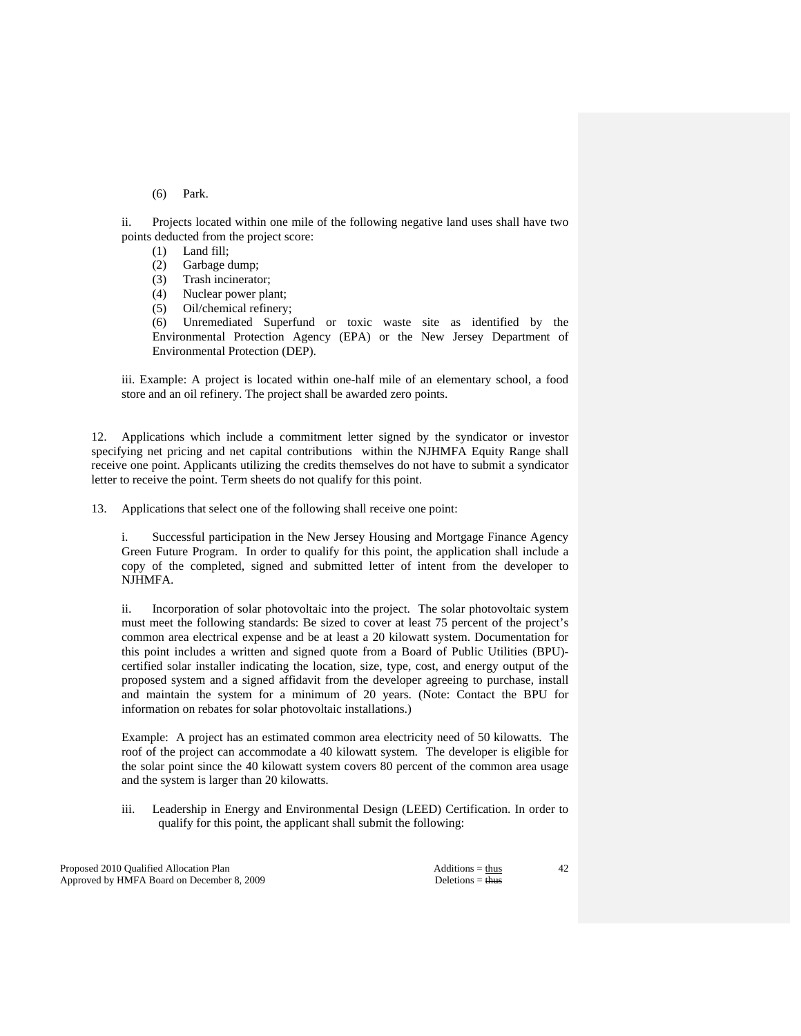(6) Park.

ii. Projects located within one mile of the following negative land uses shall have two points deducted from the project score:

(1) Land fill;
(2) Garbage dump;
(3) Trash incinerator;
(4) Nuclear power plant;
(5) Oil/chemical refinery;
(6) Unremediated Superfund or toxic waste site as identified by the Environmental Protection Agency (EPA) or the New Jersey Department of Environmental Protection (DEP).

iii. Example: A project is located within one-half mile of an elementary school, a food store and an oil refinery. The project shall be awarded zero points.

12. Applications which include a commitment letter signed by the syndicator or investor specifying net pricing and net capital contributions within the NJHMFA Equity Range shall receive one point. Applicants utilizing the credits themselves do not have to submit a syndicator letter to receive the point. Term sheets do not qualify for this point.

13. Applications that select one of the following shall receive one point:

i. Successful participation in the New Jersey Housing and Mortgage Finance Agency Green Future Program. In order to qualify for this point, the application shall include a copy of the completed, signed and submitted letter of intent from the developer to NJHMFA.

ii. Incorporation of solar photovoltaic into the project. The solar photovoltaic system must meet the following standards: Be sized to cover at least 75 percent of the project's common area electrical expense and be at least a 20 kilowatt system. Documentation for this point includes a written and signed quote from a Board of Public Utilities (BPU)-certified solar installer indicating the location, size, type, cost, and energy output of the proposed system and a signed affidavit from the developer agreeing to purchase, install and maintain the system for a minimum of 20 years. (Note: Contact the BPU for information on rebates for solar photovoltaic installations.)

Example: A project has an estimated common area electricity need of 50 kilowatts. The roof of the project can accommodate a 40 kilowatt system. The developer is eligible for the solar point since the 40 kilowatt system covers 80 percent of the common area usage and the system is larger than 20 kilowatts.

iii. Leadership in Energy and Environmental Design (LEED) Certification. In order to qualify for this point, the applicant shall submit the following: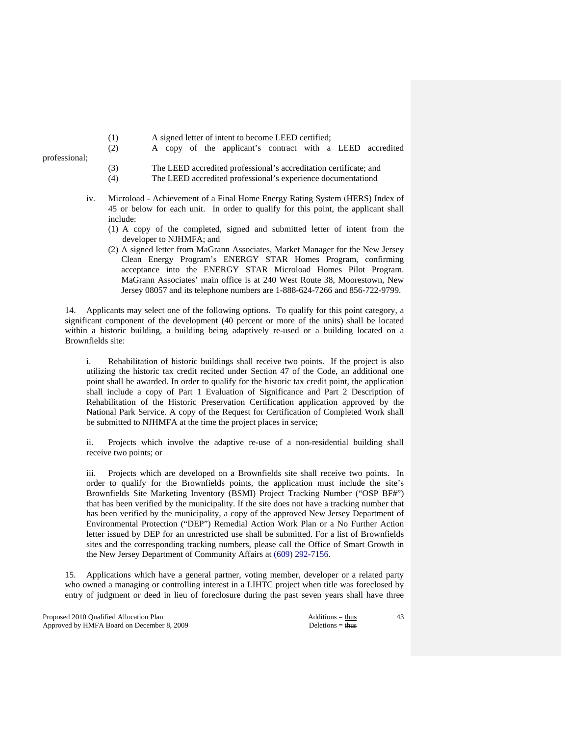(1) A signed letter of intent to become LEED certified;

(2) A copy of the applicant's contract with a LEED accredited professional;

(3) The LEED accredited professional's accreditation certificate; and

(4) The LEED accredited professional's experience documentationd

iv. Microload - Achievement of a Final Home Energy Rating System (HERS) Index of 45 or below for each unit. In order to qualify for this point, the applicant shall include:

(1) A copy of the completed, signed and submitted letter of intent from the developer to NJHMFA; and

(2) A signed letter from MaGrann Associates, Market Manager for the New Jersey Clean Energy Program's ENERGY STAR Homes Program, confirming acceptance into the ENERGY STAR Microload Homes Pilot Program. MaGrann Associates' main office is at 240 West Route 38, Moorestown, New Jersey 08057 and its telephone numbers are 1-888-624-7266 and 856-722-9799.

14. Applicants may select one of the following options. To qualify for this point category, a significant component of the development (40 percent or more of the units) shall be located within a historic building, a building being adaptively re-used or a building located on a Brownfields site:

i. Rehabilitation of historic buildings shall receive two points. If the project is also utilizing the historic tax credit recited under Section 47 of the Code, an additional one point shall be awarded. In order to qualify for the historic tax credit point, the application shall include a copy of Part 1 Evaluation of Significance and Part 2 Description of Rehabilitation of the Historic Preservation Certification application approved by the National Park Service. A copy of the Request for Certification of Completed Work shall be submitted to NJHMFA at the time the project places in service;

ii. Projects which involve the adaptive re-use of a non-residential building shall receive two points; or

iii. Projects which are developed on a Brownfields site shall receive two points. In order to qualify for the Brownfields points, the application must include the site's Brownfields Site Marketing Inventory (BSMI) Project Tracking Number ("OSP BF#") that has been verified by the municipality. If the site does not have a tracking number that has been verified by the municipality, a copy of the approved New Jersey Department of Environmental Protection ("DEP") Remedial Action Work Plan or a No Further Action letter issued by DEP for an unrestricted use shall be submitted. For a list of Brownfields sites and the corresponding tracking numbers, please call the Office of Smart Growth in the New Jersey Department of Community Affairs at (609) 292-7156.

15. Applications which have a general partner, voting member, developer or a related party who owned a managing or controlling interest in a LIHTC project when title was foreclosed by entry of judgment or deed in lieu of foreclosure during the past seven years shall have three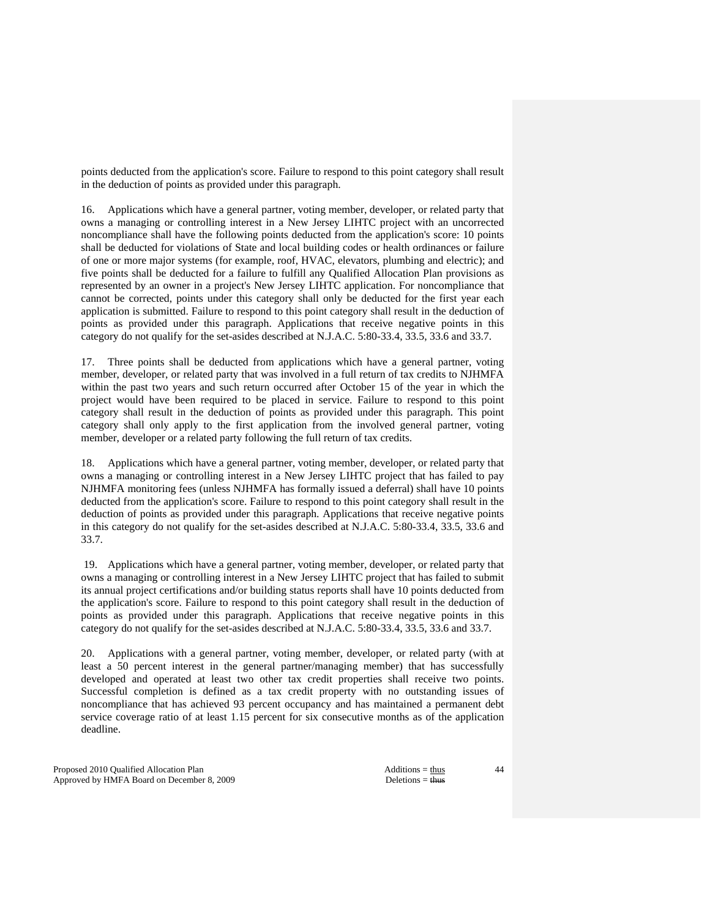points deducted from the application's score. Failure to respond to this point category shall result in the deduction of points as provided under this paragraph.

16. Applications which have a general partner, voting member, developer, or related party that owns a managing or controlling interest in a New Jersey LIHTC project with an uncorrected noncompliance shall have the following points deducted from the application's score: 10 points shall be deducted for violations of State and local building codes or health ordinances or failure of one or more major systems (for example, roof, HVAC, elevators, plumbing and electric); and five points shall be deducted for a failure to fulfill any Qualified Allocation Plan provisions as represented by an owner in a project's New Jersey LIHTC application. For noncompliance that cannot be corrected, points under this category shall only be deducted for the first year each application is submitted. Failure to respond to this point category shall result in the deduction of points as provided under this paragraph. Applications that receive negative points in this category do not qualify for the set-asides described at N.J.A.C. 5:80-33.4, 33.5, 33.6 and 33.7.

17. Three points shall be deducted from applications which have a general partner, voting member, developer, or related party that was involved in a full return of tax credits to NJHMFA within the past two years and such return occurred after October 15 of the year in which the project would have been required to be placed in service. Failure to respond to this point category shall result in the deduction of points as provided under this paragraph. This point category shall only apply to the first application from the involved general partner, voting member, developer or a related party following the full return of tax credits.

18. Applications which have a general partner, voting member, developer, or related party that owns a managing or controlling interest in a New Jersey LIHTC project that has failed to pay NJHMFA monitoring fees (unless NJHMFA has formally issued a deferral) shall have 10 points deducted from the application's score. Failure to respond to this point category shall result in the deduction of points as provided under this paragraph. Applications that receive negative points in this category do not qualify for the set-asides described at N.J.A.C. 5:80-33.4, 33.5, 33.6 and 33.7.

19. Applications which have a general partner, voting member, developer, or related party that owns a managing or controlling interest in a New Jersey LIHTC project that has failed to submit its annual project certifications and/or building status reports shall have 10 points deducted from the application's score. Failure to respond to this point category shall result in the deduction of points as provided under this paragraph. Applications that receive negative points in this category do not qualify for the set-asides described at N.J.A.C. 5:80-33.4, 33.5, 33.6 and 33.7.

20. Applications with a general partner, voting member, developer, or related party (with at least a 50 percent interest in the general partner/managing member) that has successfully developed and operated at least two other tax credit properties shall receive two points. Successful completion is defined as a tax credit property with no outstanding issues of noncompliance that has achieved 93 percent occupancy and has maintained a permanent debt service coverage ratio of at least 1.15 percent for six consecutive months as of the application deadline.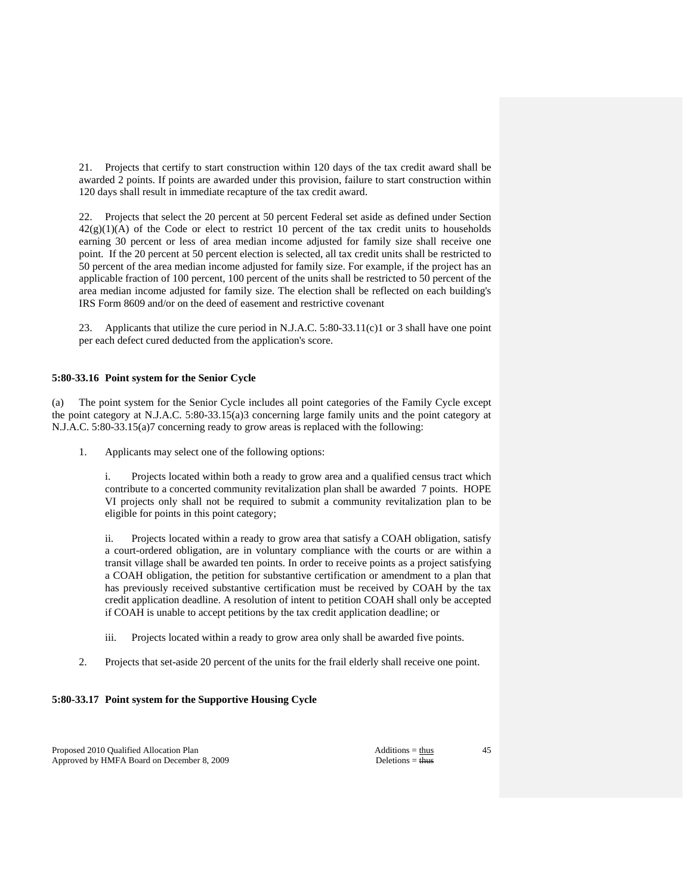21. Projects that certify to start construction within 120 days of the tax credit award shall be awarded 2 points. If points are awarded under this provision, failure to start construction within 120 days shall result in immediate recapture of the tax credit award.

22. Projects that select the 20 percent at 50 percent Federal set aside as defined under Section 42(g)(1)(A) of the Code or elect to restrict 10 percent of the tax credit units to households earning 30 percent or less of area median income adjusted for family size shall receive one point. If the 20 percent at 50 percent election is selected, all tax credit units shall be restricted to 50 percent of the area median income adjusted for family size. For example, if the project has an applicable fraction of 100 percent, 100 percent of the units shall be restricted to 50 percent of the area median income adjusted for family size. The election shall be reflected on each building's IRS Form 8609 and/or on the deed of easement and restrictive covenant

23. Applicants that utilize the cure period in N.J.A.C. 5:80-33.11(c)1 or 3 shall have one point per each defect cured deducted from the application's score.

**5:80-33.16 Point system for the Senior Cycle**

(a) The point system for the Senior Cycle includes all point categories of the Family Cycle except the point category at N.J.A.C. 5:80-33.15(a)3 concerning large family units and the point category at N.J.A.C. 5:80-33.15(a)7 concerning ready to grow areas is replaced with the following:

1. Applicants may select one of the following options:

   i. Projects located within both a ready to grow area and a qualified census tract which contribute to a concerted community revitalization plan shall be awarded 7 points. HOPE VI projects only shall not be required to submit a community revitalization plan to be eligible for points in this point category;

   ii. Projects located within a ready to grow area that satisfy a COAH obligation, satisfy a court-ordered obligation, are in voluntary compliance with the courts or are within a transit village shall be awarded ten points. In order to receive points as a project satisfying a COAH obligation, the petition for substantive certification or amendment to a plan that has previously received substantive certification must be received by COAH by the tax credit application deadline. A resolution of intent to petition COAH shall only be accepted if COAH is unable to accept petitions by the tax credit application deadline; or

   iii. Projects located within a ready to grow area only shall be awarded five points.

2. Projects that set-aside 20 percent of the units for the frail elderly shall receive one point.

**5:80-33.17 Point system for the Supportive Housing Cycle**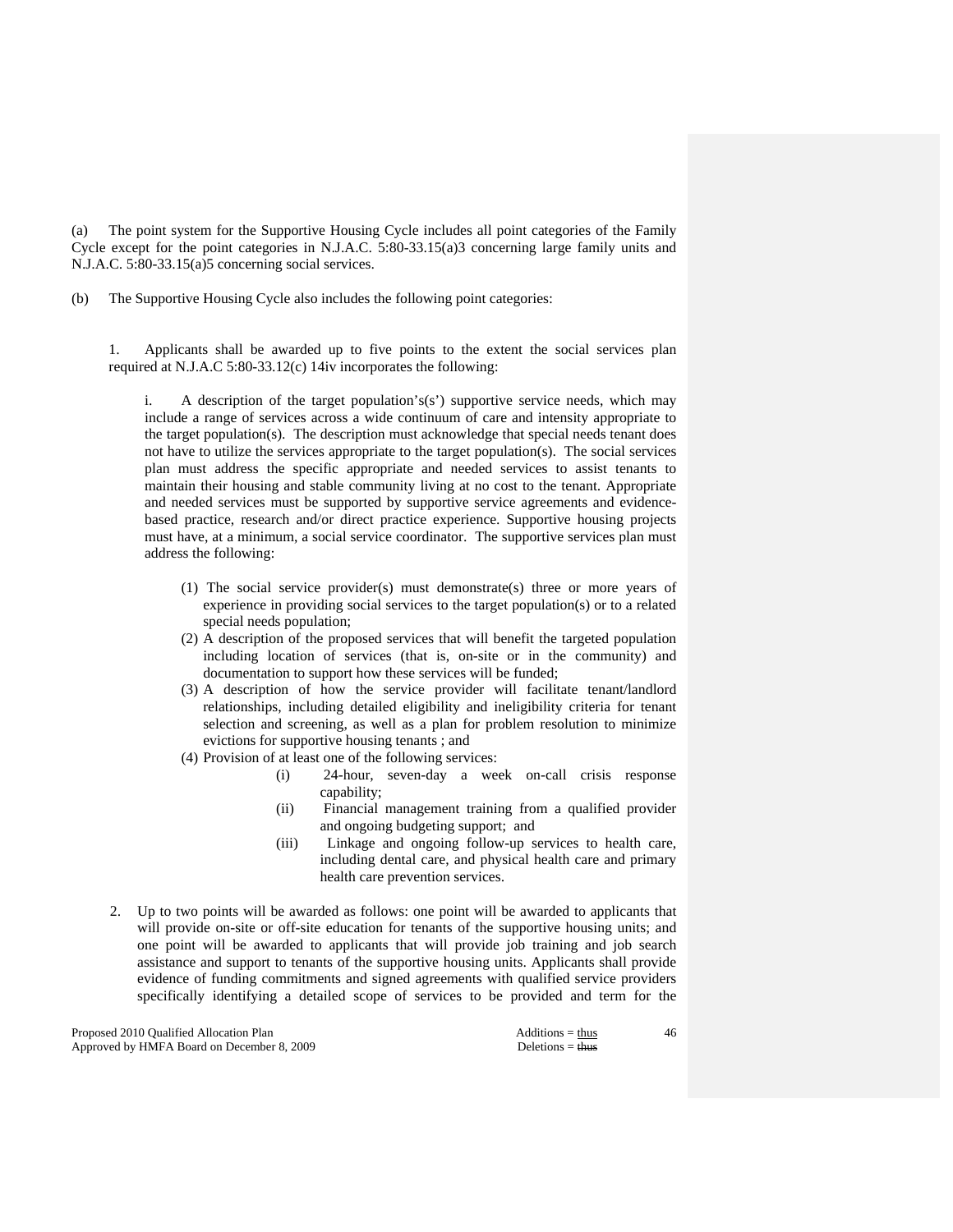(a) The point system for the Supportive Housing Cycle includes all point categories of the Family Cycle except for the point categories in N.J.A.C. 5:80-33.15(a)3 concerning large family units and N.J.A.C. 5:80-33.15(a)5 concerning social services.

(b) The Supportive Housing Cycle also includes the following point categories:

1. Applicants shall be awarded up to five points to the extent the social services plan required at N.J.A.C 5:80-33.12(c) 14iv incorporates the following:

   i. A description of the target population's(s') supportive service needs, which may include a range of services across a wide continuum of care and intensity appropriate to the target population(s). The description must acknowledge that special needs tenant does not have to utilize the services appropriate to the target population(s). The social services plan must address the specific appropriate and needed services to assist tenants to maintain their housing and stable community living at no cost to the tenant. Appropriate and needed services must be supported by supportive service agreements and evidence-based practice, research and/or direct practice experience. Supportive housing projects must have, at a minimum, a social service coordinator. The supportive services plan must address the following:

      (1) The social service provider(s) must demonstrate(s) three or more years of experience in providing social services to the target population(s) or to a related special needs population;
      (2) A description of the proposed services that will benefit the targeted population including location of services (that is, on-site or in the community) and documentation to support how these services will be funded;
      (3) A description of how the service provider will facilitate tenant/landlord relationships, including detailed eligibility and ineligibility criteria for tenant selection and screening, as well as a plan for problem resolution to minimize evictions for supportive housing tenants ; and
      (4) Provision of at least one of the following services:
         (i) 24-hour, seven-day a week on-call crisis response capability;
         (ii) Financial management training from a qualified provider and ongoing budgeting support; and
         (iii) Linkage and ongoing follow-up services to health care, including dental care, and physical health care and primary health care prevention services.

2. Up to two points will be awarded as follows: one point will be awarded to applicants that will provide on-site or off-site education for tenants of the supportive housing units; and one point will be awarded to applicants that will provide job training and job search assistance and support to tenants of the supportive housing units. Applicants shall provide evidence of funding commitments and signed agreements with qualified service providers specifically identifying a detailed scope of services to be provided and term for the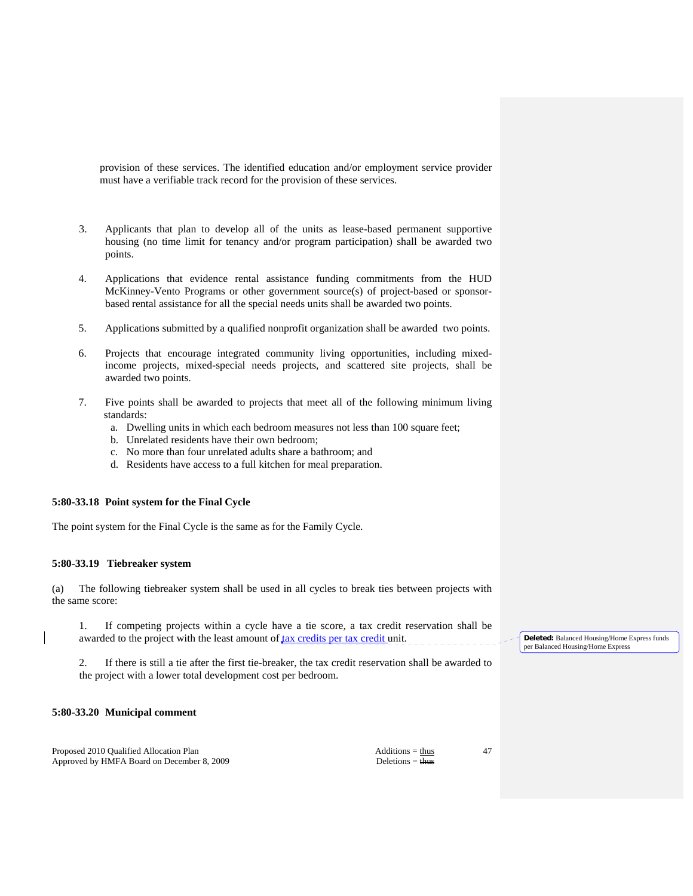provision of these services. The identified education and/or employment service provider must have a verifiable track record for the provision of these services.

3. Applicants that plan to develop all of the units as lease-based permanent supportive housing (no time limit for tenancy and/or program participation) shall be awarded two points.

4. Applications that evidence rental assistance funding commitments from the HUD McKinney-Vento Programs or other government source(s) of project-based or sponsor-based rental assistance for all the special needs units shall be awarded two points.

5. Applications submitted by a qualified nonprofit organization shall be awarded two points.

6. Projects that encourage integrated community living opportunities, including mixed-income projects, mixed-special needs projects, and scattered site projects, shall be awarded two points.

7. Five points shall be awarded to projects that meet all of the following minimum living standards:
   a. Dwelling units in which each bedroom measures not less than 100 square feet;
   b. Unrelated residents have their own bedroom;
   c. No more than four unrelated adults share a bathroom; and
   d. Residents have access to a full kitchen for meal preparation.

**5:80-33.18 Point system for the Final Cycle**

The point system for the Final Cycle is the same as for the Family Cycle.

**5:80-33.19 Tiebreaker system**

(a) The following tiebreaker system shall be used in all cycles to break ties between projects with the same score:

1. If competing projects within a cycle have a tie score, a tax credit reservation shall be awarded to the project with the least amount of tax credits per tax credit unit.

**Deleted:** Balanced Housing/Home Express funds per Balanced Housing/Home Express

2. If there is still a tie after the first tie-breaker, the tax credit reservation shall be awarded to the project with a lower total development cost per bedroom.

**5:80-33.20 Municipal comment**

Proposed 2010 Qualified Allocation Plan
Approved by HMFA Board on December 8, 2009

Additions = thus
Deletions = ~~thus~~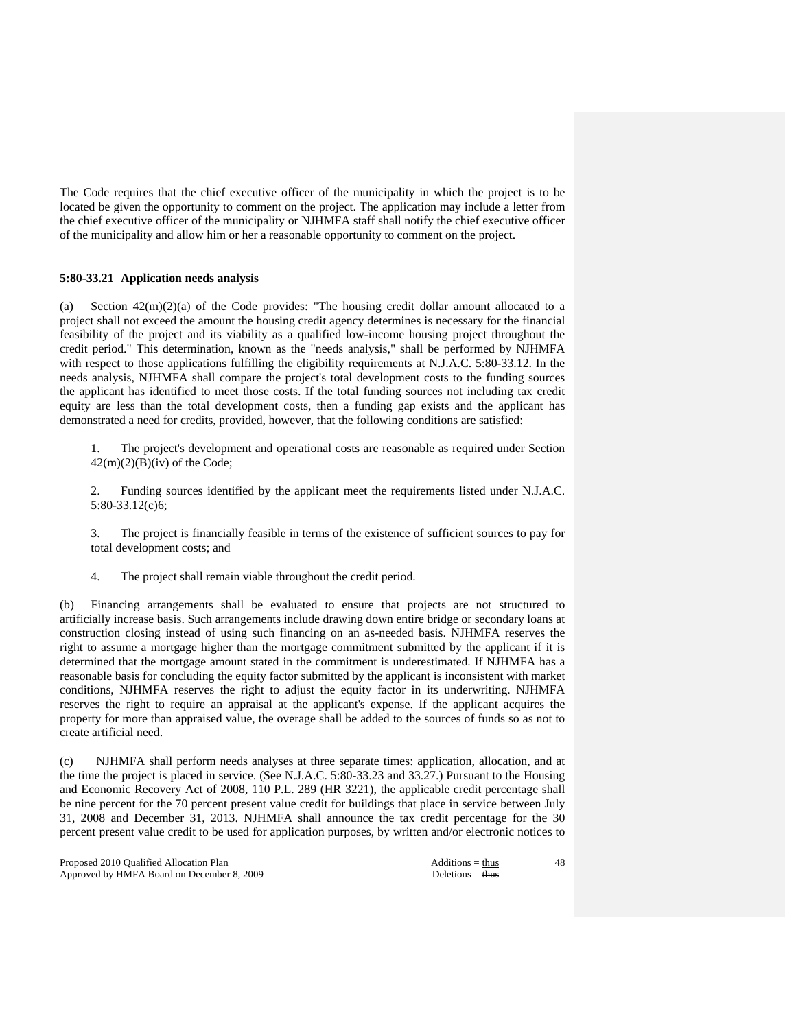The Code requires that the chief executive officer of the municipality in which the project is to be located be given the opportunity to comment on the project. The application may include a letter from the chief executive officer of the municipality or NJHMFA staff shall notify the chief executive officer of the municipality and allow him or her a reasonable opportunity to comment on the project.

**5:80-33.21 Application needs analysis**

(a) Section 42(m)(2)(a) of the Code provides: "The housing credit dollar amount allocated to a project shall not exceed the amount the housing credit agency determines is necessary for the financial feasibility of the project and its viability as a qualified low-income housing project throughout the credit period." This determination, known as the "needs analysis," shall be performed by NJHMFA with respect to those applications fulfilling the eligibility requirements at N.J.A.C. 5:80-33.12. In the needs analysis, NJHMFA shall compare the project's total development costs to the funding sources the applicant has identified to meet those costs. If the total funding sources not including tax credit equity are less than the total development costs, then a funding gap exists and the applicant has demonstrated a need for credits, provided, however, that the following conditions are satisfied:

1. The project's development and operational costs are reasonable as required under Section 42(m)(2)(B)(iv) of the Code;

2. Funding sources identified by the applicant meet the requirements listed under N.J.A.C. 5:80-33.12(c)6;

3. The project is financially feasible in terms of the existence of sufficient sources to pay for total development costs; and

4. The project shall remain viable throughout the credit period.

(b) Financing arrangements shall be evaluated to ensure that projects are not structured to artificially increase basis. Such arrangements include drawing down entire bridge or secondary loans at construction closing instead of using such financing on an as-needed basis. NJHMFA reserves the right to assume a mortgage higher than the mortgage commitment submitted by the applicant if it is determined that the mortgage amount stated in the commitment is underestimated. If NJHMFA has a reasonable basis for concluding the equity factor submitted by the applicant is inconsistent with market conditions, NJHMFA reserves the right to adjust the equity factor in its underwriting. NJHMFA reserves the right to require an appraisal at the applicant's expense. If the applicant acquires the property for more than appraised value, the overage shall be added to the sources of funds so as not to create artificial need.

(c) NJHMFA shall perform needs analyses at three separate times: application, allocation, and at the time the project is placed in service. (See N.J.A.C. 5:80-33.23 and 33.27.) Pursuant to the Housing and Economic Recovery Act of 2008, 110 P.L. 289 (HR 3221), the applicable credit percentage shall be nine percent for the 70 percent present value credit for buildings that place in service between July 31, 2008 and December 31, 2013. NJHMFA shall announce the tax credit percentage for the 30 percent present value credit to be used for application purposes, by written and/or electronic notices to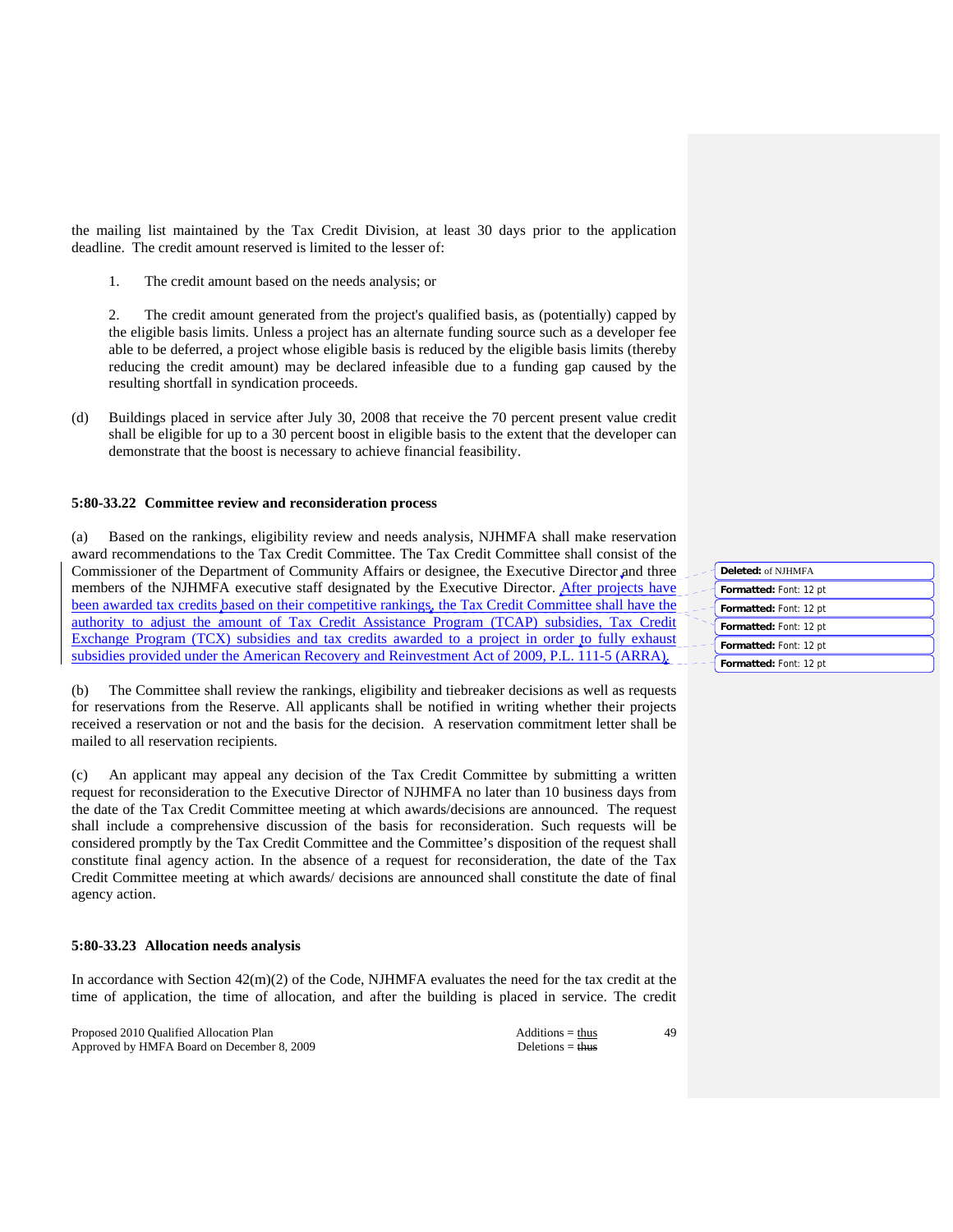the mailing list maintained by the Tax Credit Division, at least 30 days prior to the application deadline. The credit amount reserved is limited to the lesser of:

1. The credit amount based on the needs analysis; or

2. The credit amount generated from the project's qualified basis, as (potentially) capped by the eligible basis limits. Unless a project has an alternate funding source such as a developer fee able to be deferred, a project whose eligible basis is reduced by the eligible basis limits (thereby reducing the credit amount) may be declared infeasible due to a funding gap caused by the resulting shortfall in syndication proceeds.

(d) Buildings placed in service after July 30, 2008 that receive the 70 percent present value credit shall be eligible for up to a 30 percent boost in eligible basis to the extent that the developer can demonstrate that the boost is necessary to achieve financial feasibility.

**5:80-33.22 Committee review and reconsideration process**

(a) Based on the rankings, eligibility review and needs analysis, NJHMFA shall make reservation award recommendations to the Tax Credit Committee. The Tax Credit Committee shall consist of the Commissioner of the Department of Community Affairs or designee, the Executive Director and three members of the NJHMFA executive staff designated by the Executive Director. After projects have been awarded tax credits based on their competitive rankings, the Tax Credit Committee shall have the authority to adjust the amount of Tax Credit Assistance Program (TCAP) subsidies, Tax Credit Exchange Program (TCX) subsidies and tax credits awarded to a project in order to fully exhaust subsidies provided under the American Recovery and Reinvestment Act of 2009, P.L. 111-5 (ARRA).

(b) The Committee shall review the rankings, eligibility and tiebreaker decisions as well as requests for reservations from the Reserve. All applicants shall be notified in writing whether their projects received a reservation or not and the basis for the decision. A reservation commitment letter shall be mailed to all reservation recipients.

(c) An applicant may appeal any decision of the Tax Credit Committee by submitting a written request for reconsideration to the Executive Director of NJHMFA no later than 10 business days from the date of the Tax Credit Committee meeting at which awards/decisions are announced. The request shall include a comprehensive discussion of the basis for reconsideration. Such requests will be considered promptly by the Tax Credit Committee and the Committee's disposition of the request shall constitute final agency action. In the absence of a request for reconsideration, the date of the Tax Credit Committee meeting at which awards/ decisions are announced shall constitute the date of final agency action.

**5:80-33.23 Allocation needs analysis**

In accordance with Section 42(m)(2) of the Code, NJHMFA evaluates the need for the tax credit at the time of application, the time of allocation, and after the building is placed in service. The credit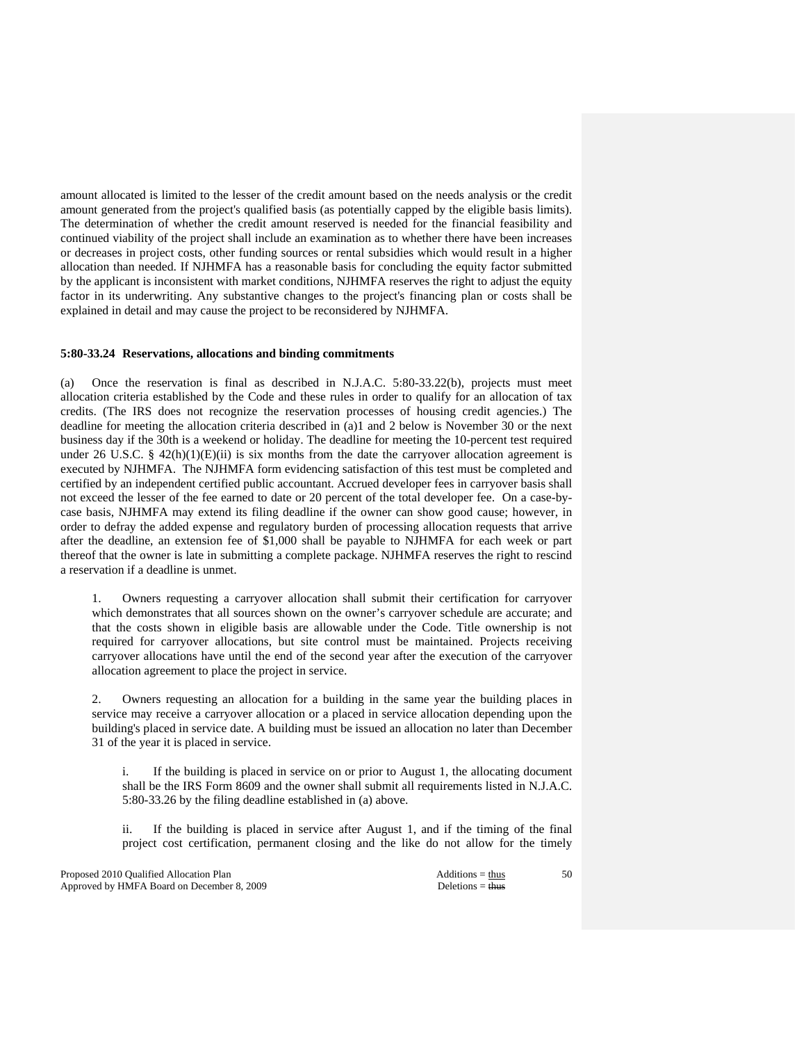amount allocated is limited to the lesser of the credit amount based on the needs analysis or the credit amount generated from the project's qualified basis (as potentially capped by the eligible basis limits). The determination of whether the credit amount reserved is needed for the financial feasibility and continued viability of the project shall include an examination as to whether there have been increases or decreases in project costs, other funding sources or rental subsidies which would result in a higher allocation than needed. If NJHMFA has a reasonable basis for concluding the equity factor submitted by the applicant is inconsistent with market conditions, NJHMFA reserves the right to adjust the equity factor in its underwriting. Any substantive changes to the project's financing plan or costs shall be explained in detail and may cause the project to be reconsidered by NJHMFA.

**5:80-33.24 Reservations, allocations and binding commitments**

(a) Once the reservation is final as described in N.J.A.C. 5:80-33.22(b), projects must meet allocation criteria established by the Code and these rules in order to qualify for an allocation of tax credits. (The IRS does not recognize the reservation processes of housing credit agencies.) The deadline for meeting the allocation criteria described in (a)1 and 2 below is November 30 or the next business day if the 30th is a weekend or holiday. The deadline for meeting the 10-percent test required under 26 U.S.C. § 42(h)(1)(E)(ii) is six months from the date the carryover allocation agreement is executed by NJHMFA. The NJHMFA form evidencing satisfaction of this test must be completed and certified by an independent certified public accountant. Accrued developer fees in carryover basis shall not exceed the lesser of the fee earned to date or 20 percent of the total developer fee. On a case-by-case basis, NJHMFA may extend its filing deadline if the owner can show good cause; however, in order to defray the added expense and regulatory burden of processing allocation requests that arrive after the deadline, an extension fee of $1,000 shall be payable to NJHMFA for each week or part thereof that the owner is late in submitting a complete package. NJHMFA reserves the right to rescind a reservation if a deadline is unmet.

1. Owners requesting a carryover allocation shall submit their certification for carryover which demonstrates that all sources shown on the owner's carryover schedule are accurate; and that the costs shown in eligible basis are allowable under the Code. Title ownership is not required for carryover allocations, but site control must be maintained. Projects receiving carryover allocations have until the end of the second year after the execution of the carryover allocation agreement to place the project in service.

2. Owners requesting an allocation for a building in the same year the building places in service may receive a carryover allocation or a placed in service allocation depending upon the building's placed in service date. A building must be issued an allocation no later than December 31 of the year it is placed in service.

i. If the building is placed in service on or prior to August 1, the allocating document shall be the IRS Form 8609 and the owner shall submit all requirements listed in N.J.A.C. 5:80-33.26 by the filing deadline established in (a) above.

ii. If the building is placed in service after August 1, and if the timing of the final project cost certification, permanent closing and the like do not allow for the timely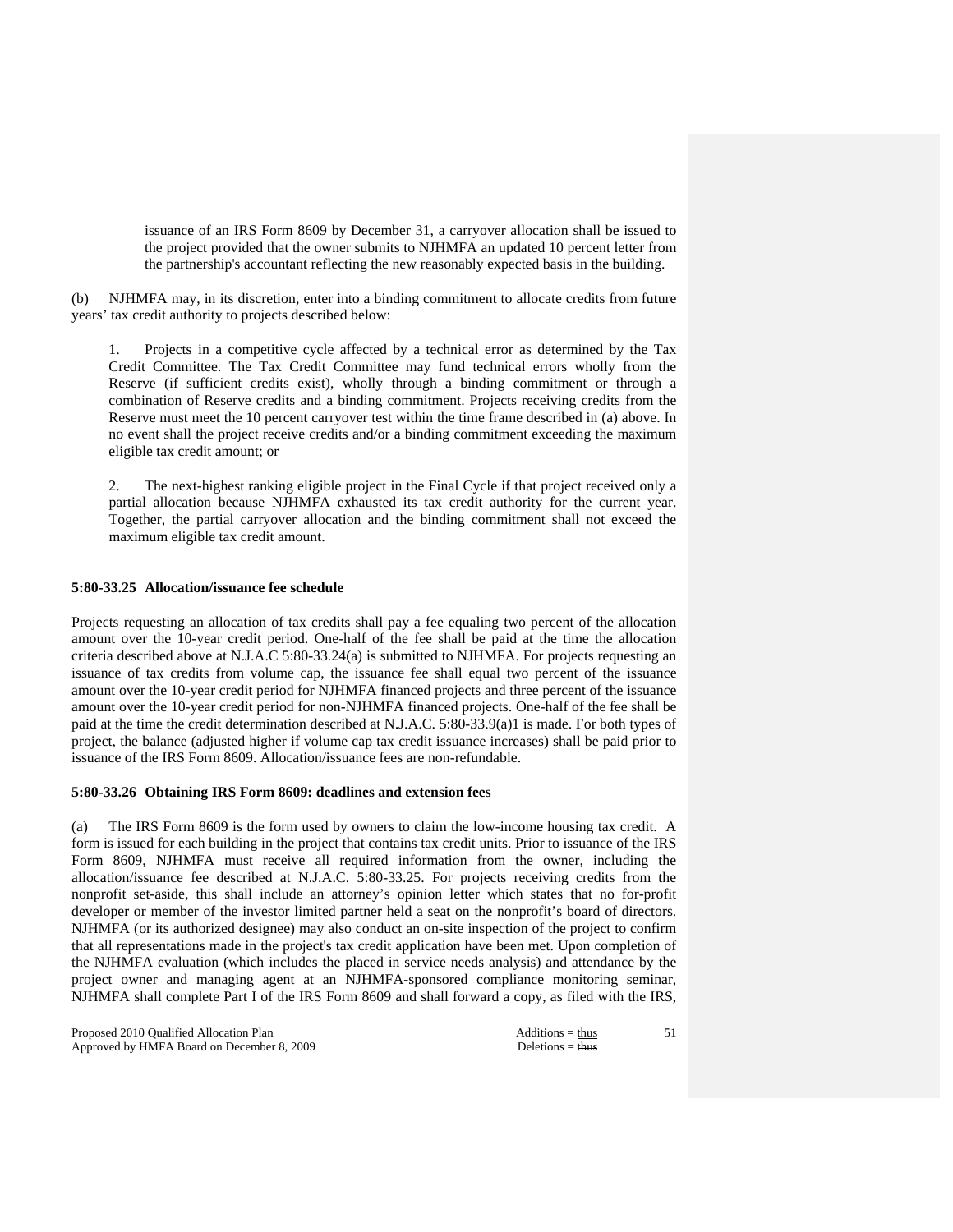issuance of an IRS Form 8609 by December 31, a carryover allocation shall be issued to the project provided that the owner submits to NJHMFA an updated 10 percent letter from the partnership's accountant reflecting the new reasonably expected basis in the building.

(b) NJHMFA may, in its discretion, enter into a binding commitment to allocate credits from future years' tax credit authority to projects described below:

1. Projects in a competitive cycle affected by a technical error as determined by the Tax Credit Committee. The Tax Credit Committee may fund technical errors wholly from the Reserve (if sufficient credits exist), wholly through a binding commitment or through a combination of Reserve credits and a binding commitment. Projects receiving credits from the Reserve must meet the 10 percent carryover test within the time frame described in (a) above. In no event shall the project receive credits and/or a binding commitment exceeding the maximum eligible tax credit amount; or

2. The next-highest ranking eligible project in the Final Cycle if that project received only a partial allocation because NJHMFA exhausted its tax credit authority for the current year. Together, the partial carryover allocation and the binding commitment shall not exceed the maximum eligible tax credit amount.

**5:80-33.25 Allocation/issuance fee schedule**

Projects requesting an allocation of tax credits shall pay a fee equaling two percent of the allocation amount over the 10-year credit period. One-half of the fee shall be paid at the time the allocation criteria described above at N.J.A.C 5:80-33.24(a) is submitted to NJHMFA. For projects requesting an issuance of tax credits from volume cap, the issuance fee shall equal two percent of the issuance amount over the 10-year credit period for NJHMFA financed projects and three percent of the issuance amount over the 10-year credit period for non-NJHMFA financed projects. One-half of the fee shall be paid at the time the credit determination described at N.J.A.C. 5:80-33.9(a)1 is made. For both types of project, the balance (adjusted higher if volume cap tax credit issuance increases) shall be paid prior to issuance of the IRS Form 8609. Allocation/issuance fees are non-refundable.

**5:80-33.26 Obtaining IRS Form 8609: deadlines and extension fees**

(a) The IRS Form 8609 is the form used by owners to claim the low-income housing tax credit. A form is issued for each building in the project that contains tax credit units. Prior to issuance of the IRS Form 8609, NJHMFA must receive all required information from the owner, including the allocation/issuance fee described at N.J.A.C. 5:80-33.25. For projects receiving credits from the nonprofit set-aside, this shall include an attorney's opinion letter which states that no for-profit developer or member of the investor limited partner held a seat on the nonprofit's board of directors. NJHMFA (or its authorized designee) may also conduct an on-site inspection of the project to confirm that all representations made in the project's tax credit application have been met. Upon completion of the NJHMFA evaluation (which includes the placed in service needs analysis) and attendance by the project owner and managing agent at an NJHMFA-sponsored compliance monitoring seminar, NJHMFA shall complete Part I of the IRS Form 8609 and shall forward a copy, as filed with the IRS,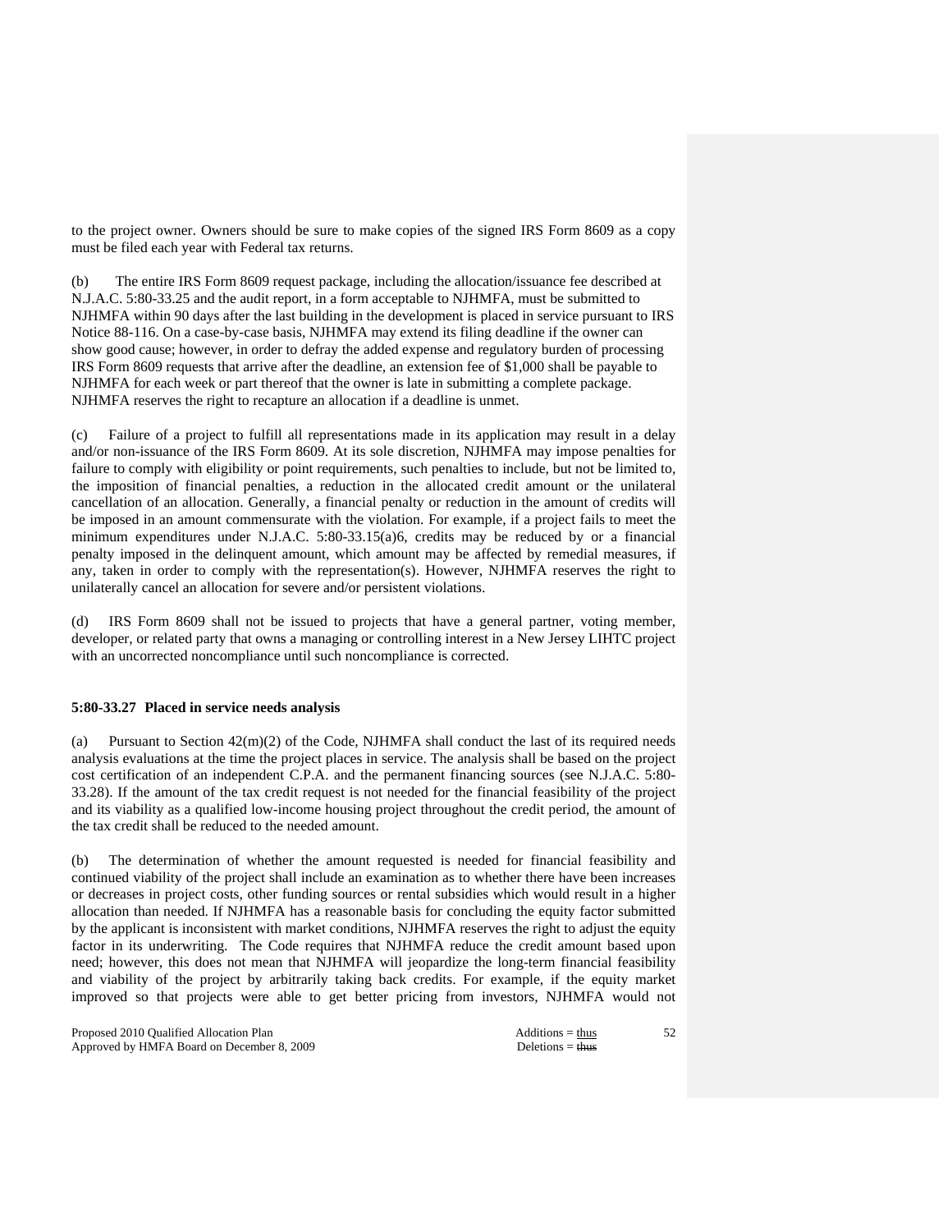to the project owner. Owners should be sure to make copies of the signed IRS Form 8609 as a copy must be filed each year with Federal tax returns.

(b) The entire IRS Form 8609 request package, including the allocation/issuance fee described at N.J.A.C. 5:80-33.25 and the audit report, in a form acceptable to NJHMFA, must be submitted to NJHMFA within 90 days after the last building in the development is placed in service pursuant to IRS Notice 88-116. On a case-by-case basis, NJHMFA may extend its filing deadline if the owner can show good cause; however, in order to defray the added expense and regulatory burden of processing IRS Form 8609 requests that arrive after the deadline, an extension fee of $1,000 shall be payable to NJHMFA for each week or part thereof that the owner is late in submitting a complete package. NJHMFA reserves the right to recapture an allocation if a deadline is unmet.

(c) Failure of a project to fulfill all representations made in its application may result in a delay and/or non-issuance of the IRS Form 8609. At its sole discretion, NJHMFA may impose penalties for failure to comply with eligibility or point requirements, such penalties to include, but not be limited to, the imposition of financial penalties, a reduction in the allocated credit amount or the unilateral cancellation of an allocation. Generally, a financial penalty or reduction in the amount of credits will be imposed in an amount commensurate with the violation. For example, if a project fails to meet the minimum expenditures under N.J.A.C. 5:80-33.15(a)6, credits may be reduced by or a financial penalty imposed in the delinquent amount, which amount may be affected by remedial measures, if any, taken in order to comply with the representation(s). However, NJHMFA reserves the right to unilaterally cancel an allocation for severe and/or persistent violations.

(d) IRS Form 8609 shall not be issued to projects that have a general partner, voting member, developer, or related party that owns a managing or controlling interest in a New Jersey LIHTC project with an uncorrected noncompliance until such noncompliance is corrected.

**5:80-33.27 Placed in service needs analysis**

(a) Pursuant to Section 42(m)(2) of the Code, NJHMFA shall conduct the last of its required needs analysis evaluations at the time the project places in service. The analysis shall be based on the project cost certification of an independent C.P.A. and the permanent financing sources (see N.J.A.C. 5:80-33.28). If the amount of the tax credit request is not needed for the financial feasibility of the project and its viability as a qualified low-income housing project throughout the credit period, the amount of the tax credit shall be reduced to the needed amount.

(b) The determination of whether the amount requested is needed for financial feasibility and continued viability of the project shall include an examination as to whether there have been increases or decreases in project costs, other funding sources or rental subsidies which would result in a higher allocation than needed. If NJHMFA has a reasonable basis for concluding the equity factor submitted by the applicant is inconsistent with market conditions, NJHMFA reserves the right to adjust the equity factor in its underwriting. The Code requires that NJHMFA reduce the credit amount based upon need; however, this does not mean that NJHMFA will jeopardize the long-term financial feasibility and viability of the project by arbitrarily taking back credits. For example, if the equity market improved so that projects were able to get better pricing from investors, NJHMFA would not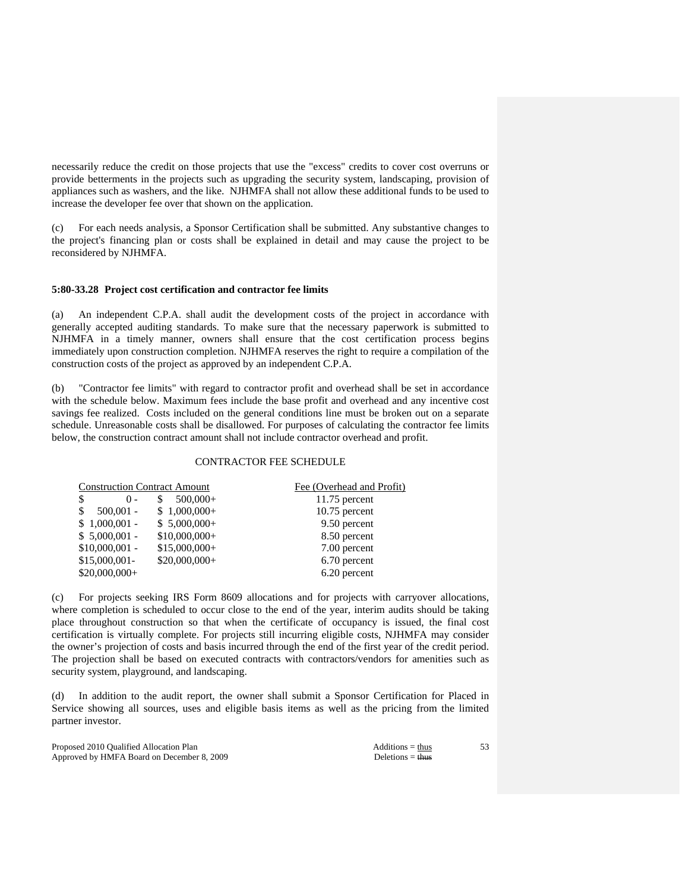necessarily reduce the credit on those projects that use the "excess" credits to cover cost overruns or provide betterments in the projects such as upgrading the security system, landscaping, provision of appliances such as washers, and the like. NJHMFA shall not allow these additional funds to be used to increase the developer fee over that shown on the application.

(c) For each needs analysis, a Sponsor Certification shall be submitted. Any substantive changes to the project's financing plan or costs shall be explained in detail and may cause the project to be reconsidered by NJHMFA.

**5:80-33.28 Project cost certification and contractor fee limits**

(a) An independent C.P.A. shall audit the development costs of the project in accordance with generally accepted auditing standards. To make sure that the necessary paperwork is submitted to NJHMFA in a timely manner, owners shall ensure that the cost certification process begins immediately upon construction completion. NJHMFA reserves the right to require a compilation of the construction costs of the project as approved by an independent C.P.A.

(b) "Contractor fee limits" with regard to contractor profit and overhead shall be set in accordance with the schedule below. Maximum fees include the base profit and overhead and any incentive cost savings fee realized. Costs included on the general conditions line must be broken out on a separate schedule. Unreasonable costs shall be disallowed. For purposes of calculating the contractor fee limits below, the construction contract amount shall not include contractor overhead and profit.

CONTRACTOR FEE SCHEDULE

| Construction Contract Amount | | Fee (Overhead and Profit) |
|---|---|---|
| $ 0 - | $ 500,000+ | 11.75 percent |
| $ 500,001 - | $ 1,000,000+ | 10.75 percent |
| $ 1,000,001 - | $ 5,000,000+ | 9.50 percent |
| $ 5,000,001 - | $10,000,000+ | 8.50 percent |
| $10,000,001 - | $15,000,000+ | 7.00 percent |
| $15,000,001- | $20,000,000+ | 6.70 percent |
| $20,000,000+ | | 6.20 percent |

(c) For projects seeking IRS Form 8609 allocations and for projects with carryover allocations, where completion is scheduled to occur close to the end of the year, interim audits should be taking place throughout construction so that when the certificate of occupancy is issued, the final cost certification is virtually complete. For projects still incurring eligible costs, NJHMFA may consider the owner's projection of costs and basis incurred through the end of the first year of the credit period. The projection shall be based on executed contracts with contractors/vendors for amenities such as security system, playground, and landscaping.

(d) In addition to the audit report, the owner shall submit a Sponsor Certification for Placed in Service showing all sources, uses and eligible basis items as well as the pricing from the limited partner investor.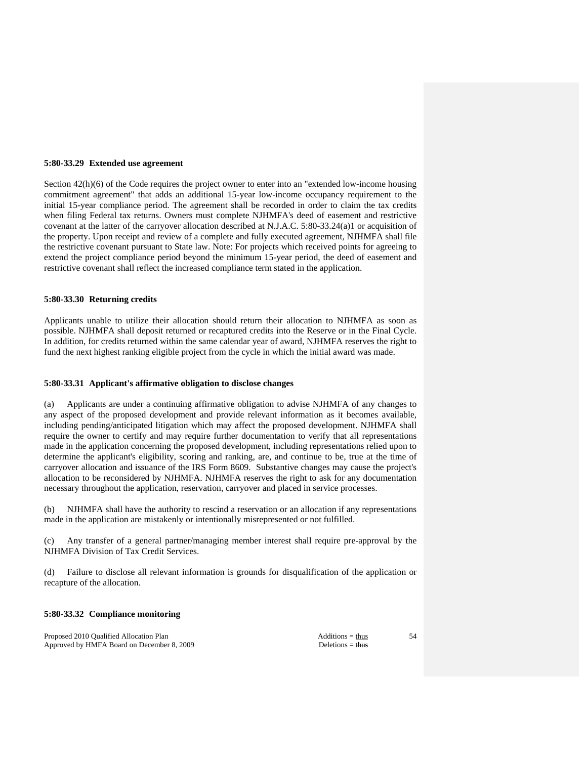**5:80-33.29 Extended use agreement**

Section 42(h)(6) of the Code requires the project owner to enter into an "extended low-income housing commitment agreement" that adds an additional 15-year low-income occupancy requirement to the initial 15-year compliance period. The agreement shall be recorded in order to claim the tax credits when filing Federal tax returns. Owners must complete NJHMFA's deed of easement and restrictive covenant at the latter of the carryover allocation described at N.J.A.C. 5:80-33.24(a)1 or acquisition of the property. Upon receipt and review of a complete and fully executed agreement, NJHMFA shall file the restrictive covenant pursuant to State law. Note: For projects which received points for agreeing to extend the project compliance period beyond the minimum 15-year period, the deed of easement and restrictive covenant shall reflect the increased compliance term stated in the application.

**5:80-33.30 Returning credits**

Applicants unable to utilize their allocation should return their allocation to NJHMFA as soon as possible. NJHMFA shall deposit returned or recaptured credits into the Reserve or in the Final Cycle. In addition, for credits returned within the same calendar year of award, NJHMFA reserves the right to fund the next highest ranking eligible project from the cycle in which the initial award was made.

**5:80-33.31 Applicant's affirmative obligation to disclose changes**

(a) Applicants are under a continuing affirmative obligation to advise NJHMFA of any changes to any aspect of the proposed development and provide relevant information as it becomes available, including pending/anticipated litigation which may affect the proposed development. NJHMFA shall require the owner to certify and may require further documentation to verify that all representations made in the application concerning the proposed development, including representations relied upon to determine the applicant's eligibility, scoring and ranking, are, and continue to be, true at the time of carryover allocation and issuance of the IRS Form 8609. Substantive changes may cause the project's allocation to be reconsidered by NJHMFA. NJHMFA reserves the right to ask for any documentation necessary throughout the application, reservation, carryover and placed in service processes.

(b) NJHMFA shall have the authority to rescind a reservation or an allocation if any representations made in the application are mistakenly or intentionally misrepresented or not fulfilled.

(c) Any transfer of a general partner/managing member interest shall require pre-approval by the NJHMFA Division of Tax Credit Services.

(d) Failure to disclose all relevant information is grounds for disqualification of the application or recapture of the allocation.

**5:80-33.32 Compliance monitoring**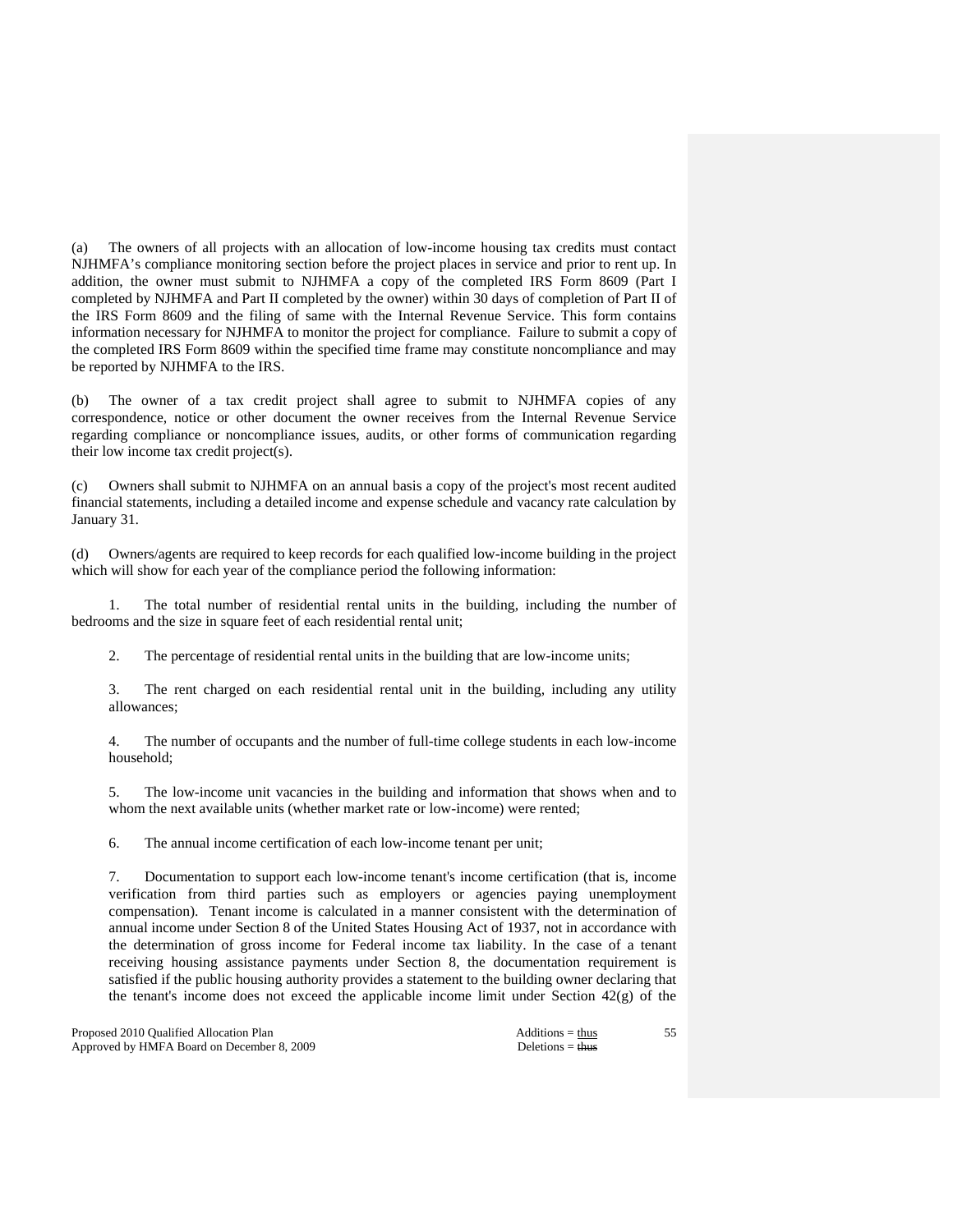(a) The owners of all projects with an allocation of low-income housing tax credits must contact NJHMFA's compliance monitoring section before the project places in service and prior to rent up. In addition, the owner must submit to NJHMFA a copy of the completed IRS Form 8609 (Part I completed by NJHMFA and Part II completed by the owner) within 30 days of completion of Part II of the IRS Form 8609 and the filing of same with the Internal Revenue Service. This form contains information necessary for NJHMFA to monitor the project for compliance. Failure to submit a copy of the completed IRS Form 8609 within the specified time frame may constitute noncompliance and may be reported by NJHMFA to the IRS.

(b) The owner of a tax credit project shall agree to submit to NJHMFA copies of any correspondence, notice or other document the owner receives from the Internal Revenue Service regarding compliance or noncompliance issues, audits, or other forms of communication regarding their low income tax credit project(s).

(c) Owners shall submit to NJHMFA on an annual basis a copy of the project's most recent audited financial statements, including a detailed income and expense schedule and vacancy rate calculation by January 31.

(d) Owners/agents are required to keep records for each qualified low-income building in the project which will show for each year of the compliance period the following information:

1. The total number of residential rental units in the building, including the number of bedrooms and the size in square feet of each residential rental unit;

2. The percentage of residential rental units in the building that are low-income units;

3. The rent charged on each residential rental unit in the building, including any utility allowances;

4. The number of occupants and the number of full-time college students in each low-income household;

5. The low-income unit vacancies in the building and information that shows when and to whom the next available units (whether market rate or low-income) were rented;

6. The annual income certification of each low-income tenant per unit;

7. Documentation to support each low-income tenant's income certification (that is, income verification from third parties such as employers or agencies paying unemployment compensation). Tenant income is calculated in a manner consistent with the determination of annual income under Section 8 of the United States Housing Act of 1937, not in accordance with the determination of gross income for Federal income tax liability. In the case of a tenant receiving housing assistance payments under Section 8, the documentation requirement is satisfied if the public housing authority provides a statement to the building owner declaring that the tenant's income does not exceed the applicable income limit under Section 42(g) of the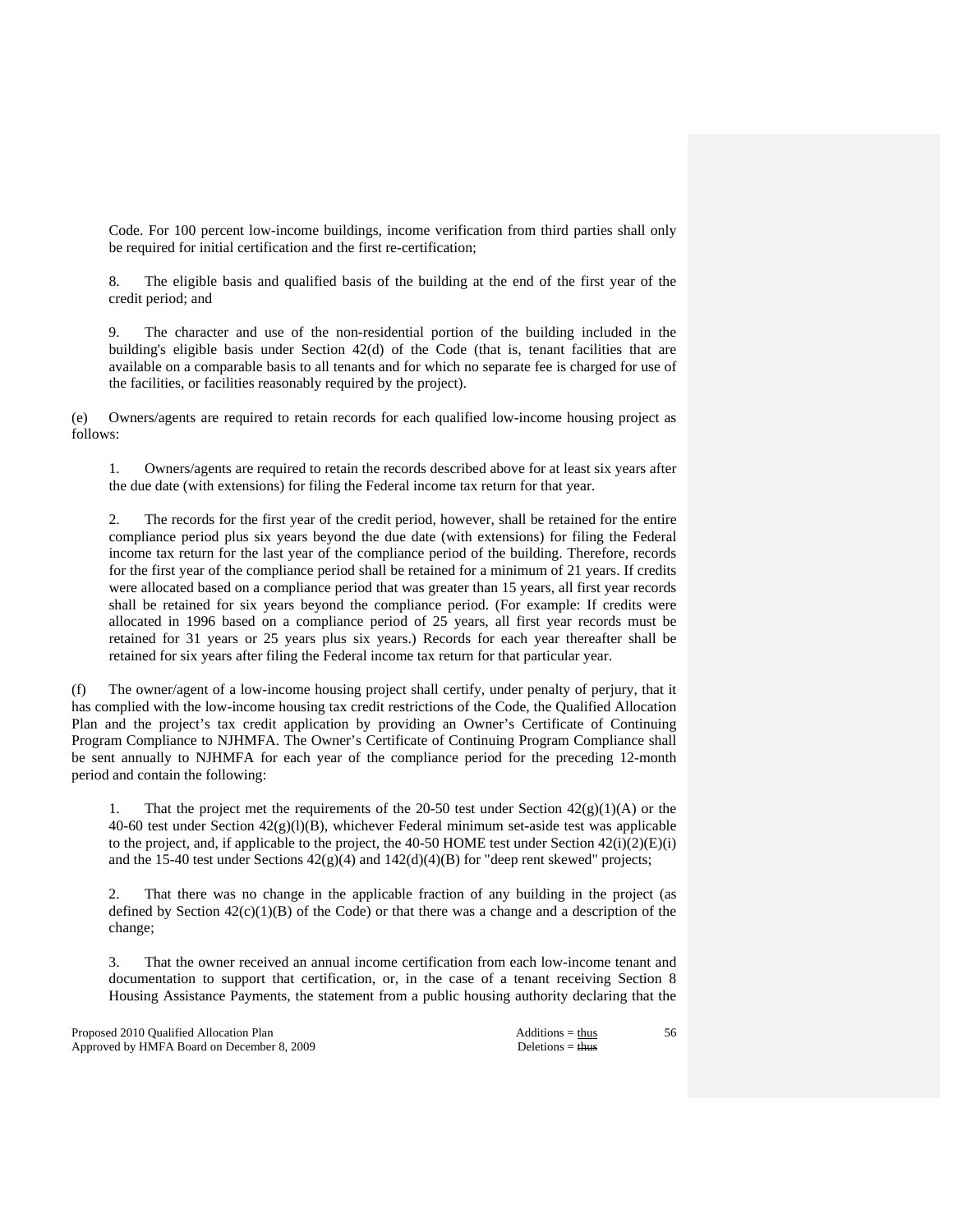Code. For 100 percent low-income buildings, income verification from third parties shall only be required for initial certification and the first re-certification;

8. The eligible basis and qualified basis of the building at the end of the first year of the credit period; and

9. The character and use of the non-residential portion of the building included in the building's eligible basis under Section 42(d) of the Code (that is, tenant facilities that are available on a comparable basis to all tenants and for which no separate fee is charged for use of the facilities, or facilities reasonably required by the project).

(e) Owners/agents are required to retain records for each qualified low-income housing project as follows:

1. Owners/agents are required to retain the records described above for at least six years after the due date (with extensions) for filing the Federal income tax return for that year.

2. The records for the first year of the credit period, however, shall be retained for the entire compliance period plus six years beyond the due date (with extensions) for filing the Federal income tax return for the last year of the compliance period of the building. Therefore, records for the first year of the compliance period shall be retained for a minimum of 21 years. If credits were allocated based on a compliance period that was greater than 15 years, all first year records shall be retained for six years beyond the compliance period. (For example: If credits were allocated in 1996 based on a compliance period of 25 years, all first year records must be retained for 31 years or 25 years plus six years.) Records for each year thereafter shall be retained for six years after filing the Federal income tax return for that particular year.

(f) The owner/agent of a low-income housing project shall certify, under penalty of perjury, that it has complied with the low-income housing tax credit restrictions of the Code, the Qualified Allocation Plan and the project's tax credit application by providing an Owner's Certificate of Continuing Program Compliance to NJHMFA. The Owner's Certificate of Continuing Program Compliance shall be sent annually to NJHMFA for each year of the compliance period for the preceding 12-month period and contain the following:

1. That the project met the requirements of the 20-50 test under Section 42(g)(1)(A) or the 40-60 test under Section 42(g)(l)(B), whichever Federal minimum set-aside test was applicable to the project, and, if applicable to the project, the 40-50 HOME test under Section 42(i)(2)(E)(i) and the 15-40 test under Sections 42(g)(4) and 142(d)(4)(B) for "deep rent skewed" projects;

2. That there was no change in the applicable fraction of any building in the project (as defined by Section 42(c)(1)(B) of the Code) or that there was a change and a description of the change;

3. That the owner received an annual income certification from each low-income tenant and documentation to support that certification, or, in the case of a tenant receiving Section 8 Housing Assistance Payments, the statement from a public housing authority declaring that the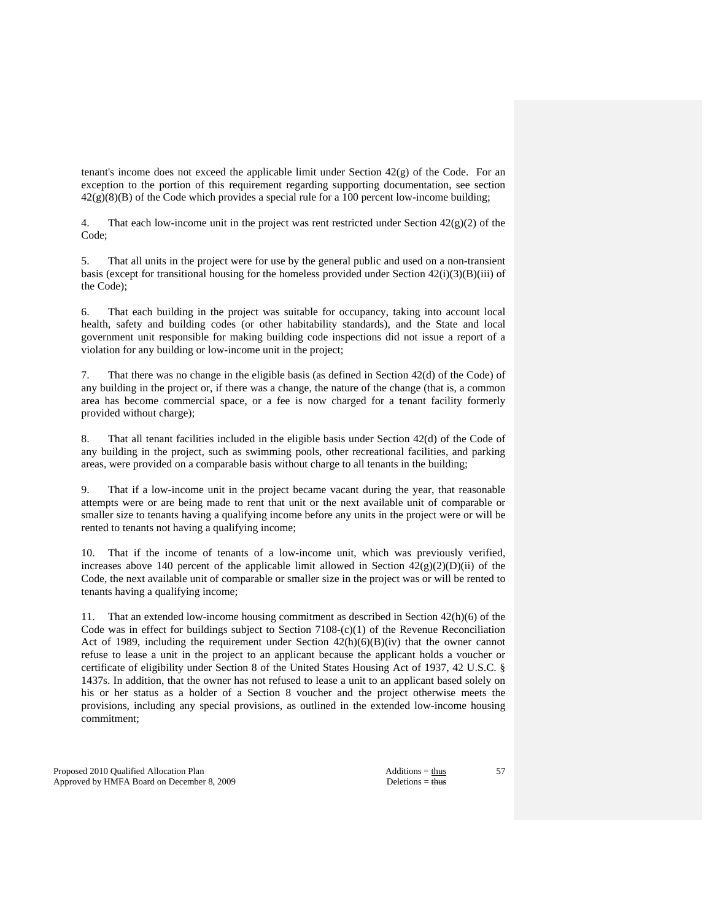tenant's income does not exceed the applicable limit under Section 42(g) of the Code. For an exception to the portion of this requirement regarding supporting documentation, see section 42(g)(8)(B) of the Code which provides a special rule for a 100 percent low-income building;

4. That each low-income unit in the project was rent restricted under Section 42(g)(2) of the Code;

5. That all units in the project were for use by the general public and used on a non-transient basis (except for transitional housing for the homeless provided under Section 42(i)(3)(B)(iii) of the Code);

6. That each building in the project was suitable for occupancy, taking into account local health, safety and building codes (or other habitability standards), and the State and local government unit responsible for making building code inspections did not issue a report of a violation for any building or low-income unit in the project;

7. That there was no change in the eligible basis (as defined in Section 42(d) of the Code) of any building in the project or, if there was a change, the nature of the change (that is, a common area has become commercial space, or a fee is now charged for a tenant facility formerly provided without charge);

8. That all tenant facilities included in the eligible basis under Section 42(d) of the Code of any building in the project, such as swimming pools, other recreational facilities, and parking areas, were provided on a comparable basis without charge to all tenants in the building;

9. That if a low-income unit in the project became vacant during the year, that reasonable attempts were or are being made to rent that unit or the next available unit of comparable or smaller size to tenants having a qualifying income before any units in the project were or will be rented to tenants not having a qualifying income;

10. That if the income of tenants of a low-income unit, which was previously verified, increases above 140 percent of the applicable limit allowed in Section 42(g)(2)(D)(ii) of the Code, the next available unit of comparable or smaller size in the project was or will be rented to tenants having a qualifying income;

11. That an extended low-income housing commitment as described in Section 42(h)(6) of the Code was in effect for buildings subject to Section 7108-(c)(1) of the Revenue Reconciliation Act of 1989, including the requirement under Section 42(h)(6)(B)(iv) that the owner cannot refuse to lease a unit in the project to an applicant because the applicant holds a voucher or certificate of eligibility under Section 8 of the United States Housing Act of 1937, 42 U.S.C. § 1437s. In addition, that the owner has not refused to lease a unit to an applicant based solely on his or her status as a holder of a Section 8 voucher and the project otherwise meets the provisions, including any special provisions, as outlined in the extended low-income housing commitment;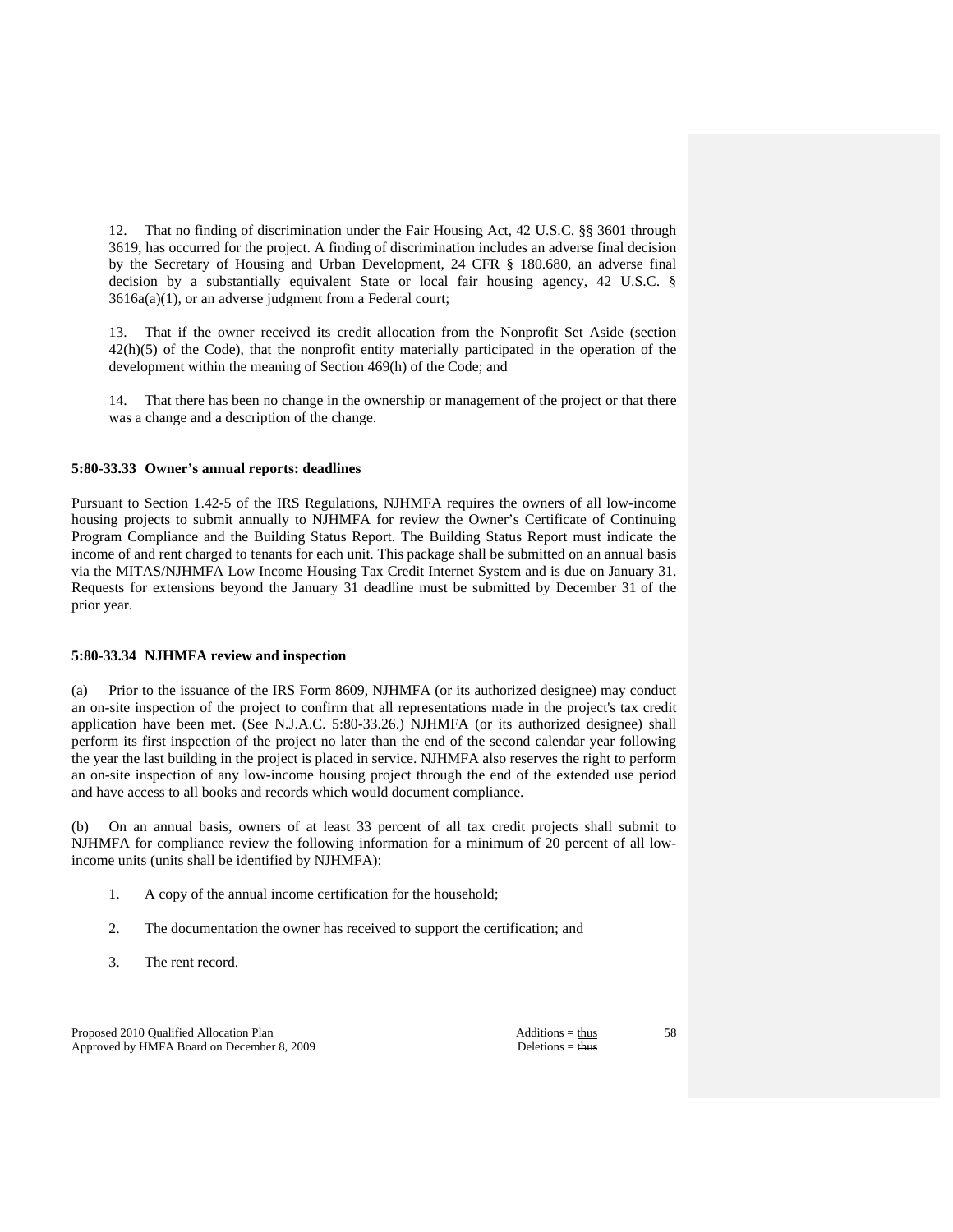12. That no finding of discrimination under the Fair Housing Act, 42 U.S.C. §§ 3601 through 3619, has occurred for the project. A finding of discrimination includes an adverse final decision by the Secretary of Housing and Urban Development, 24 CFR § 180.680, an adverse final decision by a substantially equivalent State or local fair housing agency, 42 U.S.C. § 3616a(a)(1), or an adverse judgment from a Federal court;

13. That if the owner received its credit allocation from the Nonprofit Set Aside (section 42(h)(5) of the Code), that the nonprofit entity materially participated in the operation of the development within the meaning of Section 469(h) of the Code; and

14. That there has been no change in the ownership or management of the project or that there was a change and a description of the change.

**5:80-33.33 Owner's annual reports: deadlines**

Pursuant to Section 1.42-5 of the IRS Regulations, NJHMFA requires the owners of all low-income housing projects to submit annually to NJHMFA for review the Owner's Certificate of Continuing Program Compliance and the Building Status Report. The Building Status Report must indicate the income of and rent charged to tenants for each unit. This package shall be submitted on an annual basis via the MITAS/NJHMFA Low Income Housing Tax Credit Internet System and is due on January 31. Requests for extensions beyond the January 31 deadline must be submitted by December 31 of the prior year.

**5:80-33.34 NJHMFA review and inspection**

(a) Prior to the issuance of the IRS Form 8609, NJHMFA (or its authorized designee) may conduct an on-site inspection of the project to confirm that all representations made in the project's tax credit application have been met. (See N.J.A.C. 5:80-33.26.) NJHMFA (or its authorized designee) shall perform its first inspection of the project no later than the end of the second calendar year following the year the last building in the project is placed in service. NJHMFA also reserves the right to perform an on-site inspection of any low-income housing project through the end of the extended use period and have access to all books and records which would document compliance.

(b) On an annual basis, owners of at least 33 percent of all tax credit projects shall submit to NJHMFA for compliance review the following information for a minimum of 20 percent of all low-income units (units shall be identified by NJHMFA):

1. A copy of the annual income certification for the household;

2. The documentation the owner has received to support the certification; and

3. The rent record.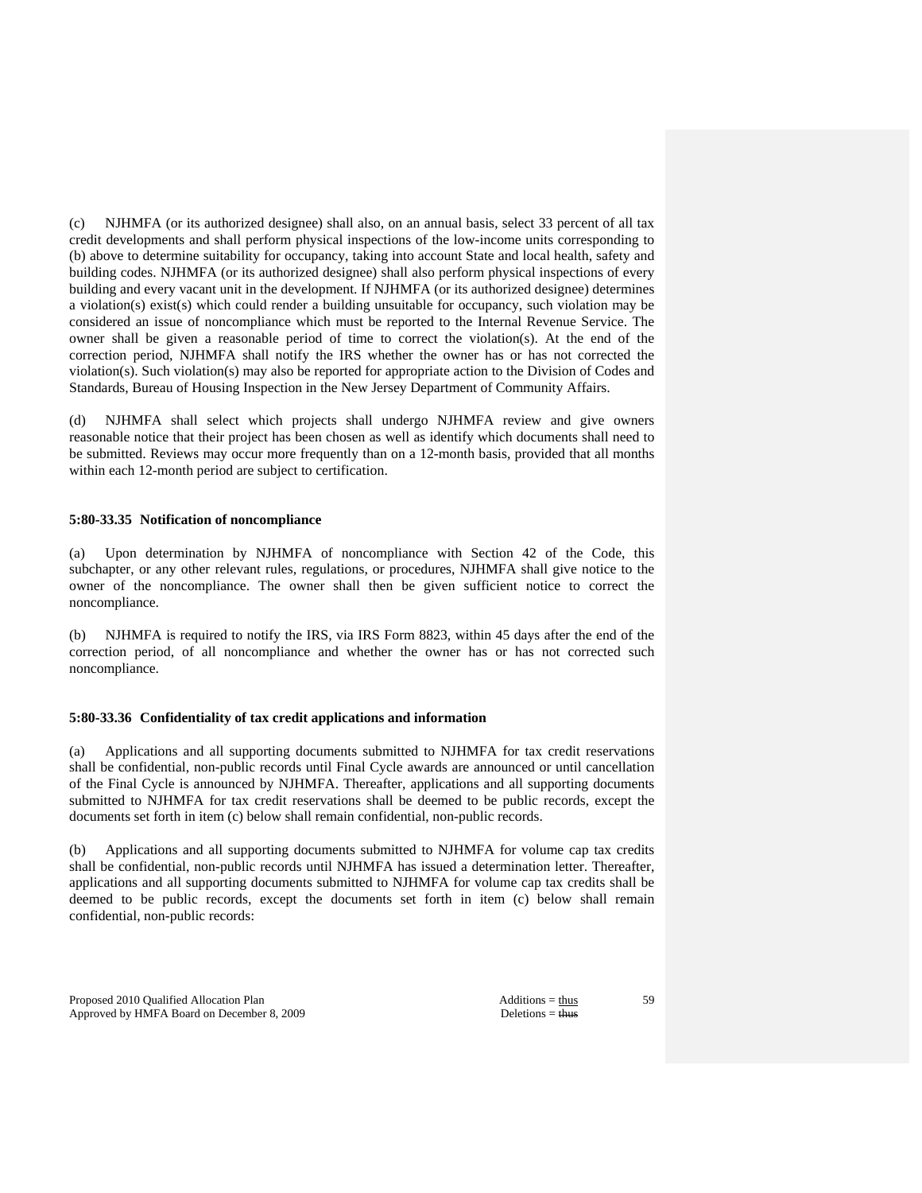(c) NJHMFA (or its authorized designee) shall also, on an annual basis, select 33 percent of all tax credit developments and shall perform physical inspections of the low-income units corresponding to (b) above to determine suitability for occupancy, taking into account State and local health, safety and building codes. NJHMFA (or its authorized designee) shall also perform physical inspections of every building and every vacant unit in the development. If NJHMFA (or its authorized designee) determines a violation(s) exist(s) which could render a building unsuitable for occupancy, such violation may be considered an issue of noncompliance which must be reported to the Internal Revenue Service. The owner shall be given a reasonable period of time to correct the violation(s). At the end of the correction period, NJHMFA shall notify the IRS whether the owner has or has not corrected the violation(s). Such violation(s) may also be reported for appropriate action to the Division of Codes and Standards, Bureau of Housing Inspection in the New Jersey Department of Community Affairs.

(d) NJHMFA shall select which projects shall undergo NJHMFA review and give owners reasonable notice that their project has been chosen as well as identify which documents shall need to be submitted. Reviews may occur more frequently than on a 12-month basis, provided that all months within each 12-month period are subject to certification.

**5:80-33.35 Notification of noncompliance**

(a) Upon determination by NJHMFA of noncompliance with Section 42 of the Code, this subchapter, or any other relevant rules, regulations, or procedures, NJHMFA shall give notice to the owner of the noncompliance. The owner shall then be given sufficient notice to correct the noncompliance.

(b) NJHMFA is required to notify the IRS, via IRS Form 8823, within 45 days after the end of the correction period, of all noncompliance and whether the owner has or has not corrected such noncompliance.

**5:80-33.36 Confidentiality of tax credit applications and information**

(a) Applications and all supporting documents submitted to NJHMFA for tax credit reservations shall be confidential, non-public records until Final Cycle awards are announced or until cancellation of the Final Cycle is announced by NJHMFA. Thereafter, applications and all supporting documents submitted to NJHMFA for tax credit reservations shall be deemed to be public records, except the documents set forth in item (c) below shall remain confidential, non-public records.

(b) Applications and all supporting documents submitted to NJHMFA for volume cap tax credits shall be confidential, non-public records until NJHMFA has issued a determination letter. Thereafter, applications and all supporting documents submitted to NJHMFA for volume cap tax credits shall be deemed to be public records, except the documents set forth in item (c) below shall remain confidential, non-public records: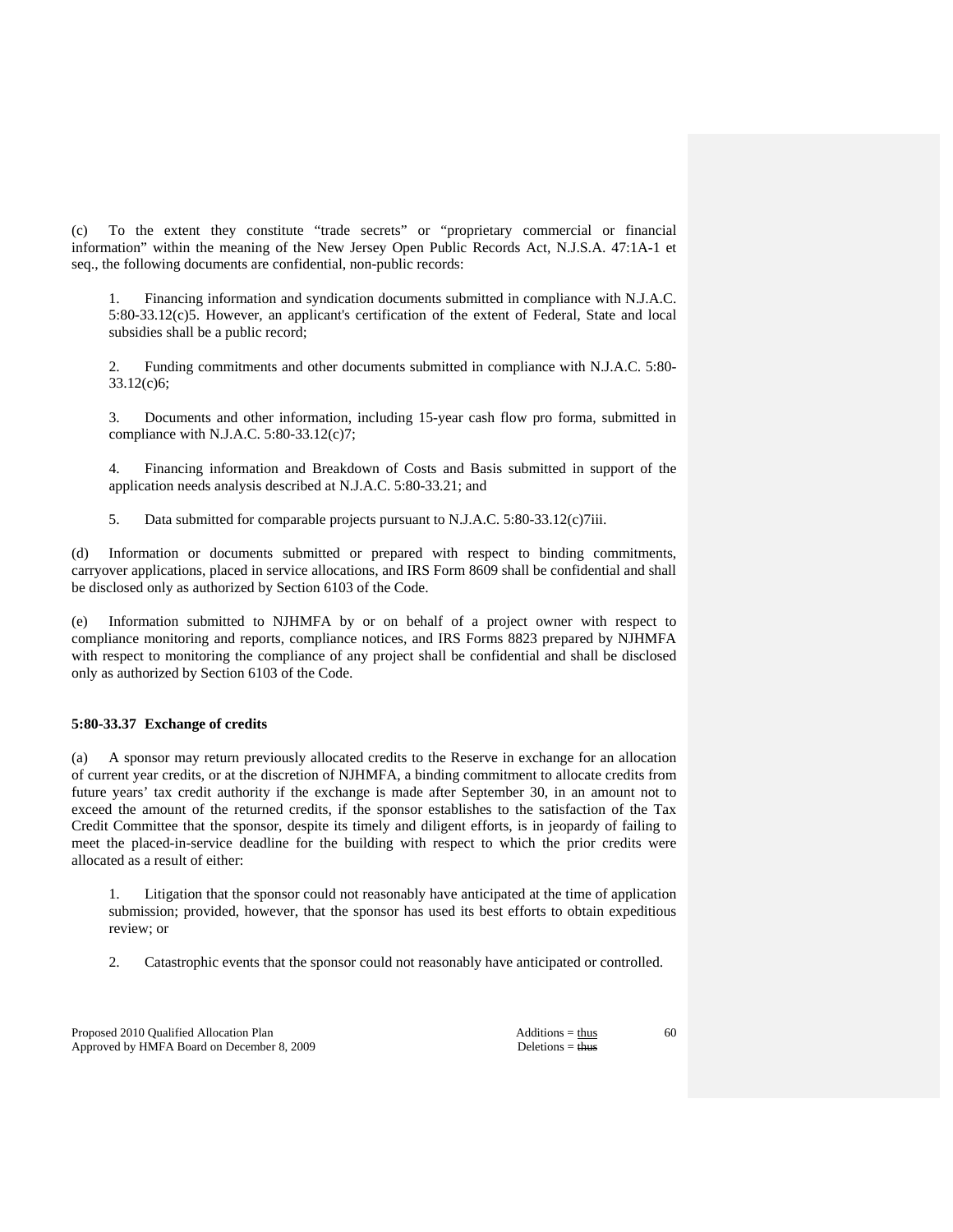(c) To the extent they constitute "trade secrets" or "proprietary commercial or financial information" within the meaning of the New Jersey Open Public Records Act, N.J.S.A. 47:1A-1 et seq., the following documents are confidential, non-public records:

1. Financing information and syndication documents submitted in compliance with N.J.A.C. 5:80-33.12(c)5. However, an applicant's certification of the extent of Federal, State and local subsidies shall be a public record;

2. Funding commitments and other documents submitted in compliance with N.J.A.C. 5:80-33.12(c)6;

3. Documents and other information, including 15-year cash flow pro forma, submitted in compliance with N.J.A.C. 5:80-33.12(c)7;

4. Financing information and Breakdown of Costs and Basis submitted in support of the application needs analysis described at N.J.A.C. 5:80-33.21; and

5. Data submitted for comparable projects pursuant to N.J.A.C. 5:80-33.12(c)7iii.

(d) Information or documents submitted or prepared with respect to binding commitments, carryover applications, placed in service allocations, and IRS Form 8609 shall be confidential and shall be disclosed only as authorized by Section 6103 of the Code.

(e) Information submitted to NJHMFA by or on behalf of a project owner with respect to compliance monitoring and reports, compliance notices, and IRS Forms 8823 prepared by NJHMFA with respect to monitoring the compliance of any project shall be confidential and shall be disclosed only as authorized by Section 6103 of the Code.

**5:80-33.37 Exchange of credits**

(a) A sponsor may return previously allocated credits to the Reserve in exchange for an allocation of current year credits, or at the discretion of NJHMFA, a binding commitment to allocate credits from future years' tax credit authority if the exchange is made after September 30, in an amount not to exceed the amount of the returned credits, if the sponsor establishes to the satisfaction of the Tax Credit Committee that the sponsor, despite its timely and diligent efforts, is in jeopardy of failing to meet the placed-in-service deadline for the building with respect to which the prior credits were allocated as a result of either:

1. Litigation that the sponsor could not reasonably have anticipated at the time of application submission; provided, however, that the sponsor has used its best efforts to obtain expeditious review; or

2. Catastrophic events that the sponsor could not reasonably have anticipated or controlled.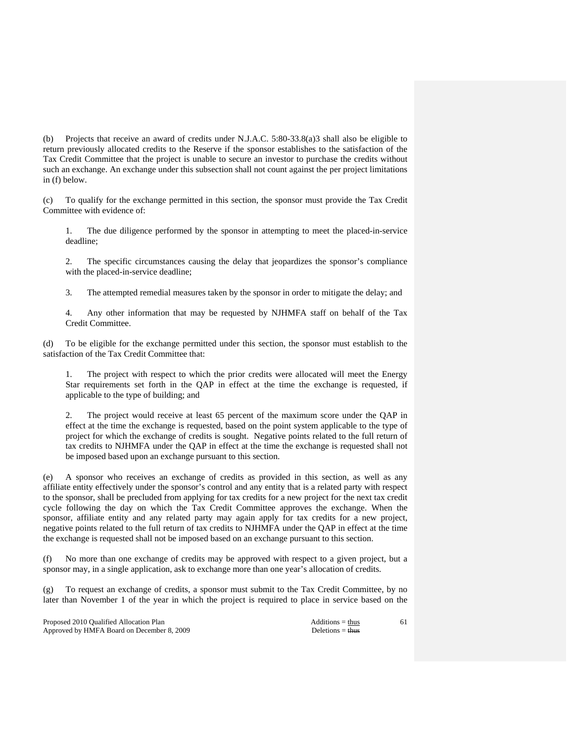(b) Projects that receive an award of credits under N.J.A.C. 5:80-33.8(a)3 shall also be eligible to return previously allocated credits to the Reserve if the sponsor establishes to the satisfaction of the Tax Credit Committee that the project is unable to secure an investor to purchase the credits without such an exchange. An exchange under this subsection shall not count against the per project limitations in (f) below.

(c) To qualify for the exchange permitted in this section, the sponsor must provide the Tax Credit Committee with evidence of:

1. The due diligence performed by the sponsor in attempting to meet the placed-in-service deadline;

2. The specific circumstances causing the delay that jeopardizes the sponsor's compliance with the placed-in-service deadline;

3. The attempted remedial measures taken by the sponsor in order to mitigate the delay; and

4. Any other information that may be requested by NJHMFA staff on behalf of the Tax Credit Committee.

(d) To be eligible for the exchange permitted under this section, the sponsor must establish to the satisfaction of the Tax Credit Committee that:

1. The project with respect to which the prior credits were allocated will meet the Energy Star requirements set forth in the QAP in effect at the time the exchange is requested, if applicable to the type of building; and

2. The project would receive at least 65 percent of the maximum score under the QAP in effect at the time the exchange is requested, based on the point system applicable to the type of project for which the exchange of credits is sought. Negative points related to the full return of tax credits to NJHMFA under the QAP in effect at the time the exchange is requested shall not be imposed based upon an exchange pursuant to this section.

(e) A sponsor who receives an exchange of credits as provided in this section, as well as any affiliate entity effectively under the sponsor's control and any entity that is a related party with respect to the sponsor, shall be precluded from applying for tax credits for a new project for the next tax credit cycle following the day on which the Tax Credit Committee approves the exchange. When the sponsor, affiliate entity and any related party may again apply for tax credits for a new project, negative points related to the full return of tax credits to NJHMFA under the QAP in effect at the time the exchange is requested shall not be imposed based on an exchange pursuant to this section.

(f) No more than one exchange of credits may be approved with respect to a given project, but a sponsor may, in a single application, ask to exchange more than one year's allocation of credits.

(g) To request an exchange of credits, a sponsor must submit to the Tax Credit Committee, by no later than November 1 of the year in which the project is required to place in service based on the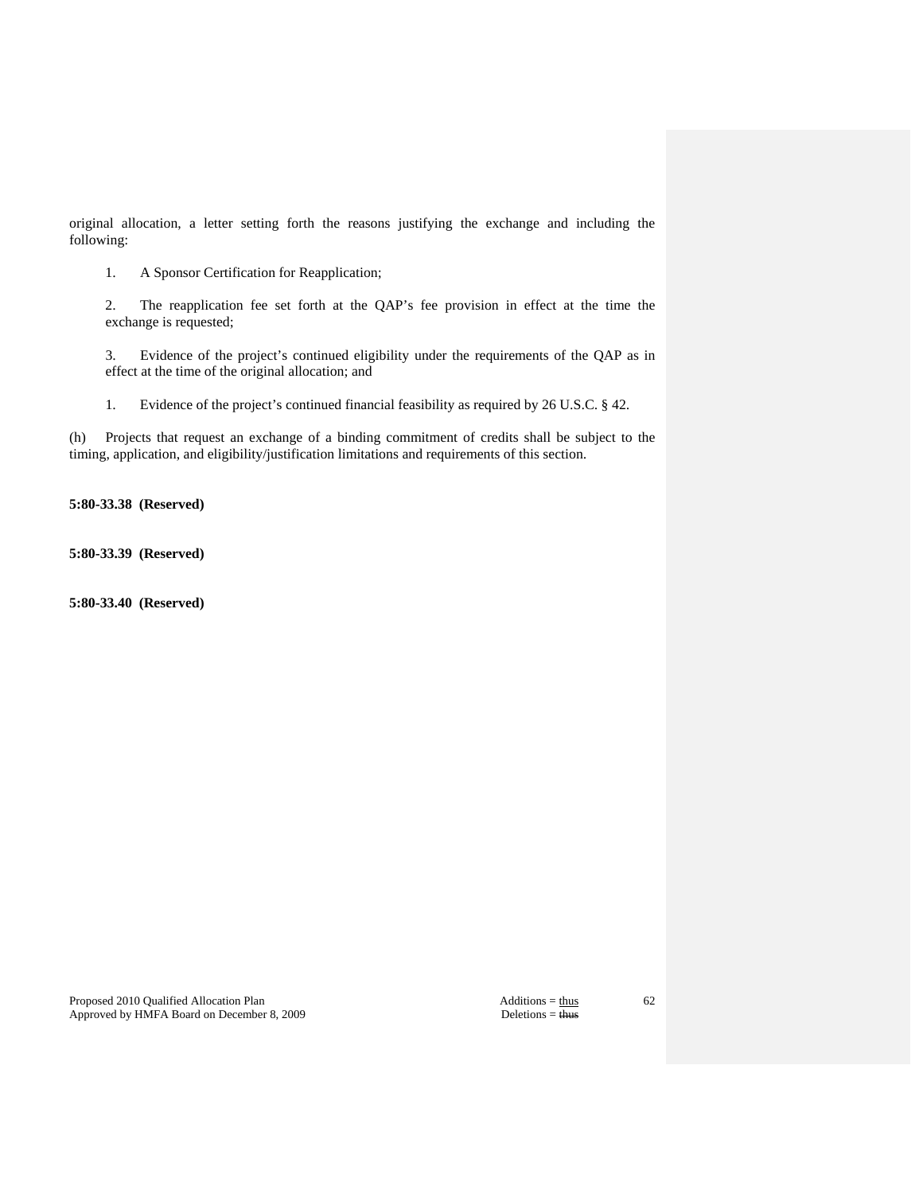original allocation, a letter setting forth the reasons justifying the exchange and including the following:

1. A Sponsor Certification for Reapplication;

2. The reapplication fee set forth at the QAP's fee provision in effect at the time the exchange is requested;

3. Evidence of the project's continued eligibility under the requirements of the QAP as in effect at the time of the original allocation; and

1. Evidence of the project's continued financial feasibility as required by 26 U.S.C. § 42.

(h) Projects that request an exchange of a binding commitment of credits shall be subject to the timing, application, and eligibility/justification limitations and requirements of this section.

**5:80-33.38 (Reserved)**

**5:80-33.39 (Reserved)**

**5:80-33.40 (Reserved)**